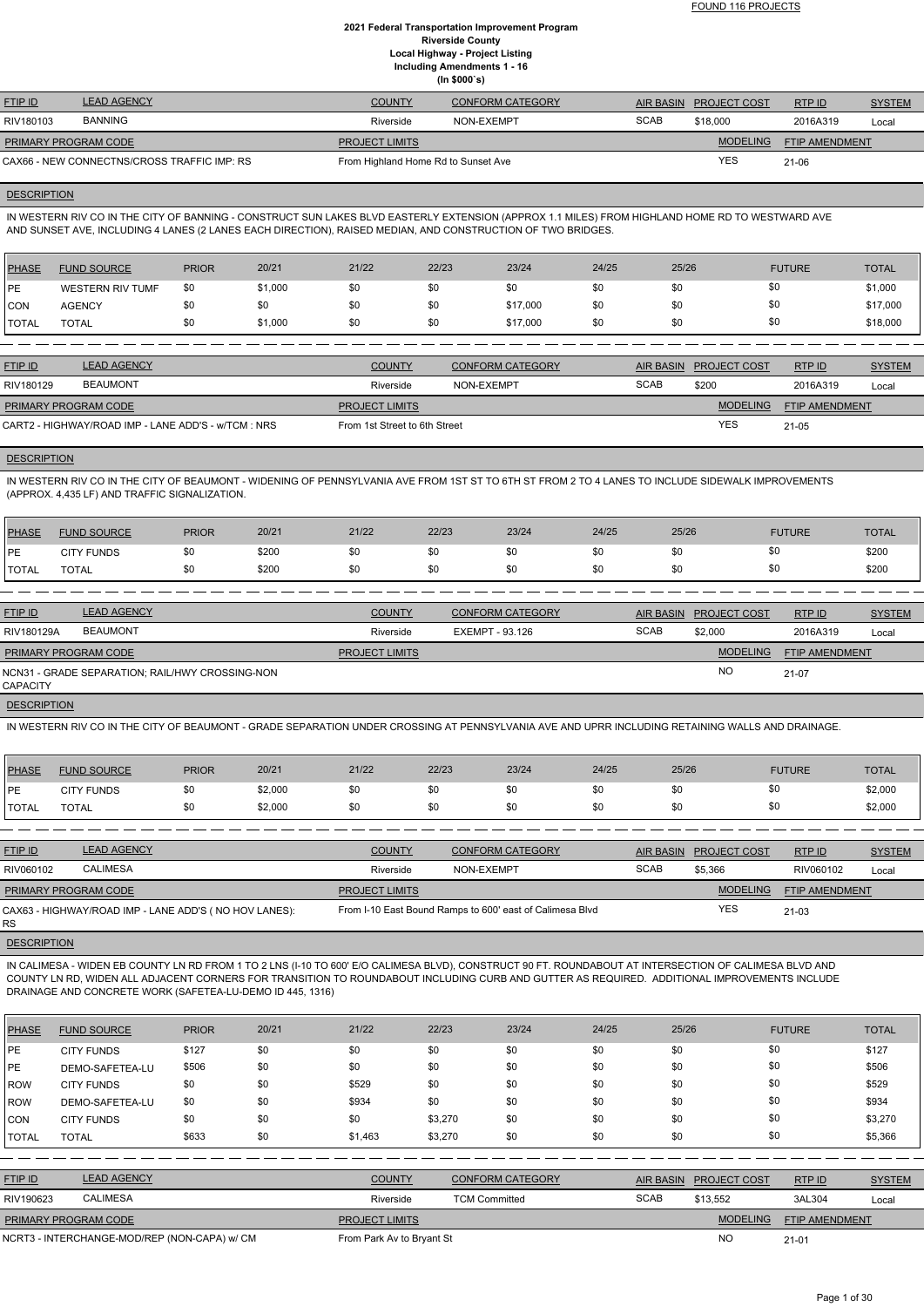FOUND 116 PROJECTS

**2021 Federal Transportation Improvement Program**
**Riverside County**
**Local Highway - Project Listing**
**Including Amendments 1 - 16**
**(In $000`s)**

| FTIP ID | LEAD AGENCY | COUNTY | CONFORM CATEGORY | AIR BASIN | PROJECT COST | RTP ID | SYSTEM |
|---|---|---|---|---|---|---|---|
| RIV180103 | BANNING | Riverside | NON-EXEMPT | SCAB | $18,000 | 2016A319 | Local |

| PRIMARY PROGRAM CODE | PROJECT LIMITS | MODELING | FTIP AMENDMENT |
|---|---|---|---|
| CAX66 - NEW CONNECTNS/CROSS TRAFFIC IMP: RS | From Highland Home Rd to Sunset Ave | YES | 21-06 |

**DESCRIPTION**

IN WESTERN RIV CO IN THE CITY OF BANNING - CONSTRUCT SUN LAKES BLVD EASTERLY EXTENSION (APPROX 1.1 MILES) FROM HIGHLAND HOME RD TO WESTWARD AVE AND SUNSET AVE, INCLUDING 4 LANES (2 LANES EACH DIRECTION), RAISED MEDIAN, AND CONSTRUCTION OF TWO BRIDGES.

| PHASE | FUND SOURCE | PRIOR | 20/21 | 21/22 | 22/23 | 23/24 | 24/25 | 25/26 | FUTURE | TOTAL |
|---|---|---|---|---|---|---|---|---|---|---|
| PE | WESTERN RIV TUMF | $0 | $1,000 | $0 | $0 | $0 | $0 | $0 | $0 | $1,000 |
| CON | AGENCY | $0 | $0 | $0 | $0 | $17,000 | $0 | $0 | $0 | $17,000 |
| TOTAL | TOTAL | $0 | $1,000 | $0 | $0 | $17,000 | $0 | $0 | $0 | $18,000 |

---

| FTIP ID | LEAD AGENCY | COUNTY | CONFORM CATEGORY | AIR BASIN | PROJECT COST | RTP ID | SYSTEM |
|---|---|---|---|---|---|---|---|
| RIV180129 | BEAUMONT | Riverside | NON-EXEMPT | SCAB | $200 | 2016A319 | Local |

| PRIMARY PROGRAM CODE | PROJECT LIMITS | MODELING | FTIP AMENDMENT |
|---|---|---|---|
| CART2 - HIGHWAY/ROAD IMP - LANE ADD'S - w/TCM : NRS | From 1st Street to 6th Street | YES | 21-05 |

**DESCRIPTION**

IN WESTERN RIV CO IN THE CITY OF BEAUMONT - WIDENING OF PENNSYLVANIA AVE FROM 1ST ST TO 6TH ST FROM 2 TO 4 LANES TO INCLUDE SIDEWALK IMPROVEMENTS (APPROX. 4,435 LF) AND TRAFFIC SIGNALIZATION.

| PHASE | FUND SOURCE | PRIOR | 20/21 | 21/22 | 22/23 | 23/24 | 24/25 | 25/26 | FUTURE | TOTAL |
|---|---|---|---|---|---|---|---|---|---|---|
| PE | CITY FUNDS | $0 | $200 | $0 | $0 | $0 | $0 | $0 | $0 | $200 |
| TOTAL | TOTAL | $0 | $200 | $0 | $0 | $0 | $0 | $0 | $0 | $200 |

---

| FTIP ID | LEAD AGENCY | COUNTY | CONFORM CATEGORY | AIR BASIN | PROJECT COST | RTP ID | SYSTEM |
|---|---|---|---|---|---|---|---|
| RIV180129A | BEAUMONT | Riverside | EXEMPT - 93.126 | SCAB | $2,000 | 2016A319 | Local |

| PRIMARY PROGRAM CODE | PROJECT LIMITS | MODELING | FTIP AMENDMENT |
|---|---|---|---|
| NCN31 - GRADE SEPARATION; RAIL/HWY CROSSING-NON CAPACITY | | NO | 21-07 |

**DESCRIPTION**

IN WESTERN RIV CO IN THE CITY OF BEAUMONT - GRADE SEPARATION UNDER CROSSING AT PENNSYLVANIA AVE AND UPRR INCLUDING RETAINING WALLS AND DRAINAGE.

| PHASE | FUND SOURCE | PRIOR | 20/21 | 21/22 | 22/23 | 23/24 | 24/25 | 25/26 | FUTURE | TOTAL |
|---|---|---|---|---|---|---|---|---|---|---|
| PE | CITY FUNDS | $0 | $2,000 | $0 | $0 | $0 | $0 | $0 | $0 | $2,000 |
| TOTAL | TOTAL | $0 | $2,000 | $0 | $0 | $0 | $0 | $0 | $0 | $2,000 |

---

| FTIP ID | LEAD AGENCY | COUNTY | CONFORM CATEGORY | AIR BASIN | PROJECT COST | RTP ID | SYSTEM |
|---|---|---|---|---|---|---|---|
| RIV060102 | CALIMESA | Riverside | NON-EXEMPT | SCAB | $5,366 | RIV060102 | Local |

| PRIMARY PROGRAM CODE | PROJECT LIMITS | MODELING | FTIP AMENDMENT |
|---|---|---|---|
| CAX63 - HIGHWAY/ROAD IMP - LANE ADD'S ( NO HOV LANES): RS | From I-10 East Bound Ramps to 600' east of Calimesa Blvd | YES | 21-03 |

**DESCRIPTION**

IN CALIMESA - WIDEN EB COUNTY LN RD FROM 1 TO 2 LNS (I-10 TO 600' E/O CALIMESA BLVD), CONSTRUCT 90 FT. ROUNDABOUT AT INTERSECTION OF CALIMESA BLVD AND COUNTY LN RD, WIDEN ALL ADJACENT CORNERS FOR TRANSITION TO ROUNDABOUT INCLUDING CURB AND GUTTER AS REQUIRED. ADDITIONAL IMPROVEMENTS INCLUDE DRAINAGE AND CONCRETE WORK (SAFETEA-LU-DEMO ID 445, 1316)

| PHASE | FUND SOURCE | PRIOR | 20/21 | 21/22 | 22/23 | 23/24 | 24/25 | 25/26 | FUTURE | TOTAL |
|---|---|---|---|---|---|---|---|---|---|---|
| PE | CITY FUNDS | $127 | $0 | $0 | $0 | $0 | $0 | $0 | $0 | $127 |
| PE | DEMO-SAFETEA-LU | $506 | $0 | $0 | $0 | $0 | $0 | $0 | $0 | $506 |
| ROW | CITY FUNDS | $0 | $0 | $529 | $0 | $0 | $0 | $0 | $0 | $529 |
| ROW | DEMO-SAFETEA-LU | $0 | $0 | $934 | $0 | $0 | $0 | $0 | $0 | $934 |
| CON | CITY FUNDS | $0 | $0 | $0 | $3,270 | $0 | $0 | $0 | $0 | $3,270 |
| TOTAL | TOTAL | $633 | $0 | $1,463 | $3,270 | $0 | $0 | $0 | $0 | $5,366 |

---

| FTIP ID | LEAD AGENCY | COUNTY | CONFORM CATEGORY | AIR BASIN | PROJECT COST | RTP ID | SYSTEM |
|---|---|---|---|---|---|---|---|
| RIV190623 | CALIMESA | Riverside | TCM Committed | SCAB | $13,552 | 3AL304 | Local |

| PRIMARY PROGRAM CODE | PROJECT LIMITS | MODELING | FTIP AMENDMENT |
|---|---|---|---|
| NCRT3 - INTERCHANGE-MOD/REP (NON-CAPA) w/ CM | From Park Av to Bryant St | NO | 21-01 |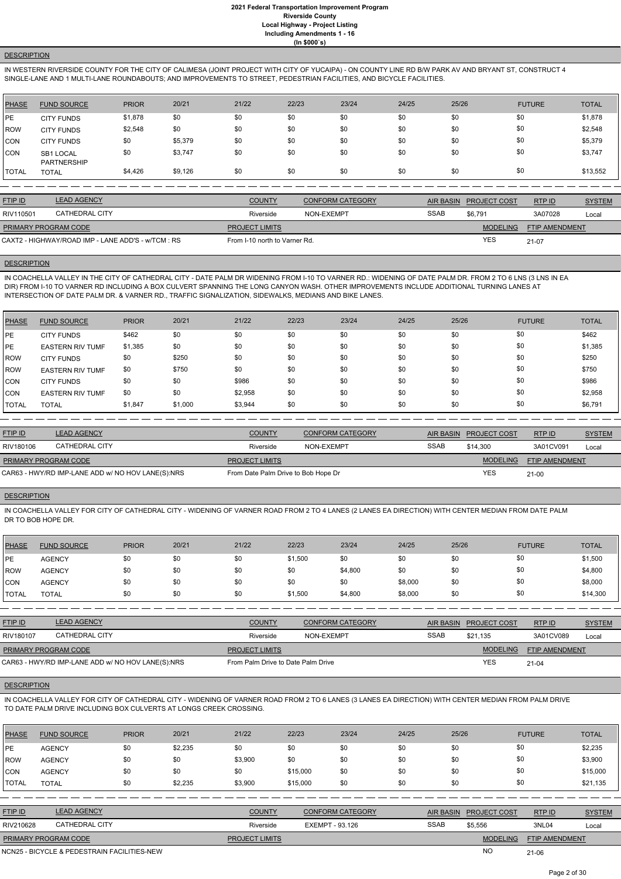**DESCRIPTION**

IN WESTERN RIVERSIDE COUNTY FOR THE CITY OF CALIMESA (JOINT PROJECT WITH CITY OF YUCAIPA) - ON COUNTY LINE RD B/W PARK AV AND BRYANT ST, CONSTRUCT 4 SINGLE-LANE AND 1 MULTI-LANE ROUNDABOUTS; AND IMPROVEMENTS TO STREET, PEDESTRIAN FACILITIES, AND BICYCLE FACILITIES.

| PHASE | FUND SOURCE | PRIOR | 20/21 | 21/22 | 22/23 | 23/24 | 24/25 | 25/26 | FUTURE | TOTAL |
|---|---|---|---|---|---|---|---|---|---|---|
| PE | CITY FUNDS | $1,878 | $0 | $0 | $0 | $0 | $0 | $0 | $0 | $1,878 |
| ROW | CITY FUNDS | $2,548 | $0 | $0 | $0 | $0 | $0 | $0 | $0 | $2,548 |
| CON | CITY FUNDS | $0 | $5,379 | $0 | $0 | $0 | $0 | $0 | $0 | $5,379 |
| CON | SB1 LOCAL PARTNERSHIP | $0 | $3,747 | $0 | $0 | $0 | $0 | $0 | $0 | $3,747 |
| TOTAL | TOTAL | $4,426 | $9,126 | $0 | $0 | $0 | $0 | $0 | $0 | $13,552 |

| FTIP ID | LEAD AGENCY | COUNTY | CONFORM CATEGORY | AIR BASIN | PROJECT COST | RTP ID | SYSTEM |
|---|---|---|---|---|---|---|---|
| RIV110501 | CATHEDRAL CITY | Riverside | NON-EXEMPT | SSAB | $6,791 | 3A07028 | Local |

| PRIMARY PROGRAM CODE | PROJECT LIMITS | MODELING | FTIP AMENDMENT |
|---|---|---|---|
| CAXT2 - HIGHWAY/ROAD IMP - LANE ADD'S - w/TCM : RS | From I-10 north to Varner Rd. | YES | 21-07 |

**DESCRIPTION**

IN COACHELLA VALLEY IN THE CITY OF CATHEDRAL CITY - DATE PALM DR WIDENING FROM I-10 TO VARNER RD.: WIDENING OF DATE PALM DR. FROM 2 TO 6 LNS (3 LNS IN EA DIR) FROM I-10 TO VARNER RD INCLUDING A BOX CULVERT SPANNING THE LONG CANYON WASH. OTHER IMPROVEMENTS INCLUDE ADDITIONAL TURNING LANES AT INTERSECTION OF DATE PALM DR. & VARNER RD., TRAFFIC SIGNALIZATION, SIDEWALKS, MEDIANS AND BIKE LANES.

| PHASE | FUND SOURCE | PRIOR | 20/21 | 21/22 | 22/23 | 23/24 | 24/25 | 25/26 | FUTURE | TOTAL |
|---|---|---|---|---|---|---|---|---|---|---|
| PE | CITY FUNDS | $462 | $0 | $0 | $0 | $0 | $0 | $0 | $0 | $462 |
| PE | EASTERN RIV TUMF | $1,385 | $0 | $0 | $0 | $0 | $0 | $0 | $0 | $1,385 |
| ROW | CITY FUNDS | $0 | $250 | $0 | $0 | $0 | $0 | $0 | $0 | $250 |
| ROW | EASTERN RIV TUMF | $0 | $750 | $0 | $0 | $0 | $0 | $0 | $0 | $750 |
| CON | CITY FUNDS | $0 | $0 | $986 | $0 | $0 | $0 | $0 | $0 | $986 |
| CON | EASTERN RIV TUMF | $0 | $0 | $2,958 | $0 | $0 | $0 | $0 | $0 | $2,958 |
| TOTAL | TOTAL | $1,847 | $1,000 | $3,944 | $0 | $0 | $0 | $0 | $0 | $6,791 |

| FTIP ID | LEAD AGENCY | COUNTY | CONFORM CATEGORY | AIR BASIN | PROJECT COST | RTP ID | SYSTEM |
|---|---|---|---|---|---|---|---|
| RIV180106 | CATHEDRAL CITY | Riverside | NON-EXEMPT | SSAB | $14,300 | 3A01CV091 | Local |

| PRIMARY PROGRAM CODE | PROJECT LIMITS | MODELING | FTIP AMENDMENT |
|---|---|---|---|
| CAR63 - HWY/RD IMP-LANE ADD w/ NO HOV LANE(S):NRS | From Date Palm Drive to Bob Hope Dr | YES | 21-00 |

**DESCRIPTION**

IN COACHELLA VALLEY FOR CITY OF CATHEDRAL CITY - WIDENING OF VARNER ROAD FROM 2 TO 4 LANES (2 LANES EA DIRECTION) WITH CENTER MEDIAN FROM DATE PALM DR TO BOB HOPE DR.

| PHASE | FUND SOURCE | PRIOR | 20/21 | 21/22 | 22/23 | 23/24 | 24/25 | 25/26 | FUTURE | TOTAL |
|---|---|---|---|---|---|---|---|---|---|---|
| PE | AGENCY | $0 | $0 | $0 | $1,500 | $0 | $0 | $0 | $0 | $1,500 |
| ROW | AGENCY | $0 | $0 | $0 | $0 | $4,800 | $0 | $0 | $0 | $4,800 |
| CON | AGENCY | $0 | $0 | $0 | $0 | $0 | $8,000 | $0 | $0 | $8,000 |
| TOTAL | TOTAL | $0 | $0 | $0 | $1,500 | $4,800 | $8,000 | $0 | $0 | $14,300 |

| FTIP ID | LEAD AGENCY | COUNTY | CONFORM CATEGORY | AIR BASIN | PROJECT COST | RTP ID | SYSTEM |
|---|---|---|---|---|---|---|---|
| RIV180107 | CATHEDRAL CITY | Riverside | NON-EXEMPT | SSAB | $21,135 | 3A01CV089 | Local |

| PRIMARY PROGRAM CODE | PROJECT LIMITS | MODELING | FTIP AMENDMENT |
|---|---|---|---|
| CAR63 - HWY/RD IMP-LANE ADD w/ NO HOV LANE(S):NRS | From Palm Drive to Date Palm Drive | YES | 21-04 |

**DESCRIPTION**

IN COACHELLA VALLEY FOR CITY OF CATHEDRAL CITY - WIDENING OF VARNER ROAD FROM 2 TO 6 LANES (3 LANES EA DIRECTION) WITH CENTER MEDIAN FROM PALM DRIVE TO DATE PALM DRIVE INCLUDING BOX CULVERTS AT LONGS CREEK CROSSING.

| PHASE | FUND SOURCE | PRIOR | 20/21 | 21/22 | 22/23 | 23/24 | 24/25 | 25/26 | FUTURE | TOTAL |
|---|---|---|---|---|---|---|---|---|---|---|
| PE | AGENCY | $0 | $2,235 | $0 | $0 | $0 | $0 | $0 | $0 | $2,235 |
| ROW | AGENCY | $0 | $0 | $3,900 | $0 | $0 | $0 | $0 | $0 | $3,900 |
| CON | AGENCY | $0 | $0 | $0 | $15,000 | $0 | $0 | $0 | $0 | $15,000 |
| TOTAL | TOTAL | $0 | $2,235 | $3,900 | $15,000 | $0 | $0 | $0 | $0 | $21,135 |

| FTIP ID | LEAD AGENCY | COUNTY | CONFORM CATEGORY | AIR BASIN | PROJECT COST | RTP ID | SYSTEM |
|---|---|---|---|---|---|---|---|
| RIV210628 | CATHEDRAL CITY | Riverside | EXEMPT - 93.126 | SSAB | $5,556 | 3NL04 | Local |

| PRIMARY PROGRAM CODE | PROJECT LIMITS | MODELING | FTIP AMENDMENT |
|---|---|---|---|
| NCN25 - BICYCLE & PEDESTRAIN FACILITIES-NEW | | NO | 21-06 |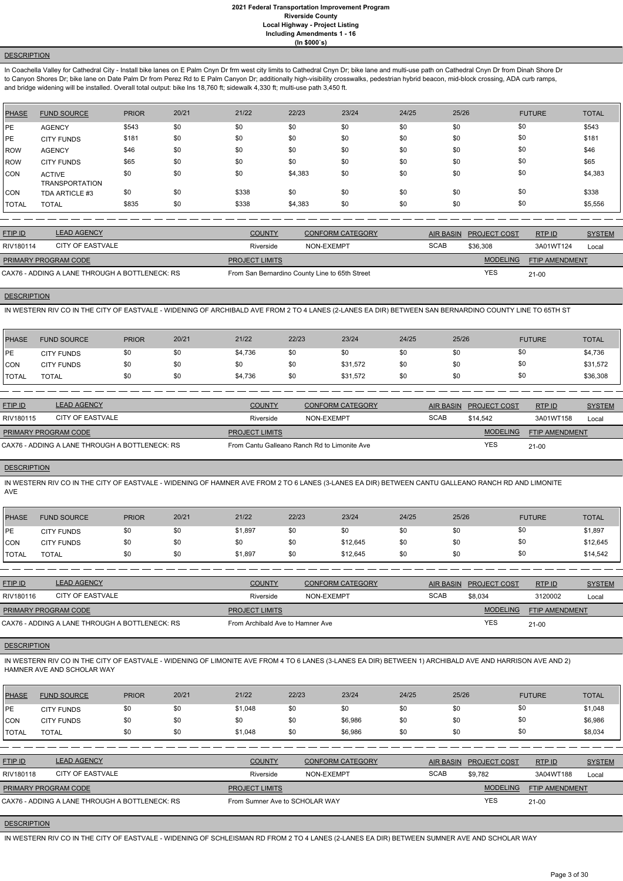### DESCRIPTION

In Coachella Valley for Cathedral City - Install bike lanes on E Palm Cnyn Dr frm west city limits to Cathedral Cnyn Dr; bike lane and multi-use path on Cathedral Cnyn Dr from Dinah Shore Dr to Canyon Shores Dr; bike lane on Date Palm Dr from Perez Rd to E Palm Canyon Dr; additionally high-visibility crosswalks, pedestrian hybrid beacon, mid-block crossing, ADA curb ramps, and bridge widening will be installed. Overall total output: bike lns 18,760 ft; sidewalk 4,330 ft; multi-use path 3,450 ft.

| PHASE | FUND SOURCE | PRIOR | 20/21 | 21/22 | 22/23 | 23/24 | 24/25 | 25/26 | FUTURE | TOTAL |
|---|---|---|---|---|---|---|---|---|---|---|
| PE | AGENCY | $543 | $0 | $0 | $0 | $0 | $0 | $0 | $0 | $543 |
| PE | CITY FUNDS | $181 | $0 | $0 | $0 | $0 | $0 | $0 | $0 | $181 |
| ROW | AGENCY | $46 | $0 | $0 | $0 | $0 | $0 | $0 | $0 | $46 |
| ROW | CITY FUNDS | $65 | $0 | $0 | $0 | $0 | $0 | $0 | $0 | $65 |
| CON | ACTIVE TRANSPORTATION | $0 | $0 | $0 | $4,383 | $0 | $0 | $0 | $0 | $4,383 |
| CON | TDA ARTICLE #3 | $0 | $0 | $338 | $0 | $0 | $0 | $0 | $0 | $338 |
| TOTAL | TOTAL | $835 | $0 | $338 | $4,383 | $0 | $0 | $0 | $0 | $5,556 |

| FTIP ID | LEAD AGENCY | COUNTY | CONFORM CATEGORY | AIR BASIN | PROJECT COST | RTP ID | SYSTEM |
|---|---|---|---|---|---|---|---|
| RIV180114 | CITY OF EASTVALE | Riverside | NON-EXEMPT | SCAB | $36,308 | 3A01WT124 | Local |

| PRIMARY PROGRAM CODE | PROJECT LIMITS | MODELING | FTIP AMENDMENT |
|---|---|---|---|
| CAX76 - ADDING A LANE THROUGH A BOTTLENECK: RS | From San Bernardino County Line to 65th Street | YES | 21-00 |

### DESCRIPTION

IN WESTERN RIV CO IN THE CITY OF EASTVALE - WIDENING OF ARCHIBALD AVE FROM 2 TO 4 LANES (2-LANES EA DIR) BETWEEN SAN BERNARDINO COUNTY LINE TO 65TH ST

| PHASE | FUND SOURCE | PRIOR | 20/21 | 21/22 | 22/23 | 23/24 | 24/25 | 25/26 | FUTURE | TOTAL |
|---|---|---|---|---|---|---|---|---|---|---|
| PE | CITY FUNDS | $0 | $0 | $4,736 | $0 | $0 | $0 | $0 | $0 | $4,736 |
| CON | CITY FUNDS | $0 | $0 | $0 | $0 | $31,572 | $0 | $0 | $0 | $31,572 |
| TOTAL | TOTAL | $0 | $0 | $4,736 | $0 | $31,572 | $0 | $0 | $0 | $36,308 |

| FTIP ID | LEAD AGENCY | COUNTY | CONFORM CATEGORY | AIR BASIN | PROJECT COST | RTP ID | SYSTEM |
|---|---|---|---|---|---|---|---|
| RIV180115 | CITY OF EASTVALE | Riverside | NON-EXEMPT | SCAB | $14,542 | 3A01WT158 | Local |

| PRIMARY PROGRAM CODE | PROJECT LIMITS | MODELING | FTIP AMENDMENT |
|---|---|---|---|
| CAX76 - ADDING A LANE THROUGH A BOTTLENECK: RS | From Cantu Galleano Ranch Rd to Limonite Ave | YES | 21-00 |

### DESCRIPTION

IN WESTERN RIV CO IN THE CITY OF EASTVALE - WIDENING OF HAMNER AVE FROM 2 TO 6 LANES (3-LANES EA DIR) BETWEEN CANTU GALLEANO RANCH RD AND LIMONITE AVE

| PHASE | FUND SOURCE | PRIOR | 20/21 | 21/22 | 22/23 | 23/24 | 24/25 | 25/26 | FUTURE | TOTAL |
|---|---|---|---|---|---|---|---|---|---|---|
| PE | CITY FUNDS | $0 | $0 | $1,897 | $0 | $0 | $0 | $0 | $0 | $1,897 |
| CON | CITY FUNDS | $0 | $0 | $0 | $0 | $12,645 | $0 | $0 | $0 | $12,645 |
| TOTAL | TOTAL | $0 | $0 | $1,897 | $0 | $12,645 | $0 | $0 | $0 | $14,542 |

| FTIP ID | LEAD AGENCY | COUNTY | CONFORM CATEGORY | AIR BASIN | PROJECT COST | RTP ID | SYSTEM |
|---|---|---|---|---|---|---|---|
| RIV180116 | CITY OF EASTVALE | Riverside | NON-EXEMPT | SCAB | $8,034 | 3120002 | Local |

| PRIMARY PROGRAM CODE | PROJECT LIMITS | MODELING | FTIP AMENDMENT |
|---|---|---|---|
| CAX76 - ADDING A LANE THROUGH A BOTTLENECK: RS | From Archibald Ave to Hamner Ave | YES | 21-00 |

### DESCRIPTION

IN WESTERN RIV CO IN THE CITY OF EASTVALE - WIDENING OF LIMONITE AVE FROM 4 TO 6 LANES (3-LANES EA DIR) BETWEEN 1) ARCHIBALD AVE AND HARRISON AVE AND 2) HAMNER AVE AND SCHOLAR WAY

| PHASE | FUND SOURCE | PRIOR | 20/21 | 21/22 | 22/23 | 23/24 | 24/25 | 25/26 | FUTURE | TOTAL |
|---|---|---|---|---|---|---|---|---|---|---|
| PE | CITY FUNDS | $0 | $0 | $1,048 | $0 | $0 | $0 | $0 | $0 | $1,048 |
| CON | CITY FUNDS | $0 | $0 | $0 | $0 | $6,986 | $0 | $0 | $0 | $6,986 |
| TOTAL | TOTAL | $0 | $0 | $1,048 | $0 | $6,986 | $0 | $0 | $0 | $8,034 |

| FTIP ID | LEAD AGENCY | COUNTY | CONFORM CATEGORY | AIR BASIN | PROJECT COST | RTP ID | SYSTEM |
|---|---|---|---|---|---|---|---|
| RIV180118 | CITY OF EASTVALE | Riverside | NON-EXEMPT | SCAB | $9,782 | 3A04WT188 | Local |

| PRIMARY PROGRAM CODE | PROJECT LIMITS | MODELING | FTIP AMENDMENT |
|---|---|---|---|
| CAX76 - ADDING A LANE THROUGH A BOTTLENECK: RS | From Sumner Ave to SCHOLAR WAY | YES | 21-00 |

### DESCRIPTION

IN WESTERN RIV CO IN THE CITY OF EASTVALE - WIDENING OF SCHLEISMAN RD FROM 2 TO 4 LANES (2-LANES EA DIR) BETWEEN SUMNER AVE AND SCHOLAR WAY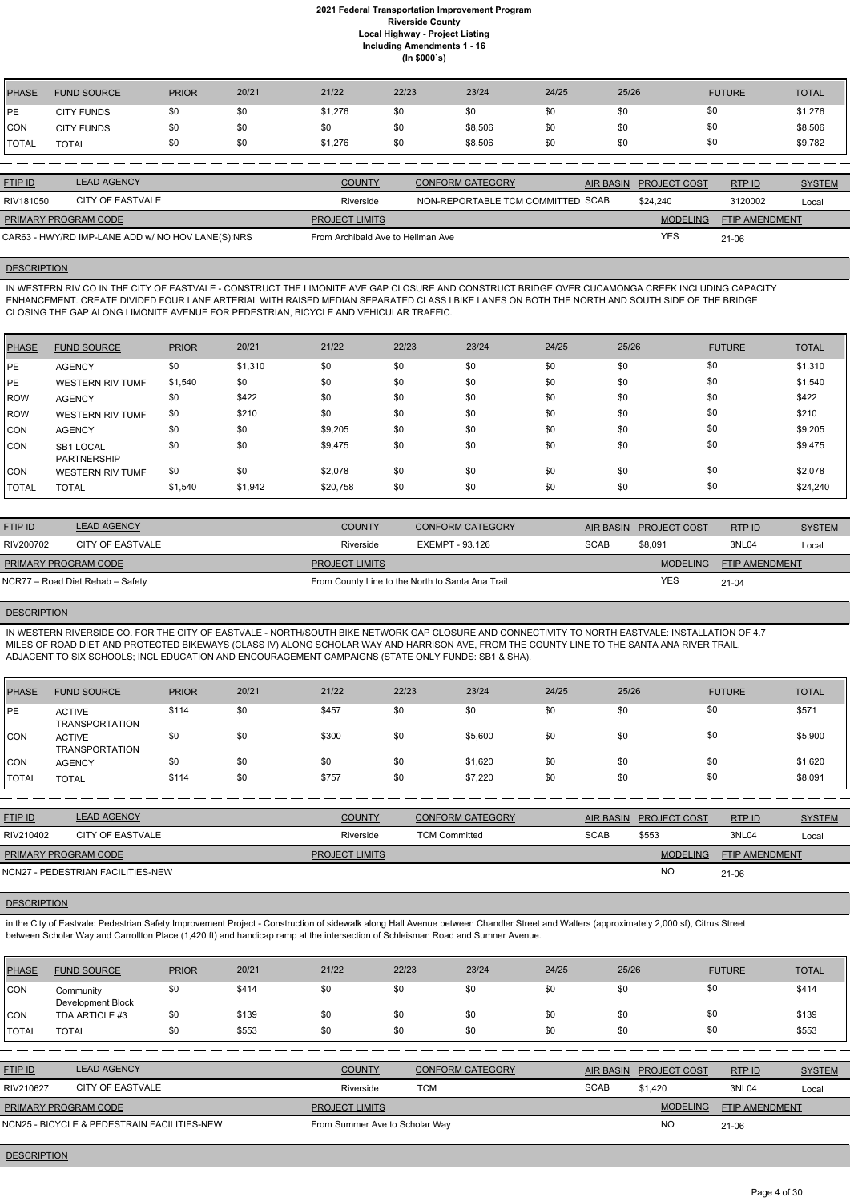| PHASE | FUND SOURCE | PRIOR | 20/21 | 21/22 | 22/23 | 23/24 | 24/25 | 25/26 | FUTURE | TOTAL |
|---|---|---|---|---|---|---|---|---|---|---|
| PE | CITY FUNDS | $0 | $0 | $1,276 | $0 | $0 | $0 | $0 | $0 | $1,276 |
| CON | CITY FUNDS | $0 | $0 | $0 | $0 | $8,506 | $0 | $0 | $0 | $8,506 |
| TOTAL | TOTAL | $0 | $0 | $1,276 | $0 | $8,506 | $0 | $0 | $0 | $9,782 |

| FTIP ID | LEAD AGENCY | COUNTY | CONFORM CATEGORY | AIR BASIN | PROJECT COST | RTP ID | SYSTEM |
|---|---|---|---|---|---|---|---|
| RIV181050 | CITY OF EASTVALE | Riverside | NON-REPORTABLE TCM COMMITTED | SCAB | $24,240 | 3120002 | Local |

| PRIMARY PROGRAM CODE | PROJECT LIMITS | MODELING | FTIP AMENDMENT |
|---|---|---|---|
| CAR63 - HWY/RD IMP-LANE ADD w/ NO HOV LANE(S):NRS | From Archibald Ave to Hellman Ave | YES | 21-06 |

**DESCRIPTION**

IN WESTERN RIV CO IN THE CITY OF EASTVALE - CONSTRUCT THE LIMONITE AVE GAP CLOSURE AND CONSTRUCT BRIDGE OVER CUCAMONGA CREEK INCLUDING CAPACITY ENHANCEMENT. CREATE DIVIDED FOUR LANE ARTERIAL WITH RAISED MEDIAN SEPARATED CLASS I BIKE LANES ON BOTH THE NORTH AND SOUTH SIDE OF THE BRIDGE CLOSING THE GAP ALONG LIMONITE AVENUE FOR PEDESTRIAN, BICYCLE AND VEHICULAR TRAFFIC.

| PHASE | FUND SOURCE | PRIOR | 20/21 | 21/22 | 22/23 | 23/24 | 24/25 | 25/26 | FUTURE | TOTAL |
|---|---|---|---|---|---|---|---|---|---|---|
| PE | AGENCY | $0 | $1,310 | $0 | $0 | $0 | $0 | $0 | $0 | $1,310 |
| PE | WESTERN RIV TUMF | $1,540 | $0 | $0 | $0 | $0 | $0 | $0 | $0 | $1,540 |
| ROW | AGENCY | $0 | $422 | $0 | $0 | $0 | $0 | $0 | $0 | $422 |
| ROW | WESTERN RIV TUMF | $0 | $210 | $0 | $0 | $0 | $0 | $0 | $0 | $210 |
| CON | AGENCY | $0 | $0 | $9,205 | $0 | $0 | $0 | $0 | $0 | $9,205 |
| CON | SB1 LOCAL PARTNERSHIP | $0 | $0 | $9,475 | $0 | $0 | $0 | $0 | $0 | $9,475 |
| CON | WESTERN RIV TUMF | $0 | $0 | $2,078 | $0 | $0 | $0 | $0 | $0 | $2,078 |
| TOTAL | TOTAL | $1,540 | $1,942 | $20,758 | $0 | $0 | $0 | $0 | $0 | $24,240 |

| FTIP ID | LEAD AGENCY | COUNTY | CONFORM CATEGORY | AIR BASIN | PROJECT COST | RTP ID | SYSTEM |
|---|---|---|---|---|---|---|---|
| RIV200702 | CITY OF EASTVALE | Riverside | EXEMPT - 93.126 | SCAB | $8,091 | 3NL04 | Local |

| PRIMARY PROGRAM CODE | PROJECT LIMITS | MODELING | FTIP AMENDMENT |
|---|---|---|---|
| NCR77 – Road Diet Rehab – Safety | From County Line to the North to Santa Ana Trail | YES | 21-04 |

**DESCRIPTION**

IN WESTERN RIVERSIDE CO. FOR THE CITY OF EASTVALE - NORTH/SOUTH BIKE NETWORK GAP CLOSURE AND CONNECTIVITY TO NORTH EASTVALE: INSTALLATION OF 4.7 MILES OF ROAD DIET AND PROTECTED BIKEWAYS (CLASS IV) ALONG SCHOLAR WAY AND HARRISON AVE, FROM THE COUNTY LINE TO THE SANTA ANA RIVER TRAIL, ADJACENT TO SIX SCHOOLS; INCL EDUCATION AND ENCOURAGEMENT CAMPAIGNS (STATE ONLY FUNDS: SB1 & SHA).

| PHASE | FUND SOURCE | PRIOR | 20/21 | 21/22 | 22/23 | 23/24 | 24/25 | 25/26 | FUTURE | TOTAL |
|---|---|---|---|---|---|---|---|---|---|---|
| PE | ACTIVE TRANSPORTATION | $114 | $0 | $457 | $0 | $0 | $0 | $0 | $0 | $571 |
| CON | ACTIVE TRANSPORTATION | $0 | $0 | $300 | $0 | $5,600 | $0 | $0 | $0 | $5,900 |
| CON | AGENCY | $0 | $0 | $0 | $0 | $1,620 | $0 | $0 | $0 | $1,620 |
| TOTAL | TOTAL | $114 | $0 | $757 | $0 | $7,220 | $0 | $0 | $0 | $8,091 |

| FTIP ID | LEAD AGENCY | COUNTY | CONFORM CATEGORY | AIR BASIN | PROJECT COST | RTP ID | SYSTEM |
|---|---|---|---|---|---|---|---|
| RIV210402 | CITY OF EASTVALE | Riverside | TCM Committed | SCAB | $553 | 3NL04 | Local |

| PRIMARY PROGRAM CODE | PROJECT LIMITS | MODELING | FTIP AMENDMENT |
|---|---|---|---|
| NCN27 - PEDESTRIAN FACILITIES-NEW | | NO | 21-06 |

**DESCRIPTION**

in the City of Eastvale: Pedestrian Safety Improvement Project - Construction of sidewalk along Hall Avenue between Chandler Street and Walters (approximately 2,000 sf), Citrus Street between Scholar Way and Carrollton Place (1,420 ft) and handicap ramp at the intersection of Schleisman Road and Sumner Avenue.

| PHASE | FUND SOURCE | PRIOR | 20/21 | 21/22 | 22/23 | 23/24 | 24/25 | 25/26 | FUTURE | TOTAL |
|---|---|---|---|---|---|---|---|---|---|---|
| CON | Community Development Block | $0 | $414 | $0 | $0 | $0 | $0 | $0 | $0 | $414 |
| CON | TDA ARTICLE #3 | $0 | $139 | $0 | $0 | $0 | $0 | $0 | $0 | $139 |
| TOTAL | TOTAL | $0 | $553 | $0 | $0 | $0 | $0 | $0 | $0 | $553 |

| FTIP ID | LEAD AGENCY | COUNTY | CONFORM CATEGORY | AIR BASIN | PROJECT COST | RTP ID | SYSTEM |
|---|---|---|---|---|---|---|---|
| RIV210627 | CITY OF EASTVALE | Riverside | TCM | SCAB | $1,420 | 3NL04 | Local |

| PRIMARY PROGRAM CODE | PROJECT LIMITS | MODELING | FTIP AMENDMENT |
|---|---|---|---|
| NCN25 - BICYCLE & PEDESTRIAN FACILITIES-NEW | From Summer Ave to Scholar Way | NO | 21-06 |

**DESCRIPTION**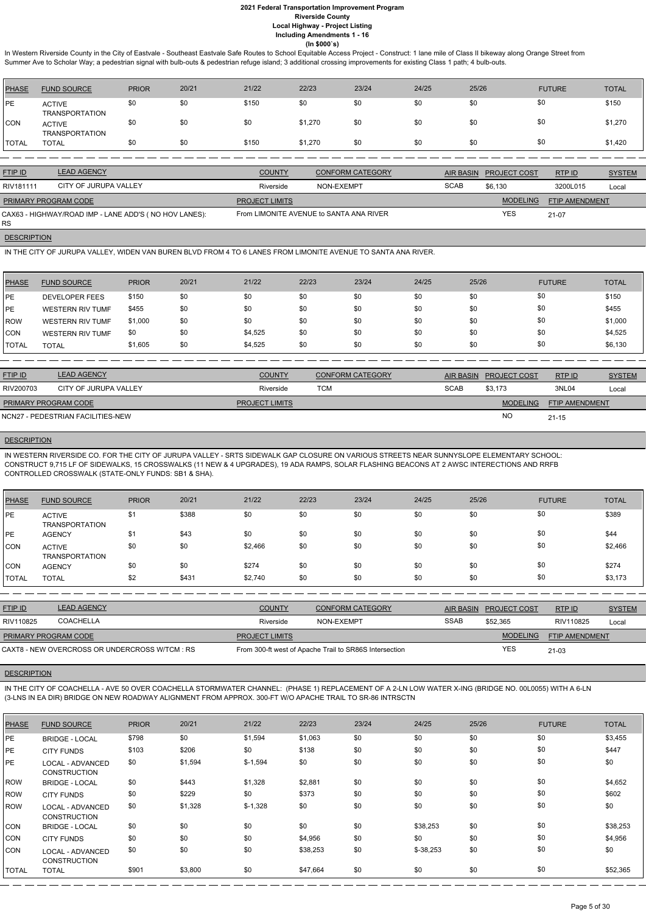# 2021 Federal Transportation Improvement Program
## Riverside County
### Local Highway - Project Listing
### Including Amendments 1 - 16
### (In $000`s)

In Western Riverside County in the City of Eastvale - Southeast Eastvale Safe Routes to School Equitable Access Project - Construct: 1 lane mile of Class II bikeway along Orange Street from Summer Ave to Scholar Way; a pedestrian signal with bulb-outs & pedestrian refuge island; 3 additional crossing improvements for existing Class 1 path; 4 bulb-outs.

| PHASE | FUND SOURCE | PRIOR | 20/21 | 21/22 | 22/23 | 23/24 | 24/25 | 25/26 | FUTURE | TOTAL |
|---|---|---|---|---|---|---|---|---|---|---|
| PE | ACTIVE TRANSPORTATION | $0 | $0 | $150 | $0 | $0 | $0 | $0 | $0 | $150 |
| CON | ACTIVE TRANSPORTATION | $0 | $0 | $0 | $1,270 | $0 | $0 | $0 | $0 | $1,270 |
| TOTAL | TOTAL | $0 | $0 | $150 | $1,270 | $0 | $0 | $0 | $0 | $1,420 |

| FTIP ID | LEAD AGENCY | COUNTY | CONFORM CATEGORY | AIR BASIN | PROJECT COST | RTP ID | SYSTEM |
|---|---|---|---|---|---|---|---|
| RIV181111 | CITY OF JURUPA VALLEY | Riverside | NON-EXEMPT | SCAB | $6,130 | 3200L015 | Local |

| PRIMARY PROGRAM CODE | PROJECT LIMITS | MODELING | FTIP AMENDMENT |
|---|---|---|---|
| CAX63 - HIGHWAY/ROAD IMP - LANE ADD'S ( NO HOV LANES): RS | From LIMONITE AVENUE to SANTA ANA RIVER | YES | 21-07 |

**DESCRIPTION**

IN THE CITY OF JURUPA VALLEY, WIDEN VAN BUREN BLVD FROM 4 TO 6 LANES FROM LIMONITE AVENUE TO SANTA ANA RIVER.

| PHASE | FUND SOURCE | PRIOR | 20/21 | 21/22 | 22/23 | 23/24 | 24/25 | 25/26 | FUTURE | TOTAL |
|---|---|---|---|---|---|---|---|---|---|---|
| PE | DEVELOPER FEES | $150 | $0 | $0 | $0 | $0 | $0 | $0 | $0 | $150 |
| PE | WESTERN RIV TUMF | $455 | $0 | $0 | $0 | $0 | $0 | $0 | $0 | $455 |
| ROW | WESTERN RIV TUMF | $1,000 | $0 | $0 | $0 | $0 | $0 | $0 | $0 | $1,000 |
| CON | WESTERN RIV TUMF | $0 | $0 | $4,525 | $0 | $0 | $0 | $0 | $0 | $4,525 |
| TOTAL | TOTAL | $1,605 | $0 | $4,525 | $0 | $0 | $0 | $0 | $0 | $6,130 |

| FTIP ID | LEAD AGENCY | COUNTY | CONFORM CATEGORY | AIR BASIN | PROJECT COST | RTP ID | SYSTEM |
|---|---|---|---|---|---|---|---|
| RIV200703 | CITY OF JURUPA VALLEY | Riverside | TCM | SCAB | $3,173 | 3NL04 | Local |

| PRIMARY PROGRAM CODE | PROJECT LIMITS | MODELING | FTIP AMENDMENT |
|---|---|---|---|
| NCN27 - PEDESTRIAN FACILITIES-NEW | | NO | 21-15 |

**DESCRIPTION**

IN WESTERN RIVERSIDE CO. FOR THE CITY OF JURUPA VALLEY - SRTS SIDEWALK GAP CLOSURE ON VARIOUS STREETS NEAR SUNNYSLOPE ELEMENTARY SCHOOL: CONSTRUCT 9,715 LF OF SIDEWALKS, 15 CROSSWALKS (11 NEW & 4 UPGRADES), 19 ADA RAMPS, SOLAR FLASHING BEACONS AT 2 AWSC INTERECTIONS AND RRFB CONTROLLED CROSSWALK (STATE-ONLY FUNDS: SB1 & SHA).

| PHASE | FUND SOURCE | PRIOR | 20/21 | 21/22 | 22/23 | 23/24 | 24/25 | 25/26 | FUTURE | TOTAL |
|---|---|---|---|---|---|---|---|---|---|---|
| PE | ACTIVE TRANSPORTATION | $1 | $388 | $0 | $0 | $0 | $0 | $0 | $0 | $389 |
| PE | AGENCY | $1 | $43 | $0 | $0 | $0 | $0 | $0 | $0 | $44 |
| CON | ACTIVE TRANSPORTATION | $0 | $0 | $2,466 | $0 | $0 | $0 | $0 | $0 | $2,466 |
| CON | AGENCY | $0 | $0 | $274 | $0 | $0 | $0 | $0 | $0 | $274 |
| TOTAL | TOTAL | $2 | $431 | $2,740 | $0 | $0 | $0 | $0 | $0 | $3,173 |

| FTIP ID | LEAD AGENCY | COUNTY | CONFORM CATEGORY | AIR BASIN | PROJECT COST | RTP ID | SYSTEM |
|---|---|---|---|---|---|---|---|
| RIV110825 | COACHELLA | Riverside | NON-EXEMPT | SSAB | $52,365 | RIV110825 | Local |

| PRIMARY PROGRAM CODE | PROJECT LIMITS | MODELING | FTIP AMENDMENT |
|---|---|---|---|
| CAXT8 - NEW OVERCROSS OR UNDERCROSS W/TCM : RS | From 300-ft west of Apache Trail to SR86S Intersection | YES | 21-03 |

**DESCRIPTION**

IN THE CITY OF COACHELLA - AVE 50 OVER COACHELLA STORMWATER CHANNEL: (PHASE 1) REPLACEMENT OF A 2-LN LOW WATER X-ING (BRIDGE NO. 00L0055) WITH A 6-LN (3-LNS IN EA DIR) BRIDGE ON NEW ROADWAY ALIGNMENT FROM APPROX. 300-FT W/O APACHE TRAIL TO SR-86 INTRSCTN

| PHASE | FUND SOURCE | PRIOR | 20/21 | 21/22 | 22/23 | 23/24 | 24/25 | 25/26 | FUTURE | TOTAL |
|---|---|---|---|---|---|---|---|---|---|---|
| PE | BRIDGE - LOCAL | $798 | $0 | $1,594 | $1,063 | $0 | $0 | $0 | $0 | $3,455 |
| PE | CITY FUNDS | $103 | $206 | $0 | $138 | $0 | $0 | $0 | $0 | $447 |
| PE | LOCAL - ADVANCED CONSTRUCTION | $0 | $1,594 | $-1,594 | $0 | $0 | $0 | $0 | $0 | $0 |
| ROW | BRIDGE - LOCAL | $0 | $443 | $1,328 | $2,881 | $0 | $0 | $0 | $0 | $4,652 |
| ROW | CITY FUNDS | $0 | $229 | $0 | $373 | $0 | $0 | $0 | $0 | $602 |
| ROW | LOCAL - ADVANCED CONSTRUCTION | $0 | $1,328 | $-1,328 | $0 | $0 | $0 | $0 | $0 | $0 |
| CON | BRIDGE - LOCAL | $0 | $0 | $0 | $0 | $0 | $38,253 | $0 | $0 | $38,253 |
| CON | CITY FUNDS | $0 | $0 | $0 | $4,956 | $0 | $0 | $0 | $0 | $4,956 |
| CON | LOCAL - ADVANCED CONSTRUCTION | $0 | $0 | $0 | $38,253 | $0 | $-38,253 | $0 | $0 | $0 |
| TOTAL | TOTAL | $901 | $3,800 | $0 | $47,664 | $0 | $0 | $0 | $0 | $52,365 |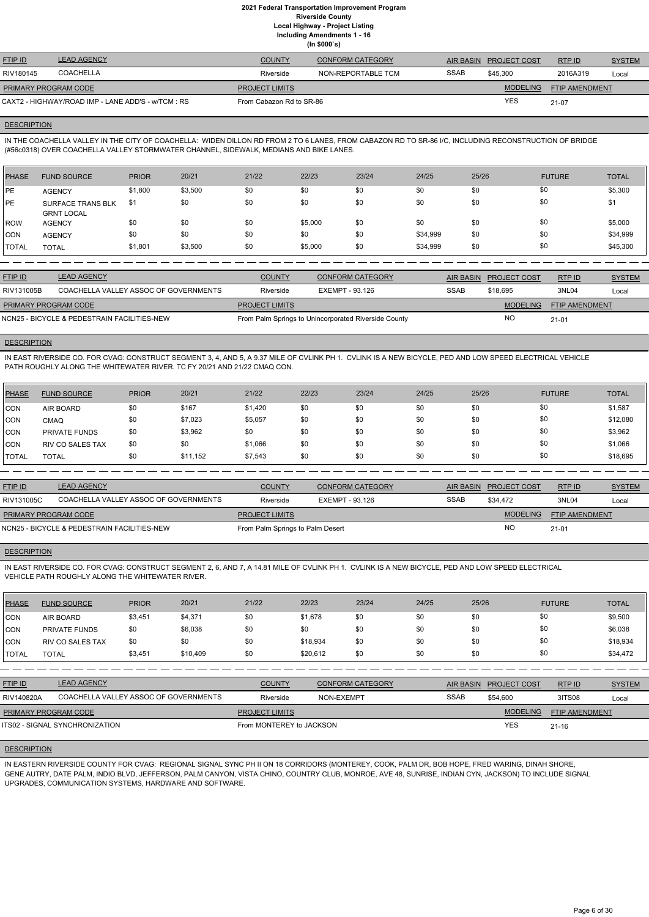# 2021 Federal Transportation Improvement Program
## Riverside County
### Local Highway - Project Listing
### Including Amendments 1 - 16
### (In $000`s)

| FTIP ID | LEAD AGENCY | COUNTY | CONFORM CATEGORY | AIR BASIN | PROJECT COST | RTP ID | SYSTEM |
|---|---|---|---|---|---|---|---|
| RIV180145 | COACHELLA | Riverside | NON-REPORTABLE TCM | SSAB | $45,300 | 2016A319 | Local |

| PRIMARY PROGRAM CODE | PROJECT LIMITS | MODELING | FTIP AMENDMENT |
|---|---|---|---|
| CAXT2 - HIGHWAY/ROAD IMP - LANE ADD'S - w/TCM : RS | From Cabazon Rd to SR-86 | YES | 21-07 |

**DESCRIPTION**

IN THE COACHELLA VALLEY IN THE CITY OF COACHELLA: WIDEN DILLON RD FROM 2 TO 6 LANES, FROM CABAZON RD TO SR-86 I/C, INCLUDING RECONSTRUCTION OF BRIDGE (#56c0318) OVER COACHELLA VALLEY STORMWATER CHANNEL, SIDEWALK, MEDIANS AND BIKE LANES.

| PHASE | FUND SOURCE | PRIOR | 20/21 | 21/22 | 22/23 | 23/24 | 24/25 | 25/26 | FUTURE | TOTAL |
|---|---|---|---|---|---|---|---|---|---|---|
| PE | AGENCY | $1,800 | $3,500 | $0 | $0 | $0 | $0 | $0 | $0 | $5,300 |
| PE | SURFACE TRANS BLK GRNT LOCAL | $1 | $0 | $0 | $0 | $0 | $0 | $0 | $0 | $1 |
| ROW | AGENCY | $0 | $0 | $0 | $5,000 | $0 | $0 | $0 | $0 | $5,000 |
| CON | AGENCY | $0 | $0 | $0 | $0 | $0 | $34,999 | $0 | $0 | $34,999 |
| TOTAL | TOTAL | $1,801 | $3,500 | $0 | $5,000 | $0 | $34,999 | $0 | $0 | $45,300 |

| FTIP ID | LEAD AGENCY | COUNTY | CONFORM CATEGORY | AIR BASIN | PROJECT COST | RTP ID | SYSTEM |
|---|---|---|---|---|---|---|---|
| RIV131005B | COACHELLA VALLEY ASSOC OF GOVERNMENTS | Riverside | EXEMPT - 93.126 | SSAB | $18,695 | 3NL04 | Local |

| PRIMARY PROGRAM CODE | PROJECT LIMITS | MODELING | FTIP AMENDMENT |
|---|---|---|---|
| NCN25 - BICYCLE & PEDESTRAIN FACILITIES-NEW | From Palm Springs to Unincorporated Riverside County | NO | 21-01 |

**DESCRIPTION**

IN EAST RIVERSIDE CO. FOR CVAG: CONSTRUCT SEGMENT 3, 4, AND 5, A 9.37 MILE OF CVLINK PH 1. CVLINK IS A NEW BICYCLE, PED AND LOW SPEED ELECTRICAL VEHICLE PATH ROUGHLY ALONG THE WHITEWATER RIVER. TC FY 20/21 AND 21/22 CMAQ CON.

| PHASE | FUND SOURCE | PRIOR | 20/21 | 21/22 | 22/23 | 23/24 | 24/25 | 25/26 | FUTURE | TOTAL |
|---|---|---|---|---|---|---|---|---|---|---|
| CON | AIR BOARD | $0 | $167 | $1,420 | $0 | $0 | $0 | $0 | $0 | $1,587 |
| CON | CMAQ | $0 | $7,023 | $5,057 | $0 | $0 | $0 | $0 | $0 | $12,080 |
| CON | PRIVATE FUNDS | $0 | $3,962 | $0 | $0 | $0 | $0 | $0 | $0 | $3,962 |
| CON | RIV CO SALES TAX | $0 | $0 | $1,066 | $0 | $0 | $0 | $0 | $0 | $1,066 |
| TOTAL | TOTAL | $0 | $11,152 | $7,543 | $0 | $0 | $0 | $0 | $0 | $18,695 |

| FTIP ID | LEAD AGENCY | COUNTY | CONFORM CATEGORY | AIR BASIN | PROJECT COST | RTP ID | SYSTEM |
|---|---|---|---|---|---|---|---|
| RIV131005C | COACHELLA VALLEY ASSOC OF GOVERNMENTS | Riverside | EXEMPT - 93.126 | SSAB | $34,472 | 3NL04 | Local |

| PRIMARY PROGRAM CODE | PROJECT LIMITS | MODELING | FTIP AMENDMENT |
|---|---|---|---|
| NCN25 - BICYCLE & PEDESTRAIN FACILITIES-NEW | From Palm Springs to Palm Desert | NO | 21-01 |

**DESCRIPTION**

IN EAST RIVERSIDE CO. FOR CVAG: CONSTRUCT SEGMENT 2, 6, AND 7, A 14.81 MILE OF CVLINK PH 1. CVLINK IS A NEW BICYCLE, PED AND LOW SPEED ELECTRICAL VEHICLE PATH ROUGHLY ALONG THE WHITEWATER RIVER.

| PHASE | FUND SOURCE | PRIOR | 20/21 | 21/22 | 22/23 | 23/24 | 24/25 | 25/26 | FUTURE | TOTAL |
|---|---|---|---|---|---|---|---|---|---|---|
| CON | AIR BOARD | $3,451 | $4,371 | $0 | $1,678 | $0 | $0 | $0 | $0 | $9,500 |
| CON | PRIVATE FUNDS | $0 | $6,038 | $0 | $0 | $0 | $0 | $0 | $0 | $6,038 |
| CON | RIV CO SALES TAX | $0 | $0 | $0 | $18,934 | $0 | $0 | $0 | $0 | $18,934 |
| TOTAL | TOTAL | $3,451 | $10,409 | $0 | $20,612 | $0 | $0 | $0 | $0 | $34,472 |

| FTIP ID | LEAD AGENCY | COUNTY | CONFORM CATEGORY | AIR BASIN | PROJECT COST | RTP ID | SYSTEM |
|---|---|---|---|---|---|---|---|
| RIV140820A | COACHELLA VALLEY ASSOC OF GOVERNMENTS | Riverside | NON-EXEMPT | SSAB | $54,600 | 3ITS08 | Local |

| PRIMARY PROGRAM CODE | PROJECT LIMITS | MODELING | FTIP AMENDMENT |
|---|---|---|---|
| ITS02 - SIGNAL SYNCHRONIZATION | From MONTEREY to JACKSON | YES | 21-16 |

**DESCRIPTION**

IN EASTERN RIVERSIDE COUNTY FOR CVAG: REGIONAL SIGNAL SYNC PH II ON 18 CORRIDORS (MONTEREY, COOK, PALM DR, BOB HOPE, FRED WARING, DINAH SHORE, GENE AUTRY, DATE PALM, INDIO BLVD, JEFFERSON, PALM CANYON, VISTA CHINO, COUNTRY CLUB, MONROE, AVE 48, SUNRISE, INDIAN CYN, JACKSON) TO INCLUDE SIGNAL UPGRADES, COMMUNICATION SYSTEMS, HARDWARE AND SOFTWARE.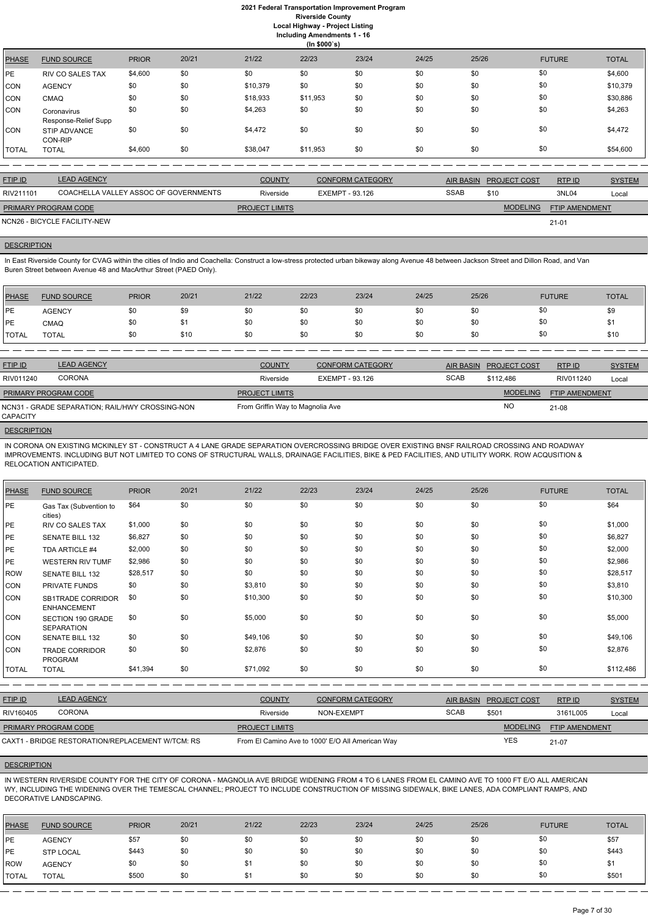# 2021 Federal Transportation Improvement Program
## Riverside County
### Local Highway - Project Listing
### Including Amendments 1 - 16
### (In $000`s)

| PHASE | FUND SOURCE | PRIOR | 20/21 | 21/22 | 22/23 | 23/24 | 24/25 | 25/26 | FUTURE | TOTAL |
|---|---|---|---|---|---|---|---|---|---|---|
| PE | RIV CO SALES TAX | $4,600 | $0 | $0 | $0 | $0 | $0 | $0 | $0 | $4,600 |
| CON | AGENCY | $0 | $0 | $10,379 | $0 | $0 | $0 | $0 | $0 | $10,379 |
| CON | CMAQ | $0 | $0 | $18,933 | $11,953 | $0 | $0 | $0 | $0 | $30,886 |
| CON | Coronavirus Response-Relief Supp | $0 | $0 | $4,263 | $0 | $0 | $0 | $0 | $0 | $4,263 |
| CON | STIP ADVANCE CON-RIP | $0 | $0 | $4,472 | $0 | $0 | $0 | $0 | $0 | $4,472 |
| TOTAL | TOTAL | $4,600 | $0 | $38,047 | $11,953 | $0 | $0 | $0 | $0 | $54,600 |

| FTIP ID | LEAD AGENCY | COUNTY | CONFORM CATEGORY | AIR BASIN | PROJECT COST | RTP ID | SYSTEM |
|---|---|---|---|---|---|---|---|
| RIV211101 | COACHELLA VALLEY ASSOC OF GOVERNMENTS | Riverside | EXEMPT - 93.126 | SSAB | $10 | 3NL04 | Local |

| PRIMARY PROGRAM CODE | PROJECT LIMITS | MODELING | FTIP AMENDMENT |
|---|---|---|---|
| NCN26 - BICYCLE FACILITY-NEW | | | 21-01 |

**DESCRIPTION**

In East Riverside County for CVAG within the cities of Indio and Coachella: Construct a low-stress protected urban bikeway along Avenue 48 between Jackson Street and Dillon Road, and Van Buren Street between Avenue 48 and MacArthur Street (PAED Only).

| PHASE | FUND SOURCE | PRIOR | 20/21 | 21/22 | 22/23 | 23/24 | 24/25 | 25/26 | FUTURE | TOTAL |
|---|---|---|---|---|---|---|---|---|---|---|
| PE | AGENCY | $0 | $9 | $0 | $0 | $0 | $0 | $0 | $0 | $9 |
| PE | CMAQ | $0 | $1 | $0 | $0 | $0 | $0 | $0 | $0 | $1 |
| TOTAL | TOTAL | $0 | $10 | $0 | $0 | $0 | $0 | $0 | $0 | $10 |

| FTIP ID | LEAD AGENCY | COUNTY | CONFORM CATEGORY | AIR BASIN | PROJECT COST | RTP ID | SYSTEM |
|---|---|---|---|---|---|---|---|
| RIV011240 | CORONA | Riverside | EXEMPT - 93.126 | SCAB | $112,486 | RIV011240 | Local |

| PRIMARY PROGRAM CODE | PROJECT LIMITS | MODELING | FTIP AMENDMENT |
|---|---|---|---|
| NCN31 - GRADE SEPARATION; RAIL/HWY CROSSING-NON CAPACITY | From Griffin Way to Magnolia Ave | NO | 21-08 |

**DESCRIPTION**

IN CORONA ON EXISTING MCKINLEY ST - CONSTRUCT A 4 LANE GRADE SEPARATION OVERCROSSING BRIDGE OVER EXISTING BNSF RAILROAD CROSSING AND ROADWAY IMPROVEMENTS. INCLUDING BUT NOT LIMITED TO CONS OF STRUCTURAL WALLS, DRAINAGE FACILITIES, BIKE & PED FACILITIES, AND UTILITY WORK. ROW ACQUSITION & RELOCATION ANTICIPATED.

| PHASE | FUND SOURCE | PRIOR | 20/21 | 21/22 | 22/23 | 23/24 | 24/25 | 25/26 | FUTURE | TOTAL |
|---|---|---|---|---|---|---|---|---|---|---|
| PE | Gas Tax (Subvention to cities) | $64 | $0 | $0 | $0 | $0 | $0 | $0 | $0 | $64 |
| PE | RIV CO SALES TAX | $1,000 | $0 | $0 | $0 | $0 | $0 | $0 | $0 | $1,000 |
| PE | SENATE BILL 132 | $6,827 | $0 | $0 | $0 | $0 | $0 | $0 | $0 | $6,827 |
| PE | TDA ARTICLE #4 | $2,000 | $0 | $0 | $0 | $0 | $0 | $0 | $0 | $2,000 |
| PE | WESTERN RIV TUMF | $2,986 | $0 | $0 | $0 | $0 | $0 | $0 | $0 | $2,986 |
| ROW | SENATE BILL 132 | $28,517 | $0 | $0 | $0 | $0 | $0 | $0 | $0 | $28,517 |
| CON | PRIVATE FUNDS | $0 | $0 | $3,810 | $0 | $0 | $0 | $0 | $0 | $3,810 |
| CON | SB1TRADE CORRIDOR ENHANCEMENT | $0 | $0 | $10,300 | $0 | $0 | $0 | $0 | $0 | $10,300 |
| CON | SECTION 190 GRADE SEPARATION | $0 | $0 | $5,000 | $0 | $0 | $0 | $0 | $0 | $5,000 |
| CON | SENATE BILL 132 | $0 | $0 | $49,106 | $0 | $0 | $0 | $0 | $0 | $49,106 |
| CON | TRADE CORRIDOR PROGRAM | $0 | $0 | $2,876 | $0 | $0 | $0 | $0 | $0 | $2,876 |
| TOTAL | TOTAL | $41,394 | $0 | $71,092 | $0 | $0 | $0 | $0 | $0 | $112,486 |

| FTIP ID | LEAD AGENCY | COUNTY | CONFORM CATEGORY | AIR BASIN | PROJECT COST | RTP ID | SYSTEM |
|---|---|---|---|---|---|---|---|
| RIV160405 | CORONA | Riverside | NON-EXEMPT | SCAB | $501 | 3161L005 | Local |

| PRIMARY PROGRAM CODE | PROJECT LIMITS | MODELING | FTIP AMENDMENT |
|---|---|---|---|
| CAXT1 - BRIDGE RESTORATION/REPLACEMENT W/TCM: RS | From El Camino Ave to 1000' E/O All American Way | YES | 21-07 |

**DESCRIPTION**

IN WESTERN RIVERSIDE COUNTY FOR THE CITY OF CORONA - MAGNOLIA AVE BRIDGE WIDENING FROM 4 TO 6 LANES FROM EL CAMINO AVE TO 1000 FT E/O ALL AMERICAN WY, INCLUDING THE WIDENING OVER THE TEMESCAL CHANNEL; PROJECT TO INCLUDE CONSTRUCTION OF MISSING SIDEWALK, BIKE LANES, ADA COMPLIANT RAMPS, AND DECORATIVE LANDSCAPING.

| PHASE | FUND SOURCE | PRIOR | 20/21 | 21/22 | 22/23 | 23/24 | 24/25 | 25/26 | FUTURE | TOTAL |
|---|---|---|---|---|---|---|---|---|---|---|
| PE | AGENCY | $57 | $0 | $0 | $0 | $0 | $0 | $0 | $0 | $57 |
| PE | STP LOCAL | $443 | $0 | $0 | $0 | $0 | $0 | $0 | $0 | $443 |
| ROW | AGENCY | $0 | $0 | $1 | $0 | $0 | $0 | $0 | $0 | $1 |
| TOTAL | TOTAL | $500 | $0 | $1 | $0 | $0 | $0 | $0 | $0 | $501 |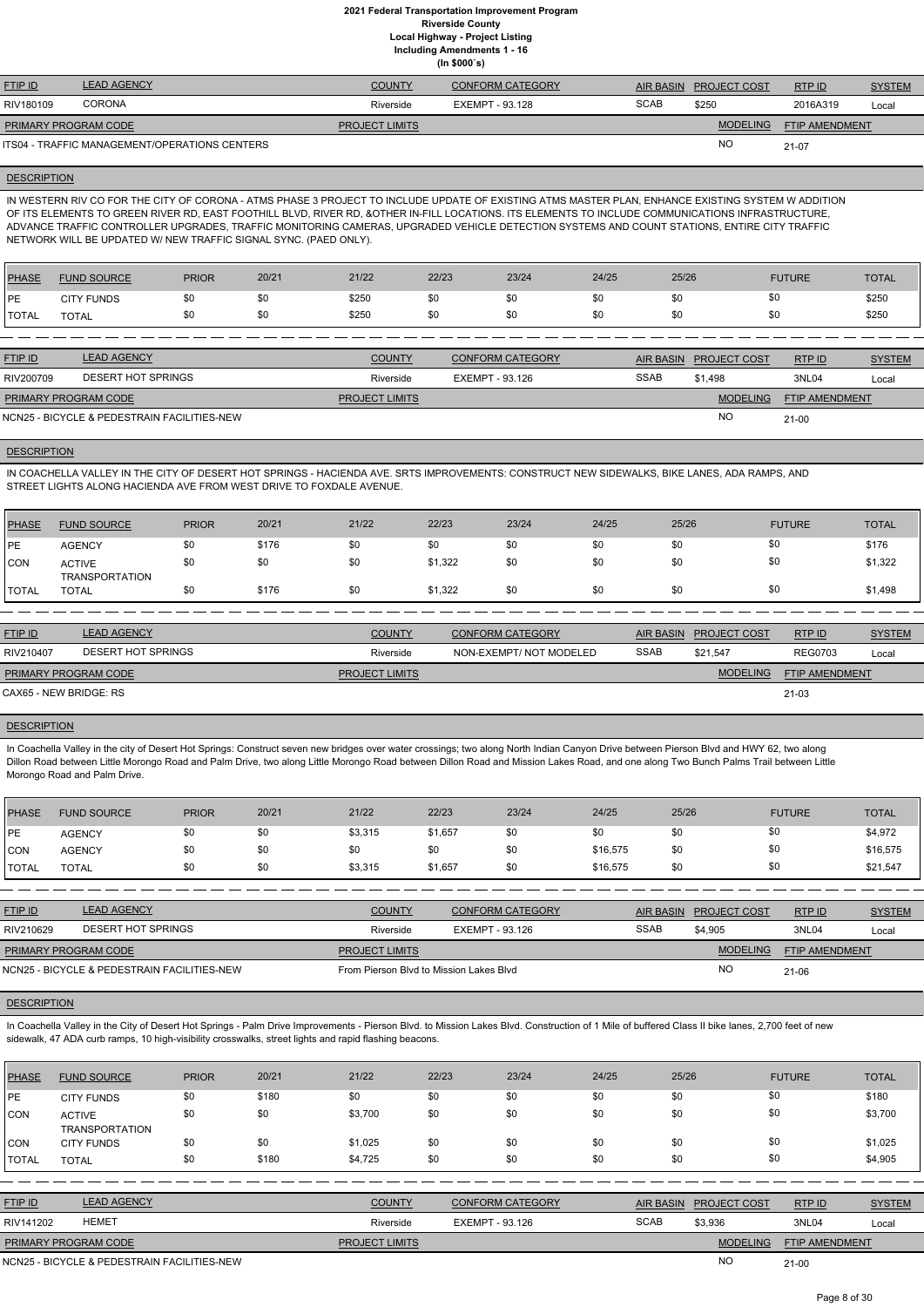**2021 Federal Transportation Improvement Program**
**Riverside County**
**Local Highway - Project Listing**
**Including Amendments 1 - 16**
**(In $000`s)**

| FTIP ID | LEAD AGENCY | COUNTY | CONFORM CATEGORY | AIR BASIN | PROJECT COST | RTP ID | SYSTEM |
|---|---|---|---|---|---|---|---|
| RIV180109 | CORONA | Riverside | EXEMPT - 93.128 | SCAB | $250 | 2016A319 | Local |

| PRIMARY PROGRAM CODE | PROJECT LIMITS | MODELING | FTIP AMENDMENT |
|---|---|---|---|
| ITS04 - TRAFFIC MANAGEMENT/OPERATIONS CENTERS | | NO | 21-07 |

**DESCRIPTION**

IN WESTERN RIV CO FOR THE CITY OF CORONA - ATMS PHASE 3 PROJECT TO INCLUDE UPDATE OF EXISTING ATMS MASTER PLAN, ENHANCE EXISTING SYSTEM W ADDITION OF ITS ELEMENTS TO GREEN RIVER RD, EAST FOOTHILL BLVD, RIVER RD, &OTHER IN-FILL LOCATIONS. ITS ELEMENTS TO INCLUDE COMMUNICATIONS INFRASTRUCTURE, ADVANCE TRAFFIC CONTROLLER UPGRADES, TRAFFIC MONITORING CAMERAS, UPGRADED VEHICLE DETECTION SYSTEMS AND COUNT STATIONS, ENTIRE CITY TRAFFIC NETWORK WILL BE UPDATED W/ NEW TRAFFIC SIGNAL SYNC. (PAED ONLY).

| PHASE | FUND SOURCE | PRIOR | 20/21 | 21/22 | 22/23 | 23/24 | 24/25 | 25/26 | FUTURE | TOTAL |
|---|---|---|---|---|---|---|---|---|---|---|
| PE | CITY FUNDS | $0 | $0 | $250 | $0 | $0 | $0 | $0 | $0 | $250 |
| TOTAL | TOTAL | $0 | $0 | $250 | $0 | $0 | $0 | $0 | $0 | $250 |

| FTIP ID | LEAD AGENCY | COUNTY | CONFORM CATEGORY | AIR BASIN | PROJECT COST | RTP ID | SYSTEM |
|---|---|---|---|---|---|---|---|
| RIV200709 | DESERT HOT SPRINGS | Riverside | EXEMPT - 93.126 | SSAB | $1,498 | 3NL04 | Local |

| PRIMARY PROGRAM CODE | PROJECT LIMITS | MODELING | FTIP AMENDMENT |
|---|---|---|---|
| NCN25 - BICYCLE & PEDESTRAIN FACILITIES-NEW | | NO | 21-00 |

**DESCRIPTION**

IN COACHELLA VALLEY IN THE CITY OF DESERT HOT SPRINGS - HACIENDA AVE. SRTS IMPROVEMENTS: CONSTRUCT NEW SIDEWALKS, BIKE LANES, ADA RAMPS, AND STREET LIGHTS ALONG HACIENDA AVE FROM WEST DRIVE TO FOXDALE AVENUE.

| PHASE | FUND SOURCE | PRIOR | 20/21 | 21/22 | 22/23 | 23/24 | 24/25 | 25/26 | FUTURE | TOTAL |
|---|---|---|---|---|---|---|---|---|---|---|
| PE | AGENCY | $0 | $176 | $0 | $0 | $0 | $0 | $0 | $0 | $176 |
| CON | ACTIVE TRANSPORTATION | $0 | $0 | $0 | $1,322 | $0 | $0 | $0 | $0 | $1,322 |
| TOTAL | TOTAL | $0 | $176 | $0 | $1,322 | $0 | $0 | $0 | $0 | $1,498 |

| FTIP ID | LEAD AGENCY | COUNTY | CONFORM CATEGORY | AIR BASIN | PROJECT COST | RTP ID | SYSTEM |
|---|---|---|---|---|---|---|---|
| RIV210407 | DESERT HOT SPRINGS | Riverside | NON-EXEMPT/ NOT MODELED | SSAB | $21,547 | REG0703 | Local |

| PRIMARY PROGRAM CODE | PROJECT LIMITS | MODELING | FTIP AMENDMENT |
|---|---|---|---|
| CAX65 - NEW BRIDGE: RS | | | 21-03 |

**DESCRIPTION**

In Coachella Valley in the city of Desert Hot Springs: Construct seven new bridges over water crossings; two along North Indian Canyon Drive between Pierson Blvd and HWY 62, two along Dillon Road between Little Morongo Road and Palm Drive, two along Little Morongo Road between Dillon Road and Mission Lakes Road, and one along Two Bunch Palms Trail between Little Morongo Road and Palm Drive.

| PHASE | FUND SOURCE | PRIOR | 20/21 | 21/22 | 22/23 | 23/24 | 24/25 | 25/26 | FUTURE | TOTAL |
|---|---|---|---|---|---|---|---|---|---|---|
| PE | AGENCY | $0 | $0 | $3,315 | $1,657 | $0 | $0 | $0 | $0 | $4,972 |
| CON | AGENCY | $0 | $0 | $0 | $0 | $0 | $16,575 | $0 | $0 | $16,575 |
| TOTAL | TOTAL | $0 | $0 | $3,315 | $1,657 | $0 | $16,575 | $0 | $0 | $21,547 |

| FTIP ID | LEAD AGENCY | COUNTY | CONFORM CATEGORY | AIR BASIN | PROJECT COST | RTP ID | SYSTEM |
|---|---|---|---|---|---|---|---|
| RIV210629 | DESERT HOT SPRINGS | Riverside | EXEMPT - 93.126 | SSAB | $4,905 | 3NL04 | Local |

| PRIMARY PROGRAM CODE | PROJECT LIMITS | MODELING | FTIP AMENDMENT |
|---|---|---|---|
| NCN25 - BICYCLE & PEDESTRAIN FACILITIES-NEW | From Pierson Blvd to Mission Lakes Blvd | NO | 21-06 |

**DESCRIPTION**

In Coachella Valley in the City of Desert Hot Springs - Palm Drive Improvements - Pierson Blvd. to Mission Lakes Blvd. Construction of 1 Mile of buffered Class II bike lanes, 2,700 feet of new sidewalk, 47 ADA curb ramps, 10 high-visibility crosswalks, street lights and rapid flashing beacons.

| PHASE | FUND SOURCE | PRIOR | 20/21 | 21/22 | 22/23 | 23/24 | 24/25 | 25/26 | FUTURE | TOTAL |
|---|---|---|---|---|---|---|---|---|---|---|
| PE | CITY FUNDS | $0 | $180 | $0 | $0 | $0 | $0 | $0 | $0 | $180 |
| CON | ACTIVE TRANSPORTATION | $0 | $0 | $3,700 | $0 | $0 | $0 | $0 | $0 | $3,700 |
| CON | CITY FUNDS | $0 | $0 | $1,025 | $0 | $0 | $0 | $0 | $0 | $1,025 |
| TOTAL | TOTAL | $0 | $180 | $4,725 | $0 | $0 | $0 | $0 | $0 | $4,905 |

| FTIP ID | LEAD AGENCY | COUNTY | CONFORM CATEGORY | AIR BASIN | PROJECT COST | RTP ID | SYSTEM |
|---|---|---|---|---|---|---|---|
| RIV141202 | HEMET | Riverside | EXEMPT - 93.126 | SCAB | $3,936 | 3NL04 | Local |

| PRIMARY PROGRAM CODE | PROJECT LIMITS | MODELING | FTIP AMENDMENT |
|---|---|---|---|
| NCN25 - BICYCLE & PEDESTRAIN FACILITIES-NEW | | NO | 21-00 |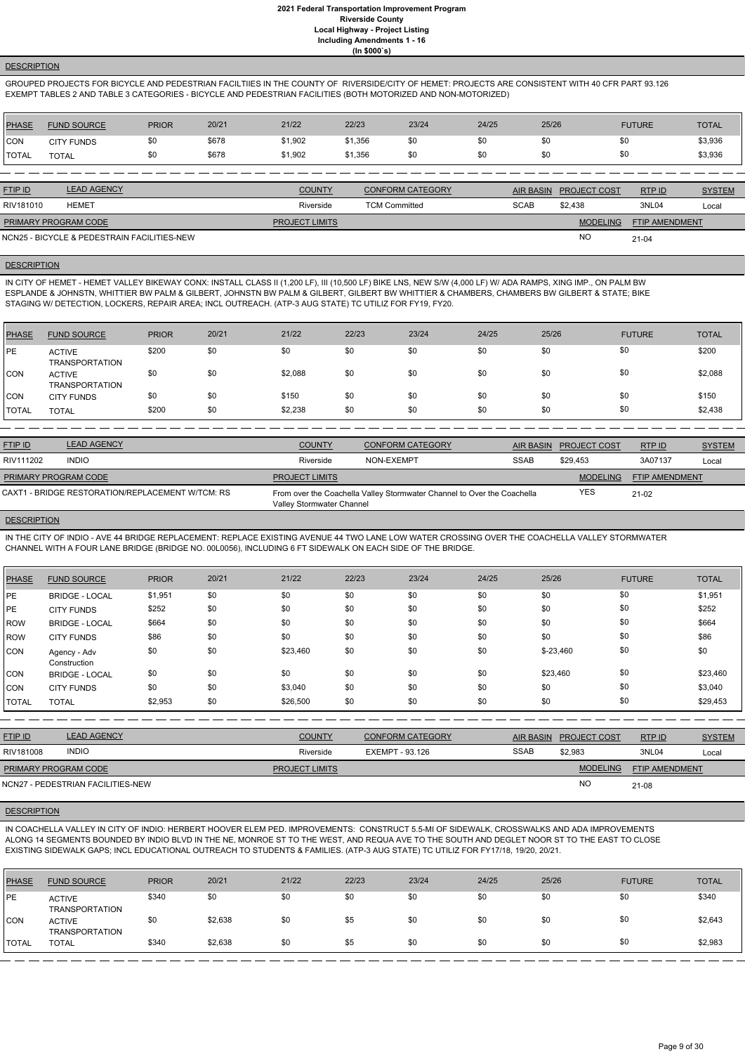# 2021 Federal Transportation Improvement Program
## Riverside County
### Local Highway - Project Listing
### Including Amendments 1 - 16
### (In $000`s)

**DESCRIPTION**

GROUPED PROJECTS FOR BICYCLE AND PEDESTRIAN FACILTIIES IN THE COUNTY OF RIVERSIDE/CITY OF HEMET: PROJECTS ARE CONSISTENT WITH 40 CFR PART 93.126 EXEMPT TABLES 2 AND TABLE 3 CATEGORIES - BICYCLE AND PEDESTRIAN FACILITIES (BOTH MOTORIZED AND NON-MOTORIZED)

| PHASE | FUND SOURCE | PRIOR | 20/21 | 21/22 | 22/23 | 23/24 | 24/25 | 25/26 | FUTURE | TOTAL |
|---|---|---|---|---|---|---|---|---|---|---|
| CON | CITY FUNDS | $0 | $678 | $1,902 | $1,356 | $0 | $0 | $0 | $0 | $3,936 |
| TOTAL | TOTAL | $0 | $678 | $1,902 | $1,356 | $0 | $0 | $0 | $0 | $3,936 |

| FTIP ID | LEAD AGENCY | COUNTY | CONFORM CATEGORY | AIR BASIN | PROJECT COST | RTP ID | SYSTEM |
|---|---|---|---|---|---|---|---|
| RIV181010 | HEMET | Riverside | TCM Committed | SCAB | $2,438 | 3NL04 | Local |

| PRIMARY PROGRAM CODE | PROJECT LIMITS | MODELING | FTIP AMENDMENT |
|---|---|---|---|
| NCN25 - BICYCLE & PEDESTRAIN FACILITIES-NEW | | NO | 21-04 |

**DESCRIPTION**

IN CITY OF HEMET - HEMET VALLEY BIKEWAY CONX: INSTALL CLASS II (1,200 LF), III (10,500 LF) BIKE LNS, NEW S/W (4,000 LF) W/ ADA RAMPS, XING IMP., ON PALM BW ESPLANDE & JOHNSTN, WHITTIER BW PALM & GILBERT, JOHNSTN BW PALM & GILBERT, GILBERT BW WHITTIER & CHAMBERS, CHAMBERS BW GILBERT & STATE; BIKE STAGING W/ DETECTION, LOCKERS, REPAIR AREA; INCL OUTREACH. (ATP-3 AUG STATE) TC UTILIZ FOR FY19, FY20.

| PHASE | FUND SOURCE | PRIOR | 20/21 | 21/22 | 22/23 | 23/24 | 24/25 | 25/26 | FUTURE | TOTAL |
|---|---|---|---|---|---|---|---|---|---|---|
| PE | ACTIVE TRANSPORTATION | $200 | $0 | $0 | $0 | $0 | $0 | $0 | $0 | $200 |
| CON | ACTIVE TRANSPORTATION | $0 | $0 | $2,088 | $0 | $0 | $0 | $0 | $0 | $2,088 |
| CON | CITY FUNDS | $0 | $0 | $150 | $0 | $0 | $0 | $0 | $0 | $150 |
| TOTAL | TOTAL | $200 | $0 | $2,238 | $0 | $0 | $0 | $0 | $0 | $2,438 |

| FTIP ID | LEAD AGENCY | COUNTY | CONFORM CATEGORY | AIR BASIN | PROJECT COST | RTP ID | SYSTEM |
|---|---|---|---|---|---|---|---|
| RIV111202 | INDIO | Riverside | NON-EXEMPT | SSAB | $29,453 | 3A07137 | Local |

| PRIMARY PROGRAM CODE | PROJECT LIMITS | MODELING | FTIP AMENDMENT |
|---|---|---|---|
| CAXT1 - BRIDGE RESTORATION/REPLACEMENT W/TCM: RS | From over the Coachella Valley Stormwater Channel to Over the Coachella Valley Stormwater Channel | YES | 21-02 |

**DESCRIPTION**

IN THE CITY OF INDIO - AVE 44 BRIDGE REPLACEMENT: REPLACE EXISTING AVENUE 44 TWO LANE LOW WATER CROSSING OVER THE COACHELLA VALLEY STORMWATER CHANNEL WITH A FOUR LANE BRIDGE (BRIDGE NO. 00L0056), INCLUDING 6 FT SIDEWALK ON EACH SIDE OF THE BRIDGE.

| PHASE | FUND SOURCE | PRIOR | 20/21 | 21/22 | 22/23 | 23/24 | 24/25 | 25/26 | FUTURE | TOTAL |
|---|---|---|---|---|---|---|---|---|---|---|
| PE | BRIDGE - LOCAL | $1,951 | $0 | $0 | $0 | $0 | $0 | $0 | $0 | $1,951 |
| PE | CITY FUNDS | $252 | $0 | $0 | $0 | $0 | $0 | $0 | $0 | $252 |
| ROW | BRIDGE - LOCAL | $664 | $0 | $0 | $0 | $0 | $0 | $0 | $0 | $664 |
| ROW | CITY FUNDS | $86 | $0 | $0 | $0 | $0 | $0 | $0 | $0 | $86 |
| CON | Agency - Adv Construction | $0 | $0 | $23,460 | $0 | $0 | $0 | $-23,460 | $0 | $0 |
| CON | BRIDGE - LOCAL | $0 | $0 | $0 | $0 | $0 | $0 | $23,460 | $0 | $23,460 |
| CON | CITY FUNDS | $0 | $0 | $3,040 | $0 | $0 | $0 | $0 | $0 | $3,040 |
| TOTAL | TOTAL | $2,953 | $0 | $26,500 | $0 | $0 | $0 | $0 | $0 | $29,453 |

| FTIP ID | LEAD AGENCY | COUNTY | CONFORM CATEGORY | AIR BASIN | PROJECT COST | RTP ID | SYSTEM |
|---|---|---|---|---|---|---|---|
| RIV181008 | INDIO | Riverside | EXEMPT - 93.126 | SSAB | $2,983 | 3NL04 | Local |

| PRIMARY PROGRAM CODE | PROJECT LIMITS | MODELING | FTIP AMENDMENT |
|---|---|---|---|
| NCN27 - PEDESTRIAN FACILITIES-NEW | | NO | 21-08 |

**DESCRIPTION**

IN COACHELLA VALLEY IN CITY OF INDIO: HERBERT HOOVER ELEM PED. IMPROVEMENTS: CONSTRUCT 5.5-MI OF SIDEWALK, CROSSWALKS AND ADA IMPROVEMENTS ALONG 14 SEGMENTS BOUNDED BY INDIO BLVD IN THE NE, MONROE ST TO THE WEST, AND REQUA AVE TO THE SOUTH AND DEGLET NOOR ST TO THE EAST TO CLOSE EXISTING SIDEWALK GAPS; INCL EDUCATIONAL OUTREACH TO STUDENTS & FAMILIES. (ATP-3 AUG STATE) TC UTILIZ FOR FY17/18, 19/20, 20/21.

| PHASE | FUND SOURCE | PRIOR | 20/21 | 21/22 | 22/23 | 23/24 | 24/25 | 25/26 | FUTURE | TOTAL |
|---|---|---|---|---|---|---|---|---|---|---|
| PE | ACTIVE TRANSPORTATION | $340 | $0 | $0 | $0 | $0 | $0 | $0 | $0 | $340 |
| CON | ACTIVE TRANSPORTATION | $0 | $2,638 | $0 | $5 | $0 | $0 | $0 | $0 | $2,643 |
| TOTAL | TOTAL | $340 | $2,638 | $0 | $5 | $0 | $0 | $0 | $0 | $2,983 |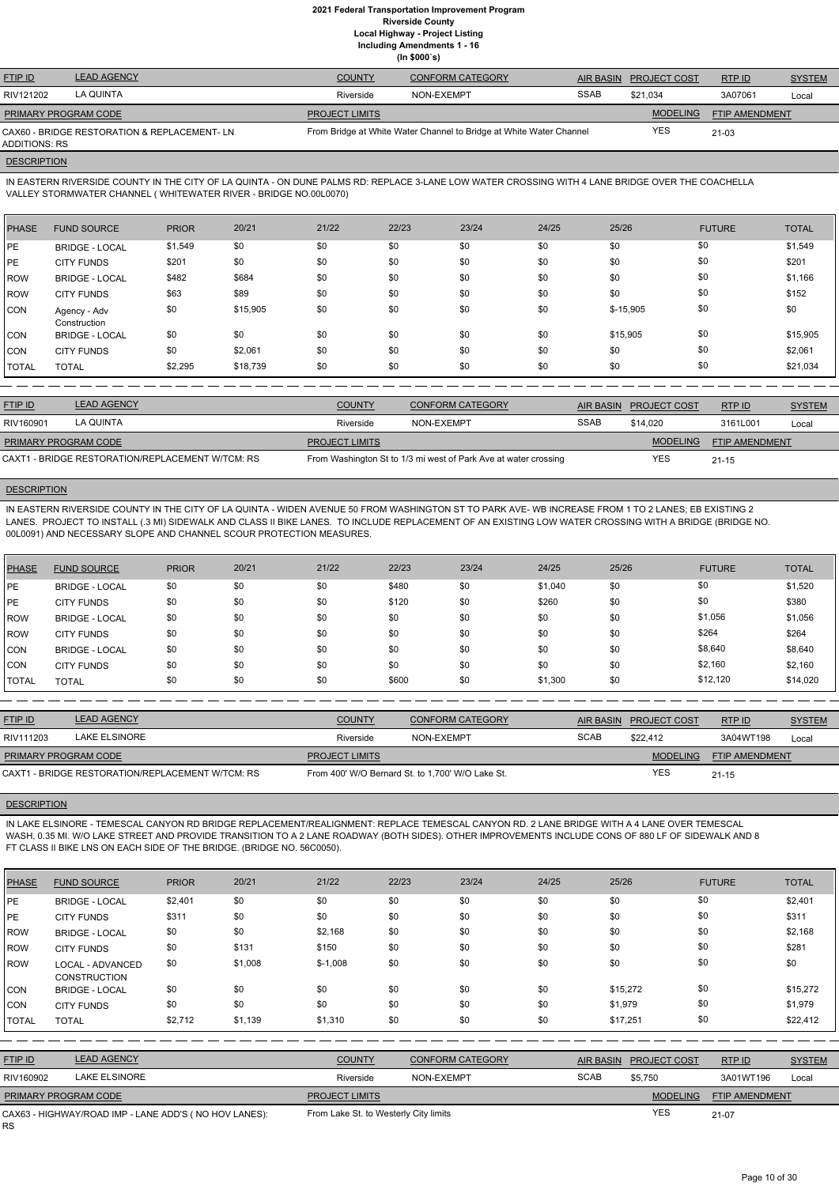# 2021 Federal Transportation Improvement Program
## Riverside County
## Local Highway - Project Listing
## Including Amendments 1 - 16
## (In $000`s)

| FTIP ID | LEAD AGENCY | COUNTY | CONFORM CATEGORY | AIR BASIN | PROJECT COST | RTP ID | SYSTEM |
|---|---|---|---|---|---|---|---|
| RIV121202 | LA QUINTA | Riverside | NON-EXEMPT | SSAB | $21,034 | 3A07061 | Local |

| PRIMARY PROGRAM CODE | PROJECT LIMITS | MODELING | FTIP AMENDMENT |
|---|---|---|---|
| CAX60 - BRIDGE RESTORATION & REPLACEMENT- LN ADDITIONS: RS | From Bridge at White Water Channel to Bridge at White Water Channel | YES | 21-03 |

**DESCRIPTION**

IN EASTERN RIVERSIDE COUNTY IN THE CITY OF LA QUINTA - ON DUNE PALMS RD: REPLACE 3-LANE LOW WATER CROSSING WITH 4 LANE BRIDGE OVER THE COACHELLA VALLEY STORMWATER CHANNEL ( WHITEWATER RIVER - BRIDGE NO.00L0070)

| PHASE | FUND SOURCE | PRIOR | 20/21 | 21/22 | 22/23 | 23/24 | 24/25 | 25/26 | FUTURE | TOTAL |
|---|---|---|---|---|---|---|---|---|---|---|
| PE | BRIDGE - LOCAL | $1,549 | $0 | $0 | $0 | $0 | $0 | $0 | $0 | $1,549 |
| PE | CITY FUNDS | $201 | $0 | $0 | $0 | $0 | $0 | $0 | $0 | $201 |
| ROW | BRIDGE - LOCAL | $482 | $684 | $0 | $0 | $0 | $0 | $0 | $0 | $1,166 |
| ROW | CITY FUNDS | $63 | $89 | $0 | $0 | $0 | $0 | $0 | $0 | $152 |
| CON | Agency - Adv Construction | $0 | $15,905 | $0 | $0 | $0 | $0 | $-15,905 | $0 | $0 |
| CON | BRIDGE - LOCAL | $0 | $0 | $0 | $0 | $0 | $0 | $15,905 | $0 | $15,905 |
| CON | CITY FUNDS | $0 | $2,061 | $0 | $0 | $0 | $0 | $0 | $0 | $2,061 |
| TOTAL | TOTAL | $2,295 | $18,739 | $0 | $0 | $0 | $0 | $0 | $0 | $21,034 |

| FTIP ID | LEAD AGENCY | COUNTY | CONFORM CATEGORY | AIR BASIN | PROJECT COST | RTP ID | SYSTEM |
|---|---|---|---|---|---|---|---|
| RIV160901 | LA QUINTA | Riverside | NON-EXEMPT | SSAB | $14,020 | 3161L001 | Local |

| PRIMARY PROGRAM CODE | PROJECT LIMITS | MODELING | FTIP AMENDMENT |
|---|---|---|---|
| CAXT1 - BRIDGE RESTORATION/REPLACEMENT W/TCM: RS | From Washington St to 1/3 mi west of Park Ave at water crossing | YES | 21-15 |

**DESCRIPTION**

IN EASTERN RIVERSIDE COUNTY IN THE CITY OF LA QUINTA - WIDEN AVENUE 50 FROM WASHINGTON ST TO PARK AVE- WB INCREASE FROM 1 TO 2 LANES; EB EXISTING 2 LANES. PROJECT TO INSTALL (.3 MI) SIDEWALK AND CLASS II BIKE LANES. TO INCLUDE REPLACEMENT OF AN EXISTING LOW WATER CROSSING WITH A BRIDGE (BRIDGE NO. 00L0091) AND NECESSARY SLOPE AND CHANNEL SCOUR PROTECTION MEASURES.

| PHASE | FUND SOURCE | PRIOR | 20/21 | 21/22 | 22/23 | 23/24 | 24/25 | 25/26 | FUTURE | TOTAL |
|---|---|---|---|---|---|---|---|---|---|---|
| PE | BRIDGE - LOCAL | $0 | $0 | $0 | $480 | $0 | $1,040 | $0 | $0 | $1,520 |
| PE | CITY FUNDS | $0 | $0 | $0 | $120 | $0 | $260 | $0 | $0 | $380 |
| ROW | BRIDGE - LOCAL | $0 | $0 | $0 | $0 | $0 | $0 | $0 | $1,056 | $1,056 |
| ROW | CITY FUNDS | $0 | $0 | $0 | $0 | $0 | $0 | $0 | $264 | $264 |
| CON | BRIDGE - LOCAL | $0 | $0 | $0 | $0 | $0 | $0 | $0 | $8,640 | $8,640 |
| CON | CITY FUNDS | $0 | $0 | $0 | $0 | $0 | $0 | $0 | $2,160 | $2,160 |
| TOTAL | TOTAL | $0 | $0 | $0 | $600 | $0 | $1,300 | $0 | $12,120 | $14,020 |

| FTIP ID | LEAD AGENCY | COUNTY | CONFORM CATEGORY | AIR BASIN | PROJECT COST | RTP ID | SYSTEM |
|---|---|---|---|---|---|---|---|
| RIV111203 | LAKE ELSINORE | Riverside | NON-EXEMPT | SCAB | $22,412 | 3A04WT198 | Local |

| PRIMARY PROGRAM CODE | PROJECT LIMITS | MODELING | FTIP AMENDMENT |
|---|---|---|---|
| CAXT1 - BRIDGE RESTORATION/REPLACEMENT W/TCM: RS | From 400' W/O Bernard St. to 1,700' W/O Lake St. | YES | 21-15 |

**DESCRIPTION**

IN LAKE ELSINORE - TEMESCAL CANYON RD BRIDGE REPLACEMENT/REALIGNMENT: REPLACE TEMESCAL CANYON RD. 2 LANE BRIDGE WITH A 4 LANE OVER TEMESCAL WASH, 0.35 MI. W/O LAKE STREET AND PROVIDE TRANSITION TO A 2 LANE ROADWAY (BOTH SIDES). OTHER IMPROVEMENTS INCLUDE CONS OF 880 LF OF SIDEWALK AND 8 FT CLASS II BIKE LNS ON EACH SIDE OF THE BRIDGE. (BRIDGE NO. 56C0050).

| PHASE | FUND SOURCE | PRIOR | 20/21 | 21/22 | 22/23 | 23/24 | 24/25 | 25/26 | FUTURE | TOTAL |
|---|---|---|---|---|---|---|---|---|---|---|
| PE | BRIDGE - LOCAL | $2,401 | $0 | $0 | $0 | $0 | $0 | $0 | $0 | $2,401 |
| PE | CITY FUNDS | $311 | $0 | $0 | $0 | $0 | $0 | $0 | $0 | $311 |
| ROW | BRIDGE - LOCAL | $0 | $0 | $2,168 | $0 | $0 | $0 | $0 | $0 | $2,168 |
| ROW | CITY FUNDS | $0 | $131 | $150 | $0 | $0 | $0 | $0 | $0 | $281 |
| ROW | LOCAL - ADVANCED CONSTRUCTION | $0 | $1,008 | $-1,008 | $0 | $0 | $0 | $0 | $0 | $0 |
| CON | BRIDGE - LOCAL | $0 | $0 | $0 | $0 | $0 | $0 | $15,272 | $0 | $15,272 |
| CON | CITY FUNDS | $0 | $0 | $0 | $0 | $0 | $0 | $1,979 | $0 | $1,979 |
| TOTAL | TOTAL | $2,712 | $1,139 | $1,310 | $0 | $0 | $0 | $17,251 | $0 | $22,412 |

| FTIP ID | LEAD AGENCY | COUNTY | CONFORM CATEGORY | AIR BASIN | PROJECT COST | RTP ID | SYSTEM |
|---|---|---|---|---|---|---|---|
| RIV160902 | LAKE ELSINORE | Riverside | NON-EXEMPT | SCAB | $5,750 | 3A01WT196 | Local |

| PRIMARY PROGRAM CODE | PROJECT LIMITS | MODELING | FTIP AMENDMENT |
|---|---|---|---|
| CAX63 - HIGHWAY/ROAD IMP - LANE ADD'S ( NO HOV LANES): RS | From Lake St. to Westerly City limits | YES | 21-07 |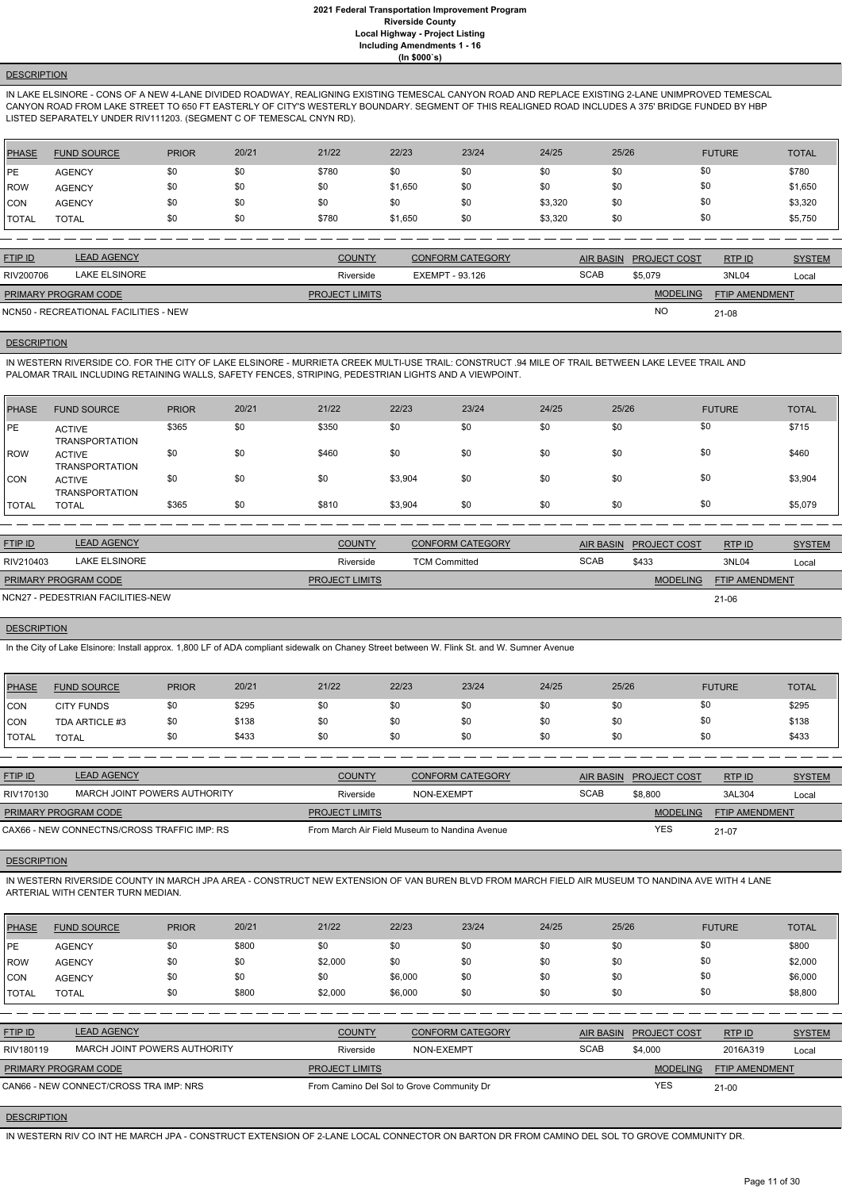## DESCRIPTION

IN LAKE ELSINORE - CONS OF A NEW 4-LANE DIVIDED ROADWAY, REALIGNING EXISTING TEMESCAL CANYON ROAD AND REPLACE EXISTING 2-LANE UNIMPROVED TEMESCAL CANYON ROAD FROM LAKE STREET TO 650 FT EASTERLY OF CITY'S WESTERLY BOUNDARY. SEGMENT OF THIS REALIGNED ROAD INCLUDES A 375' BRIDGE FUNDED BY HBP LISTED SEPARATELY UNDER RIV111203. (SEGMENT C OF TEMESCAL CNYN RD).

| PHASE | FUND SOURCE | PRIOR | 20/21 | 21/22 | 22/23 | 23/24 | 24/25 | 25/26 | FUTURE | TOTAL |
|---|---|---|---|---|---|---|---|---|---|---|
| PE | AGENCY | $0 | $0 | $780 | $0 | $0 | $0 | $0 | $0 | $780 |
| ROW | AGENCY | $0 | $0 | $0 | $1,650 | $0 | $0 | $0 | $0 | $1,650 |
| CON | AGENCY | $0 | $0 | $0 | $0 | $0 | $3,320 | $0 | $0 | $3,320 |
| TOTAL | TOTAL | $0 | $0 | $780 | $1,650 | $0 | $3,320 | $0 | $0 | $5,750 |

| FTIP ID | LEAD AGENCY | COUNTY | CONFORM CATEGORY | AIR BASIN | PROJECT COST | RTP ID | SYSTEM |
|---|---|---|---|---|---|---|---|
| RIV200706 | LAKE ELSINORE | Riverside | EXEMPT - 93.126 | SCAB | $5,079 | 3NL04 | Local |

| PRIMARY PROGRAM CODE | PROJECT LIMITS | MODELING | FTIP AMENDMENT |
|---|---|---|---|
| NCN50 - RECREATIONAL FACILITIES - NEW | | NO | 21-08 |

## DESCRIPTION

IN WESTERN RIVERSIDE CO. FOR THE CITY OF LAKE ELSINORE - MURRIETA CREEK MULTI-USE TRAIL: CONSTRUCT .94 MILE OF TRAIL BETWEEN LAKE LEVEE TRAIL AND PALOMAR TRAIL INCLUDING RETAINING WALLS, SAFETY FENCES, STRIPING, PEDESTRIAN LIGHTS AND A VIEWPOINT.

| PHASE | FUND SOURCE | PRIOR | 20/21 | 21/22 | 22/23 | 23/24 | 24/25 | 25/26 | FUTURE | TOTAL |
|---|---|---|---|---|---|---|---|---|---|---|
| PE | ACTIVE TRANSPORTATION | $365 | $0 | $350 | $0 | $0 | $0 | $0 | $0 | $715 |
| ROW | ACTIVE TRANSPORTATION | $0 | $0 | $460 | $0 | $0 | $0 | $0 | $0 | $460 |
| CON | ACTIVE TRANSPORTATION | $0 | $0 | $0 | $3,904 | $0 | $0 | $0 | $0 | $3,904 |
| TOTAL | TOTAL | $365 | $0 | $810 | $3,904 | $0 | $0 | $0 | $0 | $5,079 |

| FTIP ID | LEAD AGENCY | COUNTY | CONFORM CATEGORY | AIR BASIN | PROJECT COST | RTP ID | SYSTEM |
|---|---|---|---|---|---|---|---|
| RIV210403 | LAKE ELSINORE | Riverside | TCM Committed | SCAB | $433 | 3NL04 | Local |

| PRIMARY PROGRAM CODE | PROJECT LIMITS | MODELING | FTIP AMENDMENT |
|---|---|---|---|
| NCN27 - PEDESTRIAN FACILITIES-NEW | | | 21-06 |

## DESCRIPTION

In the City of Lake Elsinore: Install approx. 1,800 LF of ADA compliant sidewalk on Chaney Street between W. Flink St. and W. Sumner Avenue

| PHASE | FUND SOURCE | PRIOR | 20/21 | 21/22 | 22/23 | 23/24 | 24/25 | 25/26 | FUTURE | TOTAL |
|---|---|---|---|---|---|---|---|---|---|---|
| CON | CITY FUNDS | $0 | $295 | $0 | $0 | $0 | $0 | $0 | $0 | $295 |
| CON | TDA ARTICLE #3 | $0 | $138 | $0 | $0 | $0 | $0 | $0 | $0 | $138 |
| TOTAL | TOTAL | $0 | $433 | $0 | $0 | $0 | $0 | $0 | $0 | $433 |

| FTIP ID | LEAD AGENCY | COUNTY | CONFORM CATEGORY | AIR BASIN | PROJECT COST | RTP ID | SYSTEM |
|---|---|---|---|---|---|---|---|
| RIV170130 | MARCH JOINT POWERS AUTHORITY | Riverside | NON-EXEMPT | SCAB | $8,800 | 3AL304 | Local |

| PRIMARY PROGRAM CODE | PROJECT LIMITS | MODELING | FTIP AMENDMENT |
|---|---|---|---|
| CAX66 - NEW CONNECTNS/CROSS TRAFFIC IMP: RS | From March Air Field Museum to Nandina Avenue | YES | 21-07 |

## DESCRIPTION

IN WESTERN RIVERSIDE COUNTY IN MARCH JPA AREA - CONSTRUCT NEW EXTENSION OF VAN BUREN BLVD FROM MARCH FIELD AIR MUSEUM TO NANDINA AVE WITH 4 LANE ARTERIAL WITH CENTER TURN MEDIAN.

| PHASE | FUND SOURCE | PRIOR | 20/21 | 21/22 | 22/23 | 23/24 | 24/25 | 25/26 | FUTURE | TOTAL |
|---|---|---|---|---|---|---|---|---|---|---|
| PE | AGENCY | $0 | $800 | $0 | $0 | $0 | $0 | $0 | $0 | $800 |
| ROW | AGENCY | $0 | $0 | $2,000 | $0 | $0 | $0 | $0 | $0 | $2,000 |
| CON | AGENCY | $0 | $0 | $0 | $6,000 | $0 | $0 | $0 | $0 | $6,000 |
| TOTAL | TOTAL | $0 | $800 | $2,000 | $6,000 | $0 | $0 | $0 | $0 | $8,800 |

| FTIP ID | LEAD AGENCY | COUNTY | CONFORM CATEGORY | AIR BASIN | PROJECT COST | RTP ID | SYSTEM |
|---|---|---|---|---|---|---|---|
| RIV180119 | MARCH JOINT POWERS AUTHORITY | Riverside | NON-EXEMPT | SCAB | $4,000 | 2016A319 | Local |

| PRIMARY PROGRAM CODE | PROJECT LIMITS | MODELING | FTIP AMENDMENT |
|---|---|---|---|
| CAN66 - NEW CONNECT/CROSS TRA IMP: NRS | From Camino Del Sol to Grove Community Dr | YES | 21-00 |

## DESCRIPTION

IN WESTERN RIV CO INT HE MARCH JPA - CONSTRUCT EXTENSION OF 2-LANE LOCAL CONNECTOR ON BARTON DR FROM CAMINO DEL SOL TO GROVE COMMUNITY DR.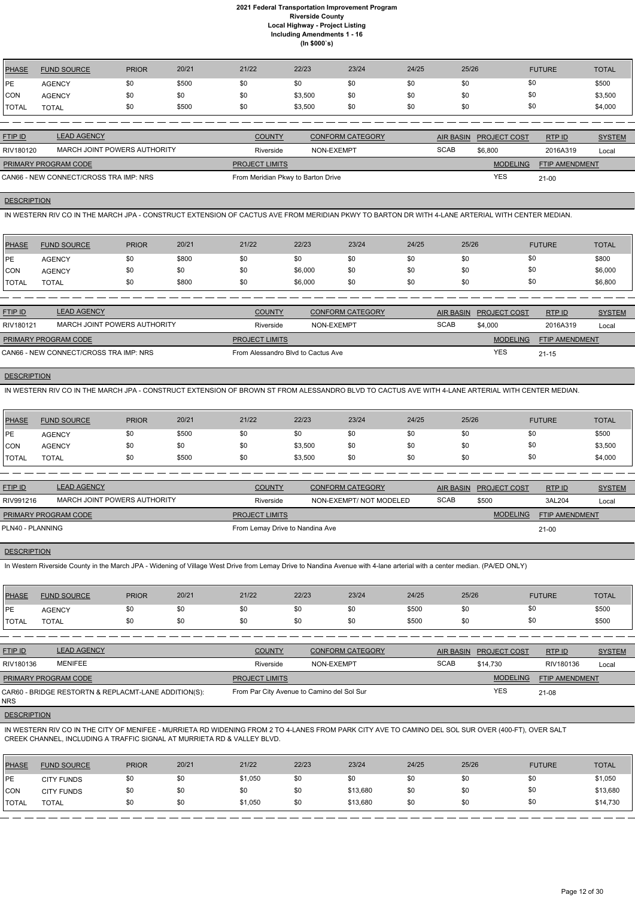# 2021 Federal Transportation Improvement Program
## Riverside County
### Local Highway - Project Listing
### Including Amendments 1 - 16
### (In $000`s)

| PHASE | FUND SOURCE | PRIOR | 20/21 | 21/22 | 22/23 | 23/24 | 24/25 | 25/26 | FUTURE | TOTAL |
|---|---|---|---|---|---|---|---|---|---|---|
| PE | AGENCY | $0 | $500 | $0 | $0 | $0 | $0 | $0 | $0 | $500 |
| CON | AGENCY | $0 | $0 | $0 | $3,500 | $0 | $0 | $0 | $0 | $3,500 |
| TOTAL | TOTAL | $0 | $500 | $0 | $3,500 | $0 | $0 | $0 | $0 | $4,000 |

| FTIP ID | LEAD AGENCY | COUNTY | CONFORM CATEGORY | AIR BASIN | PROJECT COST | RTP ID | SYSTEM |
|---|---|---|---|---|---|---|---|
| RIV180120 | MARCH JOINT POWERS AUTHORITY | Riverside | NON-EXEMPT | SCAB | $6,800 | 2016A319 | Local |

| PRIMARY PROGRAM CODE | PROJECT LIMITS | MODELING | FTIP AMENDMENT |
|---|---|---|---|
| CAN66 - NEW CONNECT/CROSS TRA IMP: NRS | From Meridian Pkwy to Barton Drive | YES | 21-00 |

**DESCRIPTION**

IN WESTERN RIV CO IN THE MARCH JPA - CONSTRUCT EXTENSION OF CACTUS AVE FROM MERIDIAN PKWY TO BARTON DR WITH 4-LANE ARTERIAL WITH CENTER MEDIAN.

| PHASE | FUND SOURCE | PRIOR | 20/21 | 21/22 | 22/23 | 23/24 | 24/25 | 25/26 | FUTURE | TOTAL |
|---|---|---|---|---|---|---|---|---|---|---|
| PE | AGENCY | $0 | $800 | $0 | $0 | $0 | $0 | $0 | $0 | $800 |
| CON | AGENCY | $0 | $0 | $0 | $6,000 | $0 | $0 | $0 | $0 | $6,000 |
| TOTAL | TOTAL | $0 | $800 | $0 | $6,000 | $0 | $0 | $0 | $0 | $6,800 |

| FTIP ID | LEAD AGENCY | COUNTY | CONFORM CATEGORY | AIR BASIN | PROJECT COST | RTP ID | SYSTEM |
|---|---|---|---|---|---|---|---|
| RIV180121 | MARCH JOINT POWERS AUTHORITY | Riverside | NON-EXEMPT | SCAB | $4,000 | 2016A319 | Local |

| PRIMARY PROGRAM CODE | PROJECT LIMITS | MODELING | FTIP AMENDMENT |
|---|---|---|---|
| CAN66 - NEW CONNECT/CROSS TRA IMP: NRS | From Alessandro Blvd to Cactus Ave | YES | 21-15 |

**DESCRIPTION**

IN WESTERN RIV CO IN THE MARCH JPA - CONSTRUCT EXTENSION OF BROWN ST FROM ALESSANDRO BLVD TO CACTUS AVE WITH 4-LANE ARTERIAL WITH CENTER MEDIAN.

| PHASE | FUND SOURCE | PRIOR | 20/21 | 21/22 | 22/23 | 23/24 | 24/25 | 25/26 | FUTURE | TOTAL |
|---|---|---|---|---|---|---|---|---|---|---|
| PE | AGENCY | $0 | $500 | $0 | $0 | $0 | $0 | $0 | $0 | $500 |
| CON | AGENCY | $0 | $0 | $0 | $3,500 | $0 | $0 | $0 | $0 | $3,500 |
| TOTAL | TOTAL | $0 | $500 | $0 | $3,500 | $0 | $0 | $0 | $0 | $4,000 |

| FTIP ID | LEAD AGENCY | COUNTY | CONFORM CATEGORY | AIR BASIN | PROJECT COST | RTP ID | SYSTEM |
|---|---|---|---|---|---|---|---|
| RIV991216 | MARCH JOINT POWERS AUTHORITY | Riverside | NON-EXEMPT/ NOT MODELED | SCAB | $500 | 3AL204 | Local |

| PRIMARY PROGRAM CODE | PROJECT LIMITS | MODELING | FTIP AMENDMENT |
|---|---|---|---|
| PLN40 - PLANNING | From Lemay Drive to Nandina Ave | | 21-00 |

**DESCRIPTION**

In Western Riverside County in the March JPA - Widening of Village West Drive from Lemay Drive to Nandina Avenue with 4-lane arterial with a center median. (PA/ED ONLY)

| PHASE | FUND SOURCE | PRIOR | 20/21 | 21/22 | 22/23 | 23/24 | 24/25 | 25/26 | FUTURE | TOTAL |
|---|---|---|---|---|---|---|---|---|---|---|
| PE | AGENCY | $0 | $0 | $0 | $0 | $0 | $500 | $0 | $0 | $500 |
| TOTAL | TOTAL | $0 | $0 | $0 | $0 | $0 | $500 | $0 | $0 | $500 |

| FTIP ID | LEAD AGENCY | COUNTY | CONFORM CATEGORY | AIR BASIN | PROJECT COST | RTP ID | SYSTEM |
|---|---|---|---|---|---|---|---|
| RIV180136 | MENIFEE | Riverside | NON-EXEMPT | SCAB | $14,730 | RIV180136 | Local |

| PRIMARY PROGRAM CODE | PROJECT LIMITS | MODELING | FTIP AMENDMENT |
|---|---|---|---|
| CAR60 - BRIDGE RESTORTN & REPLACMT-LANE ADDITION(S): NRS | From Par City Avenue to Camino del Sol Sur | YES | 21-08 |

**DESCRIPTION**

IN WESTERN RIV CO IN THE CITY OF MENIFEE - MURRIETA RD WIDENING FROM 2 TO 4-LANES FROM PARK CITY AVE TO CAMINO DEL SOL SUR OVER (400-FT), OVER SALT CREEK CHANNEL, INCLUDING A TRAFFIC SIGNAL AT MURRIETA RD & VALLEY BLVD.

| PHASE | FUND SOURCE | PRIOR | 20/21 | 21/22 | 22/23 | 23/24 | 24/25 | 25/26 | FUTURE | TOTAL |
|---|---|---|---|---|---|---|---|---|---|---|
| PE | CITY FUNDS | $0 | $0 | $1,050 | $0 | $0 | $0 | $0 | $0 | $1,050 |
| CON | CITY FUNDS | $0 | $0 | $0 | $0 | $13,680 | $0 | $0 | $0 | $13,680 |
| TOTAL | TOTAL | $0 | $0 | $1,050 | $0 | $13,680 | $0 | $0 | $0 | $14,730 |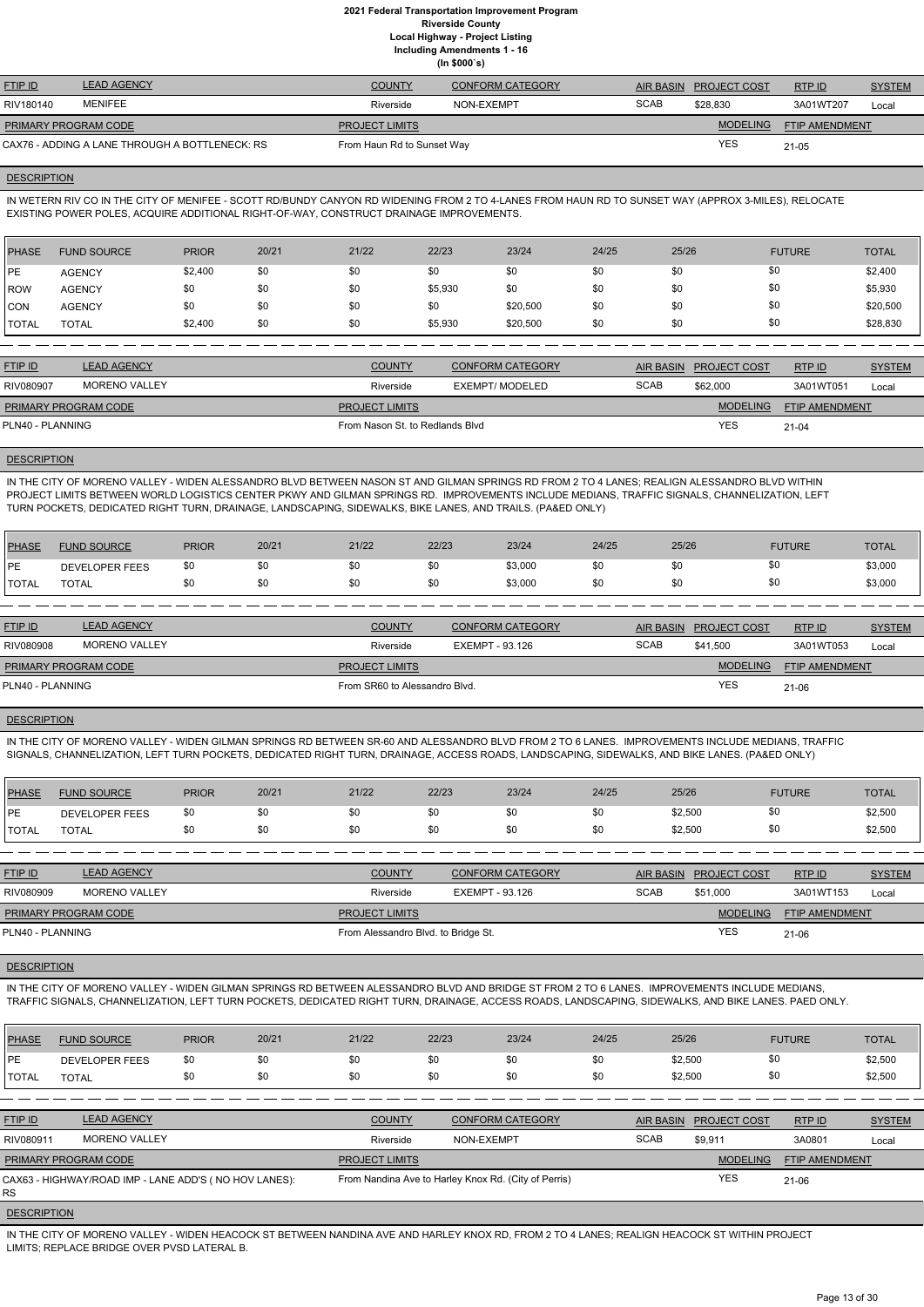# 2021 Federal Transportation Improvement Program
## Riverside County
### Local Highway - Project Listing
### Including Amendments 1 - 16
### (In $000`s)

| FTIP ID | LEAD AGENCY | COUNTY | CONFORM CATEGORY | AIR BASIN | PROJECT COST | RTP ID | SYSTEM |
|---|---|---|---|---|---|---|---|
| RIV180140 | MENIFEE | Riverside | NON-EXEMPT | SCAB | $28,830 | 3A01WT207 | Local |

| PRIMARY PROGRAM CODE | PROJECT LIMITS | MODELING | FTIP AMENDMENT |
|---|---|---|---|
| CAX76 - ADDING A LANE THROUGH A BOTTLENECK: RS | From Haun Rd to Sunset Way | YES | 21-05 |

**DESCRIPTION**

IN WETERN RIV CO IN THE CITY OF MENIFEE - SCOTT RD/BUNDY CANYON RD WIDENING FROM 2 TO 4-LANES FROM HAUN RD TO SUNSET WAY (APPROX 3-MILES), RELOCATE EXISTING POWER POLES, ACQUIRE ADDITIONAL RIGHT-OF-WAY, CONSTRUCT DRAINAGE IMPROVEMENTS.

| PHASE | FUND SOURCE | PRIOR | 20/21 | 21/22 | 22/23 | 23/24 | 24/25 | 25/26 | FUTURE | TOTAL |
|---|---|---|---|---|---|---|---|---|---|---|
| PE | AGENCY | $2,400 | $0 | $0 | $0 | $0 | $0 | $0 | $0 | $2,400 |
| ROW | AGENCY | $0 | $0 | $0 | $5,930 | $0 | $0 | $0 | $0 | $5,930 |
| CON | AGENCY | $0 | $0 | $0 | $0 | $20,500 | $0 | $0 | $0 | $20,500 |
| TOTAL | TOTAL | $2,400 | $0 | $0 | $5,930 | $20,500 | $0 | $0 | $0 | $28,830 |

| FTIP ID | LEAD AGENCY | COUNTY | CONFORM CATEGORY | AIR BASIN | PROJECT COST | RTP ID | SYSTEM |
|---|---|---|---|---|---|---|---|
| RIV080907 | MORENO VALLEY | Riverside | EXEMPT/ MODELED | SCAB | $62,000 | 3A01WT051 | Local |

| PRIMARY PROGRAM CODE | PROJECT LIMITS | MODELING | FTIP AMENDMENT |
|---|---|---|---|
| PLN40 - PLANNING | From Nason St. to Redlands Blvd | YES | 21-04 |

**DESCRIPTION**

IN THE CITY OF MORENO VALLEY - WIDEN ALESSANDRO BLVD BETWEEN NASON ST AND GILMAN SPRINGS RD FROM 2 TO 4 LANES; REALIGN ALESSANDRO BLVD WITHIN PROJECT LIMITS BETWEEN WORLD LOGISTICS CENTER PKWY AND GILMAN SPRINGS RD. IMPROVEMENTS INCLUDE MEDIANS, TRAFFIC SIGNALS, CHANNELIZATION, LEFT TURN POCKETS, DEDICATED RIGHT TURN, DRAINAGE, LANDSCAPING, SIDEWALKS, BIKE LANES, AND TRAILS. (PA&ED ONLY)

| PHASE | FUND SOURCE | PRIOR | 20/21 | 21/22 | 22/23 | 23/24 | 24/25 | 25/26 | FUTURE | TOTAL |
|---|---|---|---|---|---|---|---|---|---|---|
| PE | DEVELOPER FEES | $0 | $0 | $0 | $0 | $3,000 | $0 | $0 | $0 | $3,000 |
| TOTAL | TOTAL | $0 | $0 | $0 | $0 | $3,000 | $0 | $0 | $0 | $3,000 |

| FTIP ID | LEAD AGENCY | COUNTY | CONFORM CATEGORY | AIR BASIN | PROJECT COST | RTP ID | SYSTEM |
|---|---|---|---|---|---|---|---|
| RIV080908 | MORENO VALLEY | Riverside | EXEMPT - 93.126 | SCAB | $41,500 | 3A01WT053 | Local |

| PRIMARY PROGRAM CODE | PROJECT LIMITS | MODELING | FTIP AMENDMENT |
|---|---|---|---|
| PLN40 - PLANNING | From SR60 to Alessandro Blvd. | YES | 21-06 |

**DESCRIPTION**

IN THE CITY OF MORENO VALLEY - WIDEN GILMAN SPRINGS RD BETWEEN SR-60 AND ALESSANDRO BLVD FROM 2 TO 6 LANES. IMPROVEMENTS INCLUDE MEDIANS, TRAFFIC SIGNALS, CHANNELIZATION, LEFT TURN POCKETS, DEDICATED RIGHT TURN, DRAINAGE, ACCESS ROADS, LANDSCAPING, SIDEWALKS, AND BIKE LANES. (PA&ED ONLY)

| PHASE | FUND SOURCE | PRIOR | 20/21 | 21/22 | 22/23 | 23/24 | 24/25 | 25/26 | FUTURE | TOTAL |
|---|---|---|---|---|---|---|---|---|---|---|
| PE | DEVELOPER FEES | $0 | $0 | $0 | $0 | $0 | $0 | $2,500 | $0 | $2,500 |
| TOTAL | TOTAL | $0 | $0 | $0 | $0 | $0 | $0 | $2,500 | $0 | $2,500 |

| FTIP ID | LEAD AGENCY | COUNTY | CONFORM CATEGORY | AIR BASIN | PROJECT COST | RTP ID | SYSTEM |
|---|---|---|---|---|---|---|---|
| RIV080909 | MORENO VALLEY | Riverside | EXEMPT - 93.126 | SCAB | $51,000 | 3A01WT153 | Local |

| PRIMARY PROGRAM CODE | PROJECT LIMITS | MODELING | FTIP AMENDMENT |
|---|---|---|---|
| PLN40 - PLANNING | From Alessandro Blvd. to Bridge St. | YES | 21-06 |

**DESCRIPTION**

IN THE CITY OF MORENO VALLEY - WIDEN GILMAN SPRINGS RD BETWEEN ALESSANDRO BLVD AND BRIDGE ST FROM 2 TO 6 LANES. IMPROVEMENTS INCLUDE MEDIANS, TRAFFIC SIGNALS, CHANNELIZATION, LEFT TURN POCKETS, DEDICATED RIGHT TURN, DRAINAGE, ACCESS ROADS, LANDSCAPING, SIDEWALKS, AND BIKE LANES. PAED ONLY.

| PHASE | FUND SOURCE | PRIOR | 20/21 | 21/22 | 22/23 | 23/24 | 24/25 | 25/26 | FUTURE | TOTAL |
|---|---|---|---|---|---|---|---|---|---|---|
| PE | DEVELOPER FEES | $0 | $0 | $0 | $0 | $0 | $0 | $2,500 | $0 | $2,500 |
| TOTAL | TOTAL | $0 | $0 | $0 | $0 | $0 | $0 | $2,500 | $0 | $2,500 |

| FTIP ID | LEAD AGENCY | COUNTY | CONFORM CATEGORY | AIR BASIN | PROJECT COST | RTP ID | SYSTEM |
|---|---|---|---|---|---|---|---|
| RIV080911 | MORENO VALLEY | Riverside | NON-EXEMPT | SCAB | $9,911 | 3A0801 | Local |

| PRIMARY PROGRAM CODE | PROJECT LIMITS | MODELING | FTIP AMENDMENT |
|---|---|---|---|
| CAX63 - HIGHWAY/ROAD IMP - LANE ADD'S ( NO HOV LANES): RS | From Nandina Ave to Harley Knox Rd. (City of Perris) | YES | 21-06 |

**DESCRIPTION**

IN THE CITY OF MORENO VALLEY - WIDEN HEACOCK ST BETWEEN NANDINA AVE AND HARLEY KNOX RD, FROM 2 TO 4 LANES; REALIGN HEACOCK ST WITHIN PROJECT LIMITS; REPLACE BRIDGE OVER PVSD LATERAL B.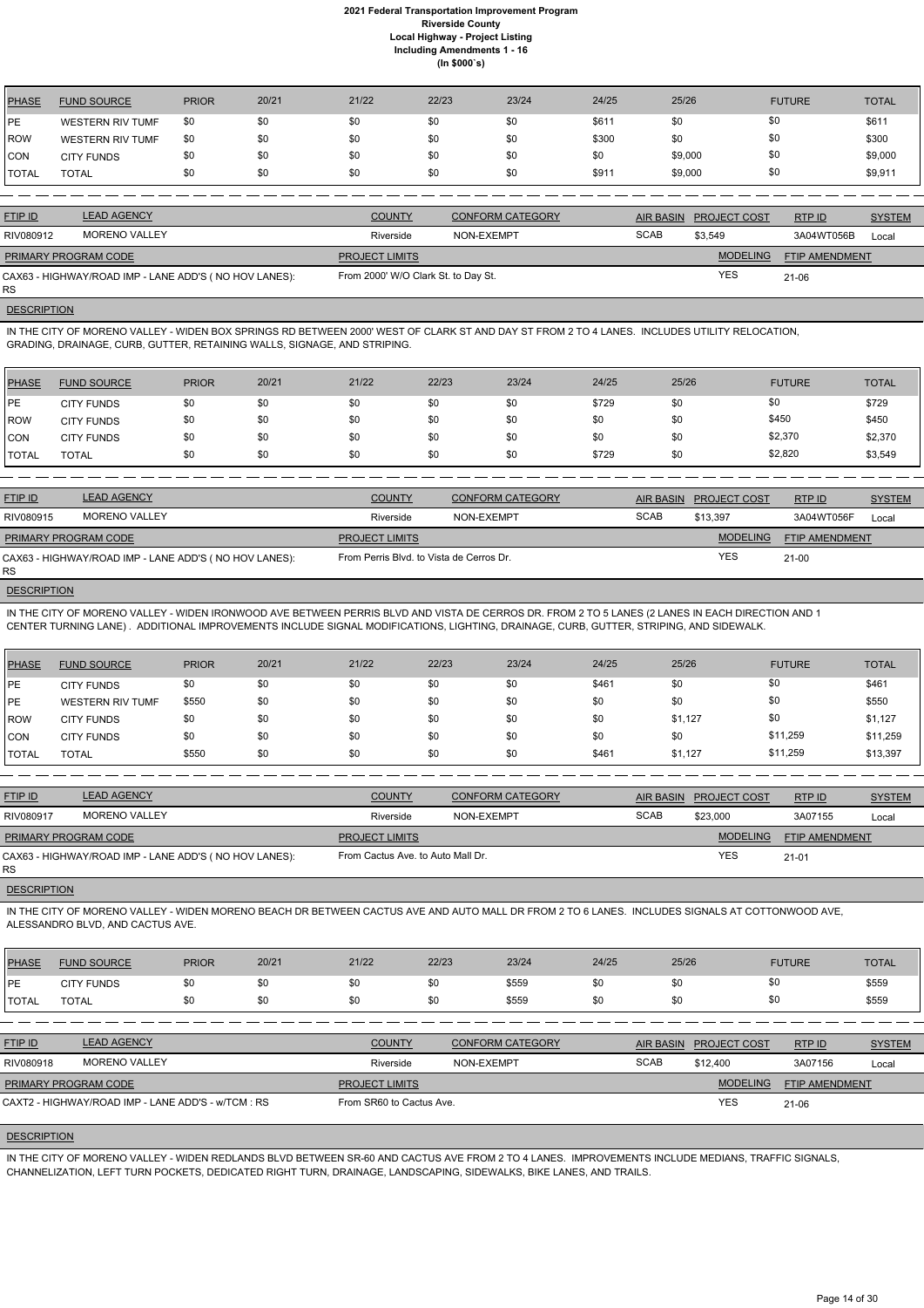# 2021 Federal Transportation Improvement Program
## Riverside County
### Local Highway - Project Listing
### Including Amendments 1 - 16
### (In $000`s)

| PHASE | FUND SOURCE | PRIOR | 20/21 | 21/22 | 22/23 | 23/24 | 24/25 | 25/26 | FUTURE | TOTAL |
|---|---|---|---|---|---|---|---|---|---|---|
| PE | WESTERN RIV TUMF | $0 | $0 | $0 | $0 | $0 | $611 | $0 | $0 | $611 |
| ROW | WESTERN RIV TUMF | $0 | $0 | $0 | $0 | $0 | $300 | $0 | $0 | $300 |
| CON | CITY FUNDS | $0 | $0 | $0 | $0 | $0 | $0 | $9,000 | $0 | $9,000 |
| TOTAL | TOTAL | $0 | $0 | $0 | $0 | $0 | $911 | $9,000 | $0 | $9,911 |

| FTIP ID | LEAD AGENCY | COUNTY | CONFORM CATEGORY | AIR BASIN | PROJECT COST | RTP ID | SYSTEM |
|---|---|---|---|---|---|---|---|
| RIV080912 | MORENO VALLEY | Riverside | NON-EXEMPT | SCAB | $3,549 | 3A04WT056B | Local |

| PRIMARY PROGRAM CODE | PROJECT LIMITS | MODELING | FTIP AMENDMENT |
|---|---|---|---|
| CAX63 - HIGHWAY/ROAD IMP - LANE ADD'S ( NO HOV LANES): RS | From 2000' W/O Clark St. to Day St. | YES | 21-06 |

**DESCRIPTION**

IN THE CITY OF MORENO VALLEY - WIDEN BOX SPRINGS RD BETWEEN 2000' WEST OF CLARK ST AND DAY ST FROM 2 TO 4 LANES. INCLUDES UTILITY RELOCATION, GRADING, DRAINAGE, CURB, GUTTER, RETAINING WALLS, SIGNAGE, AND STRIPING.

| PHASE | FUND SOURCE | PRIOR | 20/21 | 21/22 | 22/23 | 23/24 | 24/25 | 25/26 | FUTURE | TOTAL |
|---|---|---|---|---|---|---|---|---|---|---|
| PE | CITY FUNDS | $0 | $0 | $0 | $0 | $0 | $729 | $0 | $0 | $729 |
| ROW | CITY FUNDS | $0 | $0 | $0 | $0 | $0 | $0 | $0 | $450 | $450 |
| CON | CITY FUNDS | $0 | $0 | $0 | $0 | $0 | $0 | $0 | $2,370 | $2,370 |
| TOTAL | TOTAL | $0 | $0 | $0 | $0 | $0 | $729 | $0 | $2,820 | $3,549 |

| FTIP ID | LEAD AGENCY | COUNTY | CONFORM CATEGORY | AIR BASIN | PROJECT COST | RTP ID | SYSTEM |
|---|---|---|---|---|---|---|---|
| RIV080915 | MORENO VALLEY | Riverside | NON-EXEMPT | SCAB | $13,397 | 3A04WT056F | Local |

| PRIMARY PROGRAM CODE | PROJECT LIMITS | MODELING | FTIP AMENDMENT |
|---|---|---|---|
| CAX63 - HIGHWAY/ROAD IMP - LANE ADD'S ( NO HOV LANES): RS | From Perris Blvd. to Vista de Cerros Dr. | YES | 21-00 |

**DESCRIPTION**

IN THE CITY OF MORENO VALLEY - WIDEN IRONWOOD AVE BETWEEN PERRIS BLVD AND VISTA DE CERROS DR. FROM 2 TO 5 LANES (2 LANES IN EACH DIRECTION AND 1 CENTER TURNING LANE) . ADDITIONAL IMPROVEMENTS INCLUDE SIGNAL MODIFICATIONS, LIGHTING, DRAINAGE, CURB, GUTTER, STRIPING, AND SIDEWALK.

| PHASE | FUND SOURCE | PRIOR | 20/21 | 21/22 | 22/23 | 23/24 | 24/25 | 25/26 | FUTURE | TOTAL |
|---|---|---|---|---|---|---|---|---|---|---|
| PE | CITY FUNDS | $0 | $0 | $0 | $0 | $0 | $461 | $0 | $0 | $461 |
| PE | WESTERN RIV TUMF | $550 | $0 | $0 | $0 | $0 | $0 | $0 | $0 | $550 |
| ROW | CITY FUNDS | $0 | $0 | $0 | $0 | $0 | $0 | $1,127 | $0 | $1,127 |
| CON | CITY FUNDS | $0 | $0 | $0 | $0 | $0 | $0 | $0 | $11,259 | $11,259 |
| TOTAL | TOTAL | $550 | $0 | $0 | $0 | $0 | $461 | $1,127 | $11,259 | $13,397 |

| FTIP ID | LEAD AGENCY | COUNTY | CONFORM CATEGORY | AIR BASIN | PROJECT COST | RTP ID | SYSTEM |
|---|---|---|---|---|---|---|---|
| RIV080917 | MORENO VALLEY | Riverside | NON-EXEMPT | SCAB | $23,000 | 3A07155 | Local |

| PRIMARY PROGRAM CODE | PROJECT LIMITS | MODELING | FTIP AMENDMENT |
|---|---|---|---|
| CAX63 - HIGHWAY/ROAD IMP - LANE ADD'S ( NO HOV LANES): RS | From Cactus Ave. to Auto Mall Dr. | YES | 21-01 |

**DESCRIPTION**

IN THE CITY OF MORENO VALLEY - WIDEN MORENO BEACH DR BETWEEN CACTUS AVE AND AUTO MALL DR FROM 2 TO 6 LANES. INCLUDES SIGNALS AT COTTONWOOD AVE, ALESSANDRO BLVD, AND CACTUS AVE.

| PHASE | FUND SOURCE | PRIOR | 20/21 | 21/22 | 22/23 | 23/24 | 24/25 | 25/26 | FUTURE | TOTAL |
|---|---|---|---|---|---|---|---|---|---|---|
| PE | CITY FUNDS | $0 | $0 | $0 | $0 | $559 | $0 | $0 | $0 | $559 |
| TOTAL | TOTAL | $0 | $0 | $0 | $0 | $559 | $0 | $0 | $0 | $559 |

| FTIP ID | LEAD AGENCY | COUNTY | CONFORM CATEGORY | AIR BASIN | PROJECT COST | RTP ID | SYSTEM |
|---|---|---|---|---|---|---|---|
| RIV080918 | MORENO VALLEY | Riverside | NON-EXEMPT | SCAB | $12,400 | 3A07156 | Local |

| PRIMARY PROGRAM CODE | PROJECT LIMITS | MODELING | FTIP AMENDMENT |
|---|---|---|---|
| CAXT2 - HIGHWAY/ROAD IMP - LANE ADD'S - w/TCM : RS | From SR60 to Cactus Ave. | YES | 21-06 |

**DESCRIPTION**

IN THE CITY OF MORENO VALLEY - WIDEN REDLANDS BLVD BETWEEN SR-60 AND CACTUS AVE FROM 2 TO 4 LANES. IMPROVEMENTS INCLUDE MEDIANS, TRAFFIC SIGNALS, CHANNELIZATION, LEFT TURN POCKETS, DEDICATED RIGHT TURN, DRAINAGE, LANDSCAPING, SIDEWALKS, BIKE LANES, AND TRAILS.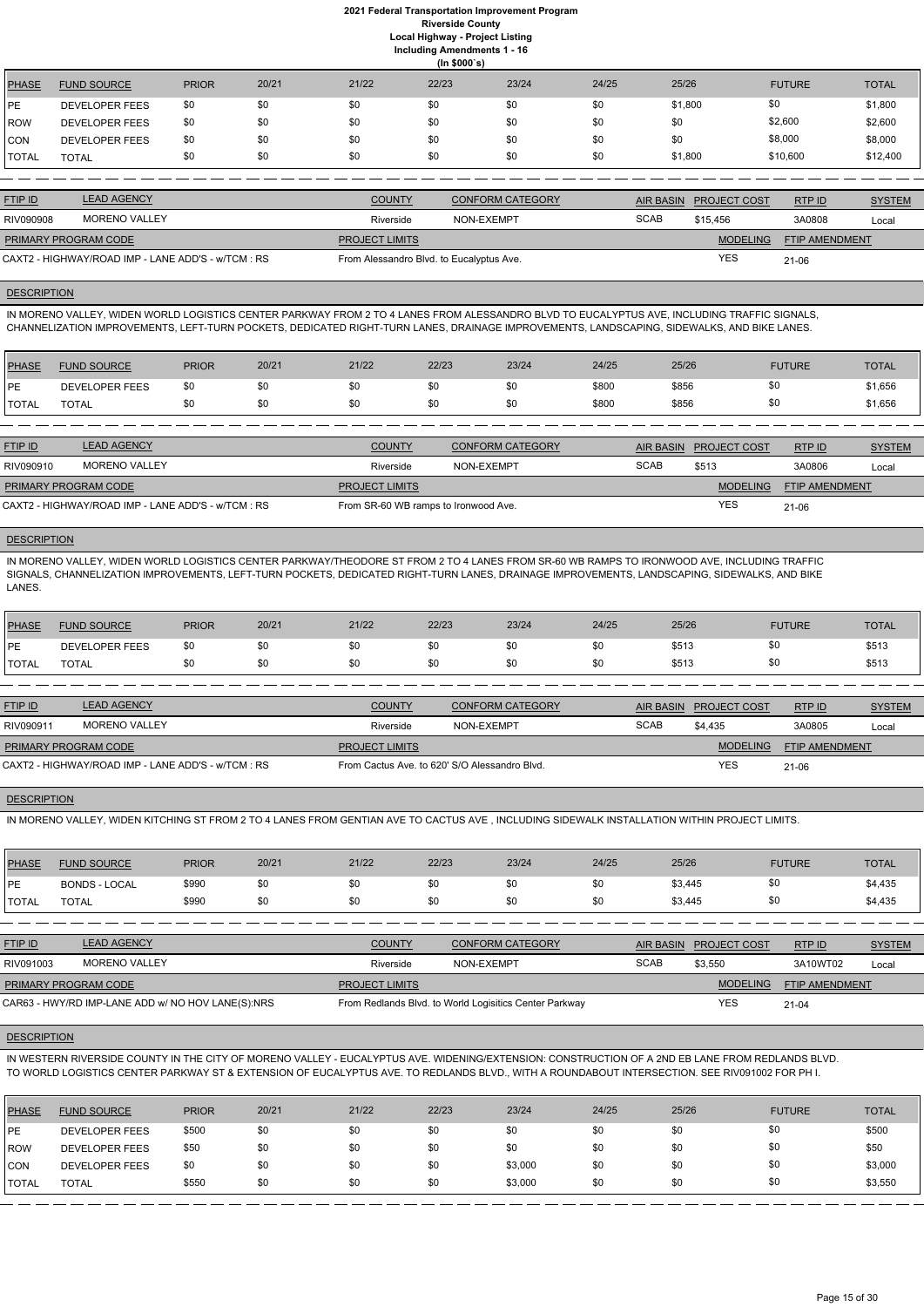**2021 Federal Transportation Improvement Program**
**Riverside County**
**Local Highway - Project Listing**
**Including Amendments 1 - 16**
**(In $000`s)**

| PHASE | FUND SOURCE | PRIOR | 20/21 | 21/22 | 22/23 | 23/24 | 24/25 | 25/26 | FUTURE | TOTAL |
|---|---|---|---|---|---|---|---|---|---|---|
| PE | DEVELOPER FEES | $0 | $0 | $0 | $0 | $0 | $0 | $1,800 | $0 | $1,800 |
| ROW | DEVELOPER FEES | $0 | $0 | $0 | $0 | $0 | $0 | $0 | $2,600 | $2,600 |
| CON | DEVELOPER FEES | $0 | $0 | $0 | $0 | $0 | $0 | $0 | $8,000 | $8,000 |
| TOTAL | TOTAL | $0 | $0 | $0 | $0 | $0 | $0 | $1,800 | $10,600 | $12,400 |

| FTIP ID | LEAD AGENCY | COUNTY | CONFORM CATEGORY | AIR BASIN | PROJECT COST | RTP ID | SYSTEM |
|---|---|---|---|---|---|---|---|
| RIV090908 | MORENO VALLEY | Riverside | NON-EXEMPT | SCAB | $15,456 | 3A0808 | Local |

| PRIMARY PROGRAM CODE | PROJECT LIMITS | MODELING | FTIP AMENDMENT |
|---|---|---|---|
| CAXT2 - HIGHWAY/ROAD IMP - LANE ADD'S - w/TCM : RS | From Alessandro Blvd. to Eucalyptus Ave. | YES | 21-06 |

**DESCRIPTION**

IN MORENO VALLEY, WIDEN WORLD LOGISTICS CENTER PARKWAY FROM 2 TO 4 LANES FROM ALESSANDRO BLVD TO EUCALYPTUS AVE, INCLUDING TRAFFIC SIGNALS, CHANNELIZATION IMPROVEMENTS, LEFT-TURN POCKETS, DEDICATED RIGHT-TURN LANES, DRAINAGE IMPROVEMENTS, LANDSCAPING, SIDEWALKS, AND BIKE LANES.

| PHASE | FUND SOURCE | PRIOR | 20/21 | 21/22 | 22/23 | 23/24 | 24/25 | 25/26 | FUTURE | TOTAL |
|---|---|---|---|---|---|---|---|---|---|---|
| PE | DEVELOPER FEES | $0 | $0 | $0 | $0 | $0 | $800 | $856 | $0 | $1,656 |
| TOTAL | TOTAL | $0 | $0 | $0 | $0 | $0 | $800 | $856 | $0 | $1,656 |

| FTIP ID | LEAD AGENCY | COUNTY | CONFORM CATEGORY | AIR BASIN | PROJECT COST | RTP ID | SYSTEM |
|---|---|---|---|---|---|---|---|
| RIV090910 | MORENO VALLEY | Riverside | NON-EXEMPT | SCAB | $513 | 3A0806 | Local |

| PRIMARY PROGRAM CODE | PROJECT LIMITS | MODELING | FTIP AMENDMENT |
|---|---|---|---|
| CAXT2 - HIGHWAY/ROAD IMP - LANE ADD'S - w/TCM : RS | From SR-60 WB ramps to Ironwood Ave. | YES | 21-06 |

**DESCRIPTION**

IN MORENO VALLEY, WIDEN WORLD LOGISTICS CENTER PARKWAY/THEODORE ST FROM 2 TO 4 LANES FROM SR-60 WB RAMPS TO IRONWOOD AVE, INCLUDING TRAFFIC SIGNALS, CHANNELIZATION IMPROVEMENTS, LEFT-TURN POCKETS, DEDICATED RIGHT-TURN LANES, DRAINAGE IMPROVEMENTS, LANDSCAPING, SIDEWALKS, AND BIKE LANES.

| PHASE | FUND SOURCE | PRIOR | 20/21 | 21/22 | 22/23 | 23/24 | 24/25 | 25/26 | FUTURE | TOTAL |
|---|---|---|---|---|---|---|---|---|---|---|
| PE | DEVELOPER FEES | $0 | $0 | $0 | $0 | $0 | $0 | $513 | $0 | $513 |
| TOTAL | TOTAL | $0 | $0 | $0 | $0 | $0 | $0 | $513 | $0 | $513 |

| FTIP ID | LEAD AGENCY | COUNTY | CONFORM CATEGORY | AIR BASIN | PROJECT COST | RTP ID | SYSTEM |
|---|---|---|---|---|---|---|---|
| RIV090911 | MORENO VALLEY | Riverside | NON-EXEMPT | SCAB | $4,435 | 3A0805 | Local |

| PRIMARY PROGRAM CODE | PROJECT LIMITS | MODELING | FTIP AMENDMENT |
|---|---|---|---|
| CAXT2 - HIGHWAY/ROAD IMP - LANE ADD'S - w/TCM : RS | From Cactus Ave. to 620' S/O Alessandro Blvd. | YES | 21-06 |

**DESCRIPTION**

IN MORENO VALLEY, WIDEN KITCHING ST FROM 2 TO 4 LANES FROM GENTIAN AVE TO CACTUS AVE , INCLUDING SIDEWALK INSTALLATION WITHIN PROJECT LIMITS.

| PHASE | FUND SOURCE | PRIOR | 20/21 | 21/22 | 22/23 | 23/24 | 24/25 | 25/26 | FUTURE | TOTAL |
|---|---|---|---|---|---|---|---|---|---|---|
| PE | BONDS - LOCAL | $990 | $0 | $0 | $0 | $0 | $0 | $3,445 | $0 | $4,435 |
| TOTAL | TOTAL | $990 | $0 | $0 | $0 | $0 | $0 | $3,445 | $0 | $4,435 |

| FTIP ID | LEAD AGENCY | COUNTY | CONFORM CATEGORY | AIR BASIN | PROJECT COST | RTP ID | SYSTEM |
|---|---|---|---|---|---|---|---|
| RIV091003 | MORENO VALLEY | Riverside | NON-EXEMPT | SCAB | $3,550 | 3A10WT02 | Local |

| PRIMARY PROGRAM CODE | PROJECT LIMITS | MODELING | FTIP AMENDMENT |
|---|---|---|---|
| CAR63 - HWY/RD IMP-LANE ADD w/ NO HOV LANE(S):NRS | From Redlands Blvd. to World Logisitics Center Parkway | YES | 21-04 |

**DESCRIPTION**

IN WESTERN RIVERSIDE COUNTY IN THE CITY OF MORENO VALLEY - EUCALYPTUS AVE. WIDENING/EXTENSION: CONSTRUCTION OF A 2ND EB LANE FROM REDLANDS BLVD. TO WORLD LOGISTICS CENTER PARKWAY ST & EXTENSION OF EUCALYPTUS AVE. TO REDLANDS BLVD., WITH A ROUNDABOUT INTERSECTION. SEE RIV091002 FOR PH I.

| PHASE | FUND SOURCE | PRIOR | 20/21 | 21/22 | 22/23 | 23/24 | 24/25 | 25/26 | FUTURE | TOTAL |
|---|---|---|---|---|---|---|---|---|---|---|
| PE | DEVELOPER FEES | $500 | $0 | $0 | $0 | $0 | $0 | $0 | $0 | $500 |
| ROW | DEVELOPER FEES | $50 | $0 | $0 | $0 | $0 | $0 | $0 | $0 | $50 |
| CON | DEVELOPER FEES | $0 | $0 | $0 | $0 | $3,000 | $0 | $0 | $0 | $3,000 |
| TOTAL | TOTAL | $550 | $0 | $0 | $0 | $3,000 | $0 | $0 | $0 | $3,550 |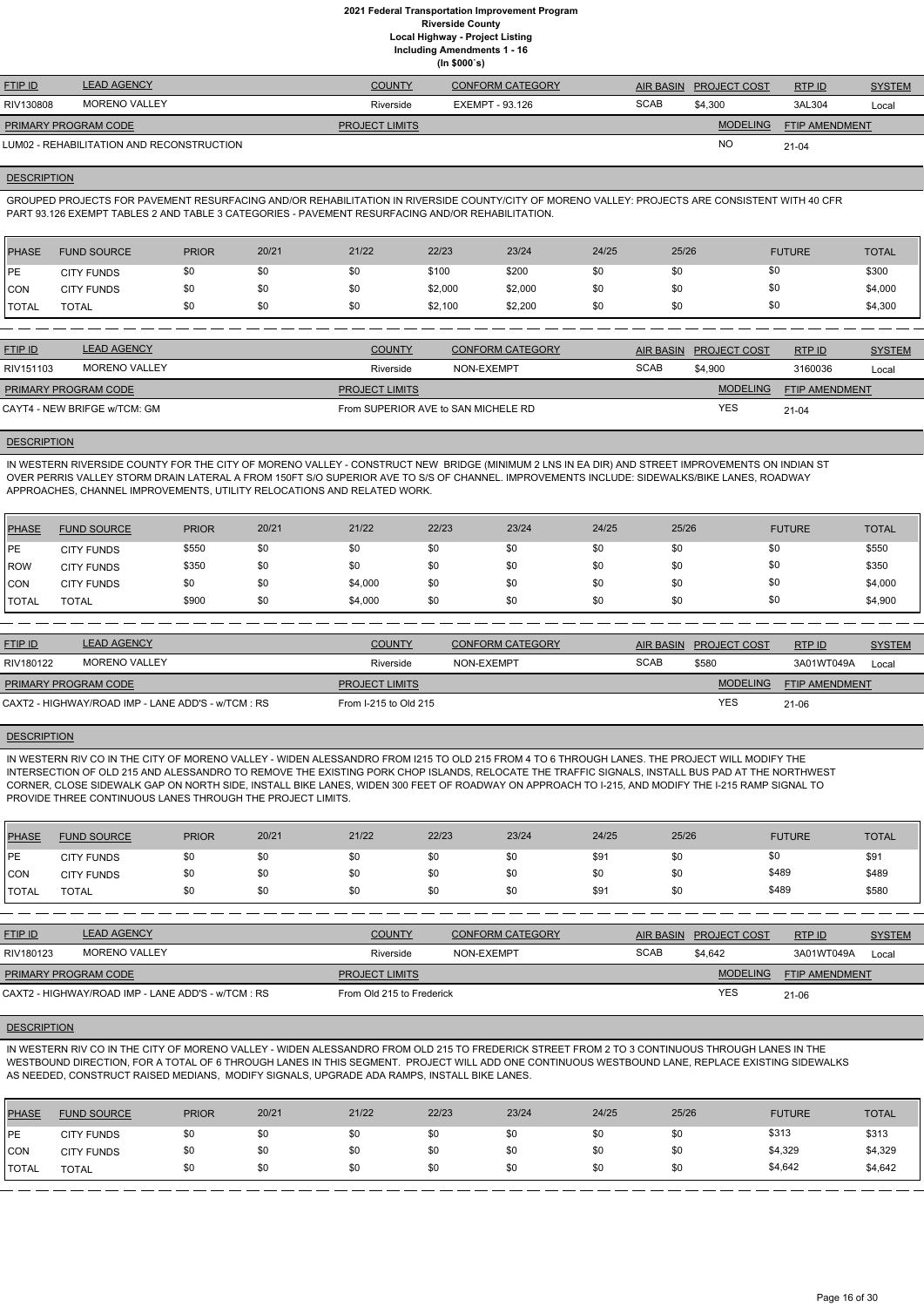# 2021 Federal Transportation Improvement Program
## Riverside County
### Local Highway - Project Listing
### Including Amendments 1 - 16
### (In $000`s)

| FTIP ID | LEAD AGENCY | COUNTY | CONFORM CATEGORY | AIR BASIN | PROJECT COST | RTP ID | SYSTEM |
|---|---|---|---|---|---|---|---|
| RIV130808 | MORENO VALLEY | Riverside | EXEMPT - 93.126 | SCAB | $4,300 | 3AL304 | Local |

| PRIMARY PROGRAM CODE | PROJECT LIMITS | MODELING | FTIP AMENDMENT |
|---|---|---|---|
| LUM02 - REHABILITATION AND RECONSTRUCTION | | NO | 21-04 |

**DESCRIPTION**

GROUPED PROJECTS FOR PAVEMENT RESURFACING AND/OR REHABILITATION IN RIVERSIDE COUNTY/CITY OF MORENO VALLEY: PROJECTS ARE CONSISTENT WITH 40 CFR PART 93.126 EXEMPT TABLES 2 AND TABLE 3 CATEGORIES - PAVEMENT RESURFACING AND/OR REHABILITATION.

| PHASE | FUND SOURCE | PRIOR | 20/21 | 21/22 | 22/23 | 23/24 | 24/25 | 25/26 | FUTURE | TOTAL |
|---|---|---|---|---|---|---|---|---|---|---|
| PE | CITY FUNDS | $0 | $0 | $0 | $100 | $200 | $0 | $0 | $0 | $300 |
| CON | CITY FUNDS | $0 | $0 | $0 | $2,000 | $2,000 | $0 | $0 | $0 | $4,000 |
| TOTAL | TOTAL | $0 | $0 | $0 | $2,100 | $2,200 | $0 | $0 | $0 | $4,300 |

| FTIP ID | LEAD AGENCY | COUNTY | CONFORM CATEGORY | AIR BASIN | PROJECT COST | RTP ID | SYSTEM |
|---|---|---|---|---|---|---|---|
| RIV151103 | MORENO VALLEY | Riverside | NON-EXEMPT | SCAB | $4,900 | 3160036 | Local |

| PRIMARY PROGRAM CODE | PROJECT LIMITS | MODELING | FTIP AMENDMENT |
|---|---|---|---|
| CAYT4 - NEW BRIFGE w/TCM: GM | From SUPERIOR AVE to SAN MICHELE RD | YES | 21-04 |

**DESCRIPTION**

IN WESTERN RIVERSIDE COUNTY FOR THE CITY OF MORENO VALLEY - CONSTRUCT NEW BRIDGE (MINIMUM 2 LNS IN EA DIR) AND STREET IMPROVEMENTS ON INDIAN ST OVER PERRIS VALLEY STORM DRAIN LATERAL A FROM 150FT S/O SUPERIOR AVE TO S/S OF CHANNEL. IMPROVEMENTS INCLUDE: SIDEWALKS/BIKE LANES, ROADWAY APPROACHES, CHANNEL IMPROVEMENTS, UTILITY RELOCATIONS AND RELATED WORK.

| PHASE | FUND SOURCE | PRIOR | 20/21 | 21/22 | 22/23 | 23/24 | 24/25 | 25/26 | FUTURE | TOTAL |
|---|---|---|---|---|---|---|---|---|---|---|
| PE | CITY FUNDS | $550 | $0 | $0 | $0 | $0 | $0 | $0 | $0 | $550 |
| ROW | CITY FUNDS | $350 | $0 | $0 | $0 | $0 | $0 | $0 | $0 | $350 |
| CON | CITY FUNDS | $0 | $0 | $4,000 | $0 | $0 | $0 | $0 | $0 | $4,000 |
| TOTAL | TOTAL | $900 | $0 | $4,000 | $0 | $0 | $0 | $0 | $0 | $4,900 |

| FTIP ID | LEAD AGENCY | COUNTY | CONFORM CATEGORY | AIR BASIN | PROJECT COST | RTP ID | SYSTEM |
|---|---|---|---|---|---|---|---|
| RIV180122 | MORENO VALLEY | Riverside | NON-EXEMPT | SCAB | $580 | 3A01WT049A | Local |

| PRIMARY PROGRAM CODE | PROJECT LIMITS | MODELING | FTIP AMENDMENT |
|---|---|---|---|
| CAXT2 - HIGHWAY/ROAD IMP - LANE ADD'S - w/TCM : RS | From I-215 to Old 215 | YES | 21-06 |

**DESCRIPTION**

IN WESTERN RIV CO IN THE CITY OF MORENO VALLEY - WIDEN ALESSANDRO FROM I215 TO OLD 215 FROM 4 TO 6 THROUGH LANES. THE PROJECT WILL MODIFY THE INTERSECTION OF OLD 215 AND ALESSANDRO TO REMOVE THE EXISTING PORK CHOP ISLANDS, RELOCATE THE TRAFFIC SIGNALS, INSTALL BUS PAD AT THE NORTHWEST CORNER, CLOSE SIDEWALK GAP ON NORTH SIDE, INSTALL BIKE LANES, WIDEN 300 FEET OF ROADWAY ON APPROACH TO I-215, AND MODIFY THE I-215 RAMP SIGNAL TO PROVIDE THREE CONTINUOUS LANES THROUGH THE PROJECT LIMITS.

| PHASE | FUND SOURCE | PRIOR | 20/21 | 21/22 | 22/23 | 23/24 | 24/25 | 25/26 | FUTURE | TOTAL |
|---|---|---|---|---|---|---|---|---|---|---|
| PE | CITY FUNDS | $0 | $0 | $0 | $0 | $0 | $91 | $0 | $0 | $91 |
| CON | CITY FUNDS | $0 | $0 | $0 | $0 | $0 | $0 | $0 | $489 | $489 |
| TOTAL | TOTAL | $0 | $0 | $0 | $0 | $0 | $91 | $0 | $489 | $580 |

| FTIP ID | LEAD AGENCY | COUNTY | CONFORM CATEGORY | AIR BASIN | PROJECT COST | RTP ID | SYSTEM |
|---|---|---|---|---|---|---|---|
| RIV180123 | MORENO VALLEY | Riverside | NON-EXEMPT | SCAB | $4,642 | 3A01WT049A | Local |

| PRIMARY PROGRAM CODE | PROJECT LIMITS | MODELING | FTIP AMENDMENT |
|---|---|---|---|
| CAXT2 - HIGHWAY/ROAD IMP - LANE ADD'S - w/TCM : RS | From Old 215 to Frederick | YES | 21-06 |

**DESCRIPTION**

IN WESTERN RIV CO IN THE CITY OF MORENO VALLEY - WIDEN ALESSANDRO FROM OLD 215 TO FREDERICK STREET FROM 2 TO 3 CONTINUOUS THROUGH LANES IN THE WESTBOUND DIRECTION, FOR A TOTAL OF 6 THROUGH LANES IN THIS SEGMENT. PROJECT WILL ADD ONE CONTINUOUS WESTBOUND LANE, REPLACE EXISTING SIDEWALKS AS NEEDED, CONSTRUCT RAISED MEDIANS, MODIFY SIGNALS, UPGRADE ADA RAMPS, INSTALL BIKE LANES.

| PHASE | FUND SOURCE | PRIOR | 20/21 | 21/22 | 22/23 | 23/24 | 24/25 | 25/26 | FUTURE | TOTAL |
|---|---|---|---|---|---|---|---|---|---|---|
| PE | CITY FUNDS | $0 | $0 | $0 | $0 | $0 | $0 | $0 | $313 | $313 |
| CON | CITY FUNDS | $0 | $0 | $0 | $0 | $0 | $0 | $0 | $4,329 | $4,329 |
| TOTAL | TOTAL | $0 | $0 | $0 | $0 | $0 | $0 | $0 | $4,642 | $4,642 |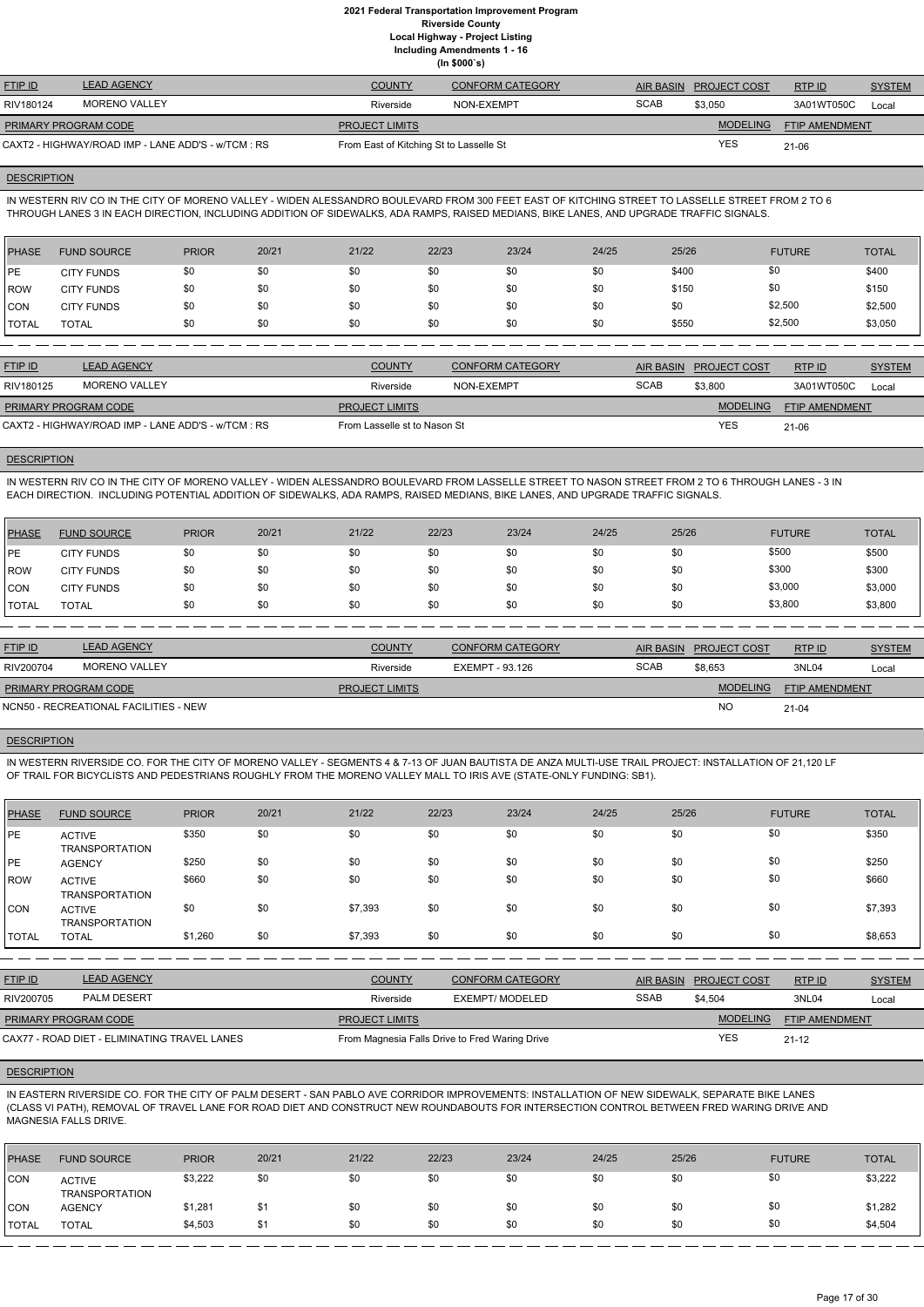# 2021 Federal Transportation Improvement Program
## Riverside County
## Local Highway - Project Listing
## Including Amendments 1 - 16
## (In $000`s)

| FTIP ID | LEAD AGENCY | COUNTY | CONFORM CATEGORY | AIR BASIN | PROJECT COST | RTP ID | SYSTEM |
|---|---|---|---|---|---|---|---|
| RIV180124 | MORENO VALLEY | Riverside | NON-EXEMPT | SCAB | $3,050 | 3A01WT050C | Local |

| PRIMARY PROGRAM CODE | PROJECT LIMITS | MODELING | FTIP AMENDMENT |
|---|---|---|---|
| CAXT2 - HIGHWAY/ROAD IMP - LANE ADD'S - w/TCM : RS | From East of Kitching St to Lasselle St | YES | 21-06 |

**DESCRIPTION**

IN WESTERN RIV CO IN THE CITY OF MORENO VALLEY - WIDEN ALESSANDRO BOULEVARD FROM 300 FEET EAST OF KITCHING STREET TO LASSELLE STREET FROM 2 TO 6 THROUGH LANES 3 IN EACH DIRECTION, INCLUDING ADDITION OF SIDEWALKS, ADA RAMPS, RAISED MEDIANS, BIKE LANES, AND UPGRADE TRAFFIC SIGNALS.

| PHASE | FUND SOURCE | PRIOR | 20/21 | 21/22 | 22/23 | 23/24 | 24/25 | 25/26 | FUTURE | TOTAL |
|---|---|---|---|---|---|---|---|---|---|---|
| PE | CITY FUNDS | $0 | $0 | $0 | $0 | $0 | $0 | $400 | $0 | $400 |
| ROW | CITY FUNDS | $0 | $0 | $0 | $0 | $0 | $0 | $150 | $0 | $150 |
| CON | CITY FUNDS | $0 | $0 | $0 | $0 | $0 | $0 | $0 | $2,500 | $2,500 |
| TOTAL | TOTAL | $0 | $0 | $0 | $0 | $0 | $0 | $550 | $2,500 | $3,050 |

| FTIP ID | LEAD AGENCY | COUNTY | CONFORM CATEGORY | AIR BASIN | PROJECT COST | RTP ID | SYSTEM |
|---|---|---|---|---|---|---|---|
| RIV180125 | MORENO VALLEY | Riverside | NON-EXEMPT | SCAB | $3,800 | 3A01WT050C | Local |

| PRIMARY PROGRAM CODE | PROJECT LIMITS | MODELING | FTIP AMENDMENT |
|---|---|---|---|
| CAXT2 - HIGHWAY/ROAD IMP - LANE ADD'S - w/TCM : RS | From Lasselle st to Nason St | YES | 21-06 |

**DESCRIPTION**

IN WESTERN RIV CO IN THE CITY OF MORENO VALLEY - WIDEN ALESSANDRO BOULEVARD FROM LASSELLE STREET TO NASON STREET FROM 2 TO 6 THROUGH LANES - 3 IN EACH DIRECTION. INCLUDING POTENTIAL ADDITION OF SIDEWALKS, ADA RAMPS, RAISED MEDIANS, BIKE LANES, AND UPGRADE TRAFFIC SIGNALS.

| PHASE | FUND SOURCE | PRIOR | 20/21 | 21/22 | 22/23 | 23/24 | 24/25 | 25/26 | FUTURE | TOTAL |
|---|---|---|---|---|---|---|---|---|---|---|
| PE | CITY FUNDS | $0 | $0 | $0 | $0 | $0 | $0 | $0 | $500 | $500 |
| ROW | CITY FUNDS | $0 | $0 | $0 | $0 | $0 | $0 | $0 | $300 | $300 |
| CON | CITY FUNDS | $0 | $0 | $0 | $0 | $0 | $0 | $0 | $3,000 | $3,000 |
| TOTAL | TOTAL | $0 | $0 | $0 | $0 | $0 | $0 | $0 | $3,800 | $3,800 |

| FTIP ID | LEAD AGENCY | COUNTY | CONFORM CATEGORY | AIR BASIN | PROJECT COST | RTP ID | SYSTEM |
|---|---|---|---|---|---|---|---|
| RIV200704 | MORENO VALLEY | Riverside | EXEMPT - 93.126 | SCAB | $8,653 | 3NL04 | Local |

| PRIMARY PROGRAM CODE | PROJECT LIMITS | MODELING | FTIP AMENDMENT |
|---|---|---|---|
| NCN50 - RECREATIONAL FACILITIES - NEW | | NO | 21-04 |

**DESCRIPTION**

IN WESTERN RIVERSIDE CO. FOR THE CITY OF MORENO VALLEY - SEGMENTS 4 & 7-13 OF JUAN BAUTISTA DE ANZA MULTI-USE TRAIL PROJECT: INSTALLATION OF 21,120 LF OF TRAIL FOR BICYCLISTS AND PEDESTRIANS ROUGHLY FROM THE MORENO VALLEY MALL TO IRIS AVE (STATE-ONLY FUNDING: SB1).

| PHASE | FUND SOURCE | PRIOR | 20/21 | 21/22 | 22/23 | 23/24 | 24/25 | 25/26 | FUTURE | TOTAL |
|---|---|---|---|---|---|---|---|---|---|---|
| PE | ACTIVE TRANSPORTATION | $350 | $0 | $0 | $0 | $0 | $0 | $0 | $0 | $350 |
| PE | AGENCY | $250 | $0 | $0 | $0 | $0 | $0 | $0 | $0 | $250 |
| ROW | ACTIVE TRANSPORTATION | $660 | $0 | $0 | $0 | $0 | $0 | $0 | $0 | $660 |
| CON | ACTIVE TRANSPORTATION | $0 | $0 | $7,393 | $0 | $0 | $0 | $0 | $0 | $7,393 |
| TOTAL | TOTAL | $1,260 | $0 | $7,393 | $0 | $0 | $0 | $0 | $0 | $8,653 |

| FTIP ID | LEAD AGENCY | COUNTY | CONFORM CATEGORY | AIR BASIN | PROJECT COST | RTP ID | SYSTEM |
|---|---|---|---|---|---|---|---|
| RIV200705 | PALM DESERT | Riverside | EXEMPT/ MODELED | SSAB | $4,504 | 3NL04 | Local |

| PRIMARY PROGRAM CODE | PROJECT LIMITS | MODELING | FTIP AMENDMENT |
|---|---|---|---|
| CAX77 - ROAD DIET - ELIMINATING TRAVEL LANES | From Magnesia Falls Drive to Fred Waring Drive | YES | 21-12 |

**DESCRIPTION**

IN EASTERN RIVERSIDE CO. FOR THE CITY OF PALM DESERT - SAN PABLO AVE CORRIDOR IMPROVEMENTS: INSTALLATION OF NEW SIDEWALK, SEPARATE BIKE LANES (CLASS VI PATH), REMOVAL OF TRAVEL LANE FOR ROAD DIET AND CONSTRUCT NEW ROUNDABOUTS FOR INTERSECTION CONTROL BETWEEN FRED WARING DRIVE AND MAGNESIA FALLS DRIVE.

| PHASE | FUND SOURCE | PRIOR | 20/21 | 21/22 | 22/23 | 23/24 | 24/25 | 25/26 | FUTURE | TOTAL |
|---|---|---|---|---|---|---|---|---|---|---|
| CON | ACTIVE TRANSPORTATION | $3,222 | $0 | $0 | $0 | $0 | $0 | $0 | $0 | $3,222 |
| CON | AGENCY | $1,281 | $1 | $0 | $0 | $0 | $0 | $0 | $0 | $1,282 |
| TOTAL | TOTAL | $4,503 | $1 | $0 | $0 | $0 | $0 | $0 | $0 | $4,504 |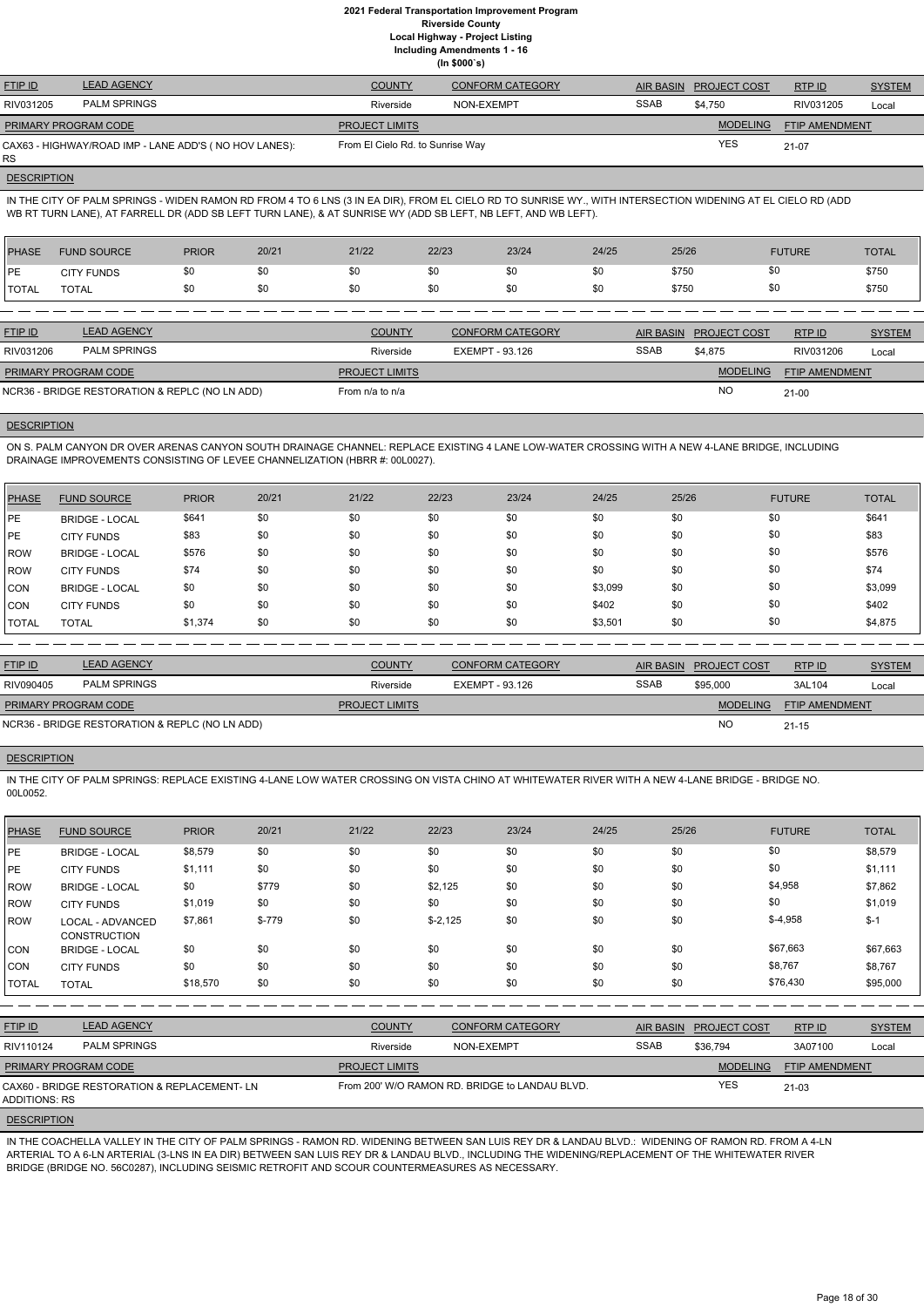# 2021 Federal Transportation Improvement Program
## Riverside County
### Local Highway - Project Listing
### Including Amendments 1 - 16
### (In $000`s)

| FTIP ID | LEAD AGENCY | COUNTY | CONFORM CATEGORY | AIR BASIN | PROJECT COST | RTP ID | SYSTEM |
|---|---|---|---|---|---|---|---|
| RIV031205 | PALM SPRINGS | Riverside | NON-EXEMPT | SSAB | $4,750 | RIV031205 | Local |

| PRIMARY PROGRAM CODE | PROJECT LIMITS | MODELING | FTIP AMENDMENT |
|---|---|---|---|
| CAX63 - HIGHWAY/ROAD IMP - LANE ADD'S ( NO HOV LANES): RS | From El Cielo Rd. to Sunrise Way | YES | 21-07 |

**DESCRIPTION**

IN THE CITY OF PALM SPRINGS - WIDEN RAMON RD FROM 4 TO 6 LNS (3 IN EA DIR), FROM EL CIELO RD TO SUNRISE WY., WITH INTERSECTION WIDENING AT EL CIELO RD (ADD WB RT TURN LANE), AT FARRELL DR (ADD SB LEFT TURN LANE), & AT SUNRISE WY (ADD SB LEFT, NB LEFT, AND WB LEFT).

| PHASE | FUND SOURCE | PRIOR | 20/21 | 21/22 | 22/23 | 23/24 | 24/25 | 25/26 | FUTURE | TOTAL |
|---|---|---|---|---|---|---|---|---|---|---|
| PE | CITY FUNDS | $0 | $0 | $0 | $0 | $0 | $0 | $750 | $0 | $750 |
| TOTAL | TOTAL | $0 | $0 | $0 | $0 | $0 | $0 | $750 | $0 | $750 |

| FTIP ID | LEAD AGENCY | COUNTY | CONFORM CATEGORY | AIR BASIN | PROJECT COST | RTP ID | SYSTEM |
|---|---|---|---|---|---|---|---|
| RIV031206 | PALM SPRINGS | Riverside | EXEMPT - 93.126 | SSAB | $4,875 | RIV031206 | Local |

| PRIMARY PROGRAM CODE | PROJECT LIMITS | MODELING | FTIP AMENDMENT |
|---|---|---|---|
| NCR36 - BRIDGE RESTORATION & REPLC (NO LN ADD) | From n/a to n/a | NO | 21-00 |

**DESCRIPTION**

ON S. PALM CANYON DR OVER ARENAS CANYON SOUTH DRAINAGE CHANNEL: REPLACE EXISTING 4 LANE LOW-WATER CROSSING WITH A NEW 4-LANE BRIDGE, INCLUDING DRAINAGE IMPROVEMENTS CONSISTING OF LEVEE CHANNELIZATION (HBRR #: 00L0027).

| PHASE | FUND SOURCE | PRIOR | 20/21 | 21/22 | 22/23 | 23/24 | 24/25 | 25/26 | FUTURE | TOTAL |
|---|---|---|---|---|---|---|---|---|---|---|
| PE | BRIDGE - LOCAL | $641 | $0 | $0 | $0 | $0 | $0 | $0 | $0 | $641 |
| PE | CITY FUNDS | $83 | $0 | $0 | $0 | $0 | $0 | $0 | $0 | $83 |
| ROW | BRIDGE - LOCAL | $576 | $0 | $0 | $0 | $0 | $0 | $0 | $0 | $576 |
| ROW | CITY FUNDS | $74 | $0 | $0 | $0 | $0 | $0 | $0 | $0 | $74 |
| CON | BRIDGE - LOCAL | $0 | $0 | $0 | $0 | $0 | $3,099 | $0 | $0 | $3,099 |
| CON | CITY FUNDS | $0 | $0 | $0 | $0 | $0 | $402 | $0 | $0 | $402 |
| TOTAL | TOTAL | $1,374 | $0 | $0 | $0 | $0 | $3,501 | $0 | $0 | $4,875 |

| FTIP ID | LEAD AGENCY | COUNTY | CONFORM CATEGORY | AIR BASIN | PROJECT COST | RTP ID | SYSTEM |
|---|---|---|---|---|---|---|---|
| RIV090405 | PALM SPRINGS | Riverside | EXEMPT - 93.126 | SSAB | $95,000 | 3AL104 | Local |

| PRIMARY PROGRAM CODE | PROJECT LIMITS | MODELING | FTIP AMENDMENT |
|---|---|---|---|
| NCR36 - BRIDGE RESTORATION & REPLC (NO LN ADD) | | NO | 21-15 |

**DESCRIPTION**

IN THE CITY OF PALM SPRINGS: REPLACE EXISTING 4-LANE LOW WATER CROSSING ON VISTA CHINO AT WHITEWATER RIVER WITH A NEW 4-LANE BRIDGE - BRIDGE NO. 00L0052.

| PHASE | FUND SOURCE | PRIOR | 20/21 | 21/22 | 22/23 | 23/24 | 24/25 | 25/26 | FUTURE | TOTAL |
|---|---|---|---|---|---|---|---|---|---|---|
| PE | BRIDGE - LOCAL | $8,579 | $0 | $0 | $0 | $0 | $0 | $0 | $0 | $8,579 |
| PE | CITY FUNDS | $1,111 | $0 | $0 | $0 | $0 | $0 | $0 | $0 | $1,111 |
| ROW | BRIDGE - LOCAL | $0 | $779 | $0 | $2,125 | $0 | $0 | $0 | $4,958 | $7,862 |
| ROW | CITY FUNDS | $1,019 | $0 | $0 | $0 | $0 | $0 | $0 | $0 | $1,019 |
| ROW | LOCAL - ADVANCED CONSTRUCTION | $7,861 | $-779 | $0 | $-2,125 | $0 | $0 | $0 | $-4,958 | $-1 |
| CON | BRIDGE - LOCAL | $0 | $0 | $0 | $0 | $0 | $0 | $0 | $67,663 | $67,663 |
| CON | CITY FUNDS | $0 | $0 | $0 | $0 | $0 | $0 | $0 | $8,767 | $8,767 |
| TOTAL | TOTAL | $18,570 | $0 | $0 | $0 | $0 | $0 | $0 | $76,430 | $95,000 |

| FTIP ID | LEAD AGENCY | COUNTY | CONFORM CATEGORY | AIR BASIN | PROJECT COST | RTP ID | SYSTEM |
|---|---|---|---|---|---|---|---|
| RIV110124 | PALM SPRINGS | Riverside | NON-EXEMPT | SSAB | $36,794 | 3A07100 | Local |

| PRIMARY PROGRAM CODE | PROJECT LIMITS | MODELING | FTIP AMENDMENT |
|---|---|---|---|
| CAX60 - BRIDGE RESTORATION & REPLACEMENT- LN ADDITIONS: RS | From 200' W/O RAMON RD. BRIDGE to LANDAU BLVD. | YES | 21-03 |

**DESCRIPTION**

IN THE COACHELLA VALLEY IN THE CITY OF PALM SPRINGS - RAMON RD. WIDENING BETWEEN SAN LUIS REY DR & LANDAU BLVD.: WIDENING OF RAMON RD. FROM A 4-LN ARTERIAL TO A 6-LN ARTERIAL (3-LNS IN EA DIR) BETWEEN SAN LUIS REY DR & LANDAU BLVD., INCLUDING THE WIDENING/REPLACEMENT OF THE WHITEWATER RIVER BRIDGE (BRIDGE NO. 56C0287), INCLUDING SEISMIC RETROFIT AND SCOUR COUNTERMEASURES AS NECESSARY.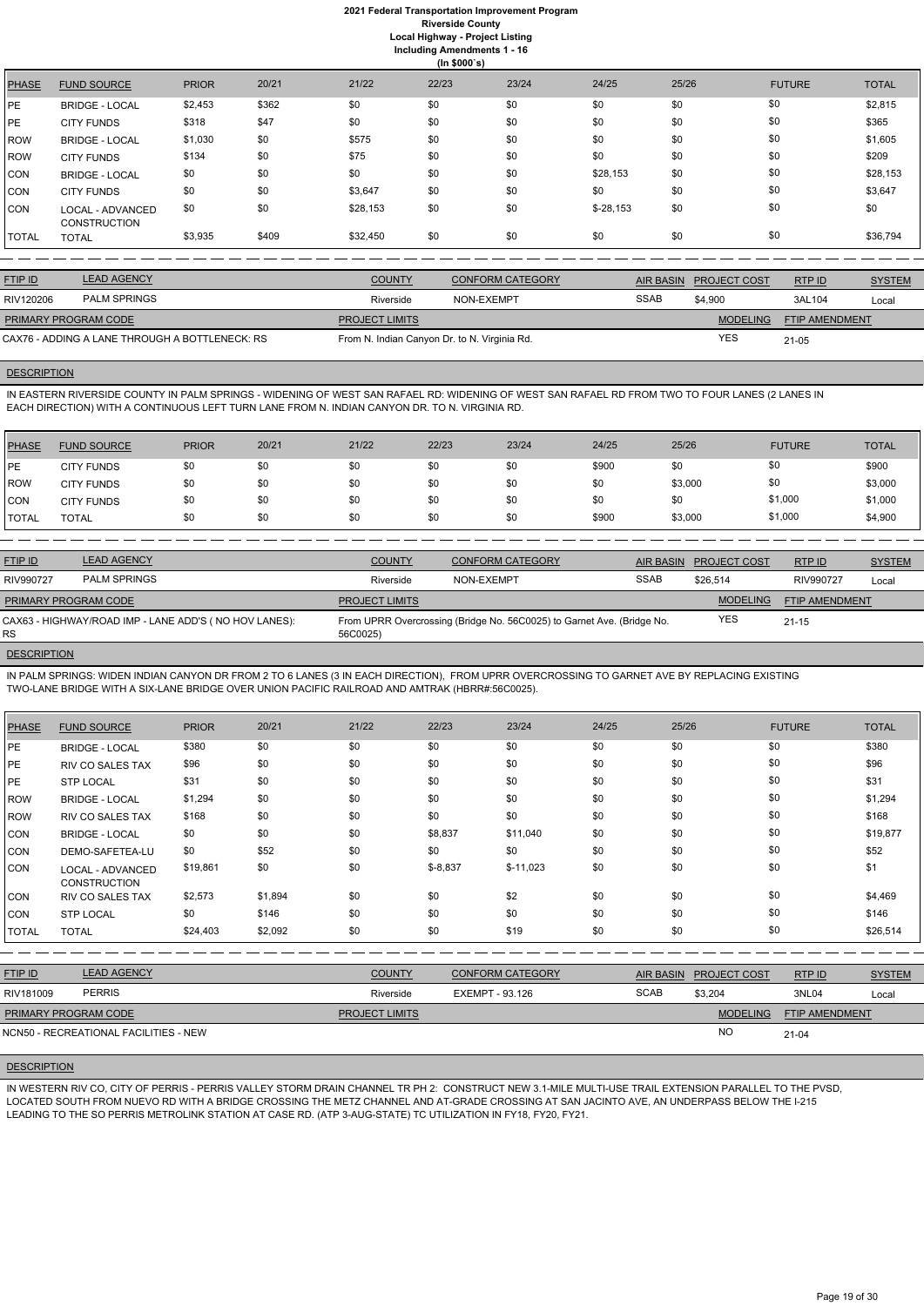# 2021 Federal Transportation Improvement Program
## Riverside County
### Local Highway - Project Listing
### Including Amendments 1 - 16
### (In $000`s)

| PHASE | FUND SOURCE | PRIOR | 20/21 | 21/22 | 22/23 | 23/24 | 24/25 | 25/26 | FUTURE | TOTAL |
|---|---|---|---|---|---|---|---|---|---|---|
| PE | BRIDGE - LOCAL | $2,453 | $362 | $0 | $0 | $0 | $0 | $0 | $0 | $2,815 |
| PE | CITY FUNDS | $318 | $47 | $0 | $0 | $0 | $0 | $0 | $0 | $365 |
| ROW | BRIDGE - LOCAL | $1,030 | $0 | $575 | $0 | $0 | $0 | $0 | $0 | $1,605 |
| ROW | CITY FUNDS | $134 | $0 | $75 | $0 | $0 | $0 | $0 | $0 | $209 |
| CON | BRIDGE - LOCAL | $0 | $0 | $0 | $0 | $0 | $28,153 | $0 | $0 | $28,153 |
| CON | CITY FUNDS | $0 | $0 | $3,647 | $0 | $0 | $0 | $0 | $0 | $3,647 |
| CON | LOCAL - ADVANCED CONSTRUCTION | $0 | $0 | $28,153 | $0 | $0 | $-28,153 | $0 | $0 | $0 |
| TOTAL | TOTAL | $3,935 | $409 | $32,450 | $0 | $0 | $0 | $0 | $0 | $36,794 |

| FTIP ID | LEAD AGENCY | COUNTY | CONFORM CATEGORY | AIR BASIN | PROJECT COST | RTP ID | SYSTEM |
|---|---|---|---|---|---|---|---|
| RIV120206 | PALM SPRINGS | Riverside | NON-EXEMPT | SSAB | $4,900 | 3AL104 | Local |

| PRIMARY PROGRAM CODE | PROJECT LIMITS | MODELING | FTIP AMENDMENT |
|---|---|---|---|
| CAX76 - ADDING A LANE THROUGH A BOTTLENECK: RS | From N. Indian Canyon Dr. to N. Virginia Rd. | YES | 21-05 |

**DESCRIPTION**

IN EASTERN RIVERSIDE COUNTY IN PALM SPRINGS - WIDENING OF WEST SAN RAFAEL RD: WIDENING OF WEST SAN RAFAEL RD FROM TWO TO FOUR LANES (2 LANES IN EACH DIRECTION) WITH A CONTINUOUS LEFT TURN LANE FROM N. INDIAN CANYON DR. TO N. VIRGINIA RD.

| PHASE | FUND SOURCE | PRIOR | 20/21 | 21/22 | 22/23 | 23/24 | 24/25 | 25/26 | FUTURE | TOTAL |
|---|---|---|---|---|---|---|---|---|---|---|
| PE | CITY FUNDS | $0 | $0 | $0 | $0 | $0 | $900 | $0 | $0 | $900 |
| ROW | CITY FUNDS | $0 | $0 | $0 | $0 | $0 | $0 | $3,000 | $0 | $3,000 |
| CON | CITY FUNDS | $0 | $0 | $0 | $0 | $0 | $0 | $0 | $1,000 | $1,000 |
| TOTAL | TOTAL | $0 | $0 | $0 | $0 | $0 | $900 | $3,000 | $1,000 | $4,900 |

| FTIP ID | LEAD AGENCY | COUNTY | CONFORM CATEGORY | AIR BASIN | PROJECT COST | RTP ID | SYSTEM |
|---|---|---|---|---|---|---|---|
| RIV990727 | PALM SPRINGS | Riverside | NON-EXEMPT | SSAB | $26,514 | RIV990727 | Local |

| PRIMARY PROGRAM CODE | PROJECT LIMITS | MODELING | FTIP AMENDMENT |
|---|---|---|---|
| CAX63 - HIGHWAY/ROAD IMP - LANE ADD'S ( NO HOV LANES): RS | From UPRR Overcrossing (Bridge No. 56C0025) to Garnet Ave. (Bridge No. 56C0025) | YES | 21-15 |

**DESCRIPTION**

IN PALM SPRINGS: WIDEN INDIAN CANYON DR FROM 2 TO 6 LANES (3 IN EACH DIRECTION), FROM UPRR OVERCROSSING TO GARNET AVE BY REPLACING EXISTING TWO-LANE BRIDGE WITH A SIX-LANE BRIDGE OVER UNION PACIFIC RAILROAD AND AMTRAK (HBRR#:56C0025).

| PHASE | FUND SOURCE | PRIOR | 20/21 | 21/22 | 22/23 | 23/24 | 24/25 | 25/26 | FUTURE | TOTAL |
|---|---|---|---|---|---|---|---|---|---|---|
| PE | BRIDGE - LOCAL | $380 | $0 | $0 | $0 | $0 | $0 | $0 | $0 | $380 |
| PE | RIV CO SALES TAX | $96 | $0 | $0 | $0 | $0 | $0 | $0 | $0 | $96 |
| PE | STP LOCAL | $31 | $0 | $0 | $0 | $0 | $0 | $0 | $0 | $31 |
| ROW | BRIDGE - LOCAL | $1,294 | $0 | $0 | $0 | $0 | $0 | $0 | $0 | $1,294 |
| ROW | RIV CO SALES TAX | $168 | $0 | $0 | $0 | $0 | $0 | $0 | $0 | $168 |
| CON | BRIDGE - LOCAL | $0 | $0 | $0 | $8,837 | $11,040 | $0 | $0 | $0 | $19,877 |
| CON | DEMO-SAFETEA-LU | $0 | $52 | $0 | $0 | $0 | $0 | $0 | $0 | $52 |
| CON | LOCAL - ADVANCED CONSTRUCTION | $19,861 | $0 | $0 | $-8,837 | $-11,023 | $0 | $0 | $0 | $1 |
| CON | RIV CO SALES TAX | $2,573 | $1,894 | $0 | $0 | $2 | $0 | $0 | $0 | $4,469 |
| CON | STP LOCAL | $0 | $146 | $0 | $0 | $0 | $0 | $0 | $0 | $146 |
| TOTAL | TOTAL | $24,403 | $2,092 | $0 | $0 | $19 | $0 | $0 | $0 | $26,514 |

| FTIP ID | LEAD AGENCY | COUNTY | CONFORM CATEGORY | AIR BASIN | PROJECT COST | RTP ID | SYSTEM |
|---|---|---|---|---|---|---|---|
| RIV181009 | PERRIS | Riverside | EXEMPT - 93.126 | SCAB | $3,204 | 3NL04 | Local |

| PRIMARY PROGRAM CODE | PROJECT LIMITS | MODELING | FTIP AMENDMENT |
|---|---|---|---|
| NCN50 - RECREATIONAL FACILITIES - NEW | | NO | 21-04 |

**DESCRIPTION**

IN WESTERN RIV CO, CITY OF PERRIS - PERRIS VALLEY STORM DRAIN CHANNEL TR PH 2: CONSTRUCT NEW 3.1-MILE MULTI-USE TRAIL EXTENSION PARALLEL TO THE PVSD, LOCATED SOUTH FROM NUEVO RD WITH A BRIDGE CROSSING THE METZ CHANNEL AND AT-GRADE CROSSING AT SAN JACINTO AVE, AN UNDERPASS BELOW THE I-215 LEADING TO THE SO PERRIS METROLINK STATION AT CASE RD. (ATP 3-AUG-STATE) TC UTILIZATION IN FY18, FY20, FY21.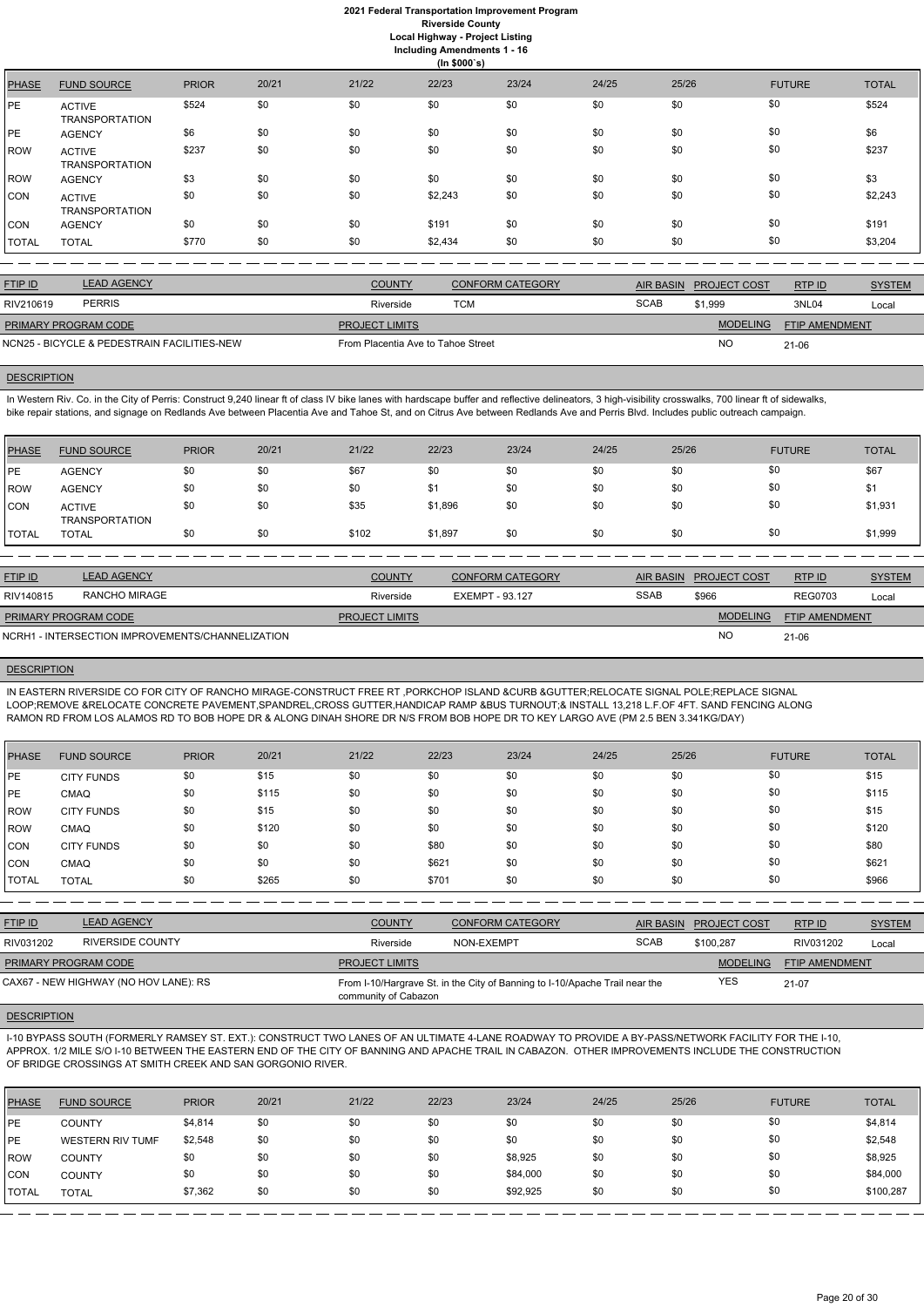# 2021 Federal Transportation Improvement Program
## Riverside County
### Local Highway - Project Listing
### Including Amendments 1 - 16
### (In $000`s)

| PHASE | FUND SOURCE | PRIOR | 20/21 | 21/22 | 22/23 | 23/24 | 24/25 | 25/26 | FUTURE | TOTAL |
|---|---|---|---|---|---|---|---|---|---|---|
| PE | ACTIVE TRANSPORTATION | $524 | $0 | $0 | $0 | $0 | $0 | $0 | $0 | $524 |
| PE | AGENCY | $6 | $0 | $0 | $0 | $0 | $0 | $0 | $0 | $6 |
| ROW | ACTIVE TRANSPORTATION | $237 | $0 | $0 | $0 | $0 | $0 | $0 | $0 | $237 |
| ROW | AGENCY | $3 | $0 | $0 | $0 | $0 | $0 | $0 | $0 | $3 |
| CON | ACTIVE TRANSPORTATION | $0 | $0 | $0 | $2,243 | $0 | $0 | $0 | $0 | $2,243 |
| CON | AGENCY | $0 | $0 | $0 | $191 | $0 | $0 | $0 | $0 | $191 |
| TOTAL | TOTAL | $770 | $0 | $0 | $2,434 | $0 | $0 | $0 | $0 | $3,204 |

| FTIP ID | LEAD AGENCY | COUNTY | CONFORM CATEGORY | AIR BASIN | PROJECT COST | RTP ID | SYSTEM |
|---|---|---|---|---|---|---|---|
| RIV210619 | PERRIS | Riverside | TCM | SCAB | $1,999 | 3NL04 | Local |

| PRIMARY PROGRAM CODE | PROJECT LIMITS | MODELING | FTIP AMENDMENT |
|---|---|---|---|
| NCN25 - BICYCLE & PEDESTRAIN FACILITIES-NEW | From Placentia Ave to Tahoe Street | NO | 21-06 |

**DESCRIPTION**

In Western Riv. Co. in the City of Perris: Construct 9,240 linear ft of class IV bike lanes with hardscape buffer and reflective delineators, 3 high-visibility crosswalks, 700 linear ft of sidewalks, bike repair stations, and signage on Redlands Ave between Placentia Ave and Tahoe St, and on Citrus Ave between Redlands Ave and Perris Blvd. Includes public outreach campaign.

| PHASE | FUND SOURCE | PRIOR | 20/21 | 21/22 | 22/23 | 23/24 | 24/25 | 25/26 | FUTURE | TOTAL |
|---|---|---|---|---|---|---|---|---|---|---|
| PE | AGENCY | $0 | $0 | $67 | $0 | $0 | $0 | $0 | $0 | $67 |
| ROW | AGENCY | $0 | $0 | $0 | $1 | $0 | $0 | $0 | $0 | $1 |
| CON | ACTIVE TRANSPORTATION | $0 | $0 | $35 | $1,896 | $0 | $0 | $0 | $0 | $1,931 |
| TOTAL | TOTAL | $0 | $0 | $102 | $1,897 | $0 | $0 | $0 | $0 | $1,999 |

| FTIP ID | LEAD AGENCY | COUNTY | CONFORM CATEGORY | AIR BASIN | PROJECT COST | RTP ID | SYSTEM |
|---|---|---|---|---|---|---|---|
| RIV140815 | RANCHO MIRAGE | Riverside | EXEMPT - 93.127 | SSAB | $966 | REG0703 | Local |

| PRIMARY PROGRAM CODE | PROJECT LIMITS | MODELING | FTIP AMENDMENT |
|---|---|---|---|
| NCRH1 - INTERSECTION IMPROVEMENTS/CHANNELIZATION | | NO | 21-06 |

**DESCRIPTION**

IN EASTERN RIVERSIDE CO FOR CITY OF RANCHO MIRAGE-CONSTRUCT FREE RT ,PORKCHOP ISLAND &CURB &GUTTER;RELOCATE SIGNAL POLE;REPLACE SIGNAL LOOP;REMOVE &RELOCATE CONCRETE PAVEMENT,SPANDREL,CROSS GUTTER,HANDICAP RAMP &BUS TURNOUT;& INSTALL 13,218 L.F.OF 4FT. SAND FENCING ALONG RAMON RD FROM LOS ALAMOS RD TO BOB HOPE DR & ALONG DINAH SHORE DR N/S FROM BOB HOPE DR TO KEY LARGO AVE (PM 2.5 BEN 3.341KG/DAY)

| PHASE | FUND SOURCE | PRIOR | 20/21 | 21/22 | 22/23 | 23/24 | 24/25 | 25/26 | FUTURE | TOTAL |
|---|---|---|---|---|---|---|---|---|---|---|
| PE | CITY FUNDS | $0 | $15 | $0 | $0 | $0 | $0 | $0 | $0 | $15 |
| PE | CMAQ | $0 | $115 | $0 | $0 | $0 | $0 | $0 | $0 | $115 |
| ROW | CITY FUNDS | $0 | $15 | $0 | $0 | $0 | $0 | $0 | $0 | $15 |
| ROW | CMAQ | $0 | $120 | $0 | $0 | $0 | $0 | $0 | $0 | $120 |
| CON | CITY FUNDS | $0 | $0 | $0 | $80 | $0 | $0 | $0 | $0 | $80 |
| CON | CMAQ | $0 | $0 | $0 | $621 | $0 | $0 | $0 | $0 | $621 |
| TOTAL | TOTAL | $0 | $265 | $0 | $701 | $0 | $0 | $0 | $0 | $966 |

| FTIP ID | LEAD AGENCY | COUNTY | CONFORM CATEGORY | AIR BASIN | PROJECT COST | RTP ID | SYSTEM |
|---|---|---|---|---|---|---|---|
| RIV031202 | RIVERSIDE COUNTY | Riverside | NON-EXEMPT | SCAB | $100,287 | RIV031202 | Local |

| PRIMARY PROGRAM CODE | PROJECT LIMITS | MODELING | FTIP AMENDMENT |
|---|---|---|---|
| CAX67 - NEW HIGHWAY (NO HOV LANE): RS | From I-10/Hargrave St. in the City of Banning to I-10/Apache Trail near the community of Cabazon | YES | 21-07 |

**DESCRIPTION**

I-10 BYPASS SOUTH (FORMERLY RAMSEY ST. EXT.): CONSTRUCT TWO LANES OF AN ULTIMATE 4-LANE ROADWAY TO PROVIDE A BY-PASS/NETWORK FACILITY FOR THE I-10, APPROX. 1/2 MILE S/O I-10 BETWEEN THE EASTERN END OF THE CITY OF BANNING AND APACHE TRAIL IN CABAZON. OTHER IMPROVEMENTS INCLUDE THE CONSTRUCTION OF BRIDGE CROSSINGS AT SMITH CREEK AND SAN GORGONIO RIVER.

| PHASE | FUND SOURCE | PRIOR | 20/21 | 21/22 | 22/23 | 23/24 | 24/25 | 25/26 | FUTURE | TOTAL |
|---|---|---|---|---|---|---|---|---|---|---|
| PE | COUNTY | $4,814 | $0 | $0 | $0 | $0 | $0 | $0 | $0 | $4,814 |
| PE | WESTERN RIV TUMF | $2,548 | $0 | $0 | $0 | $0 | $0 | $0 | $0 | $2,548 |
| ROW | COUNTY | $0 | $0 | $0 | $0 | $8,925 | $0 | $0 | $0 | $8,925 |
| CON | COUNTY | $0 | $0 | $0 | $0 | $84,000 | $0 | $0 | $0 | $84,000 |
| TOTAL | TOTAL | $7,362 | $0 | $0 | $0 | $92,925 | $0 | $0 | $0 | $100,287 |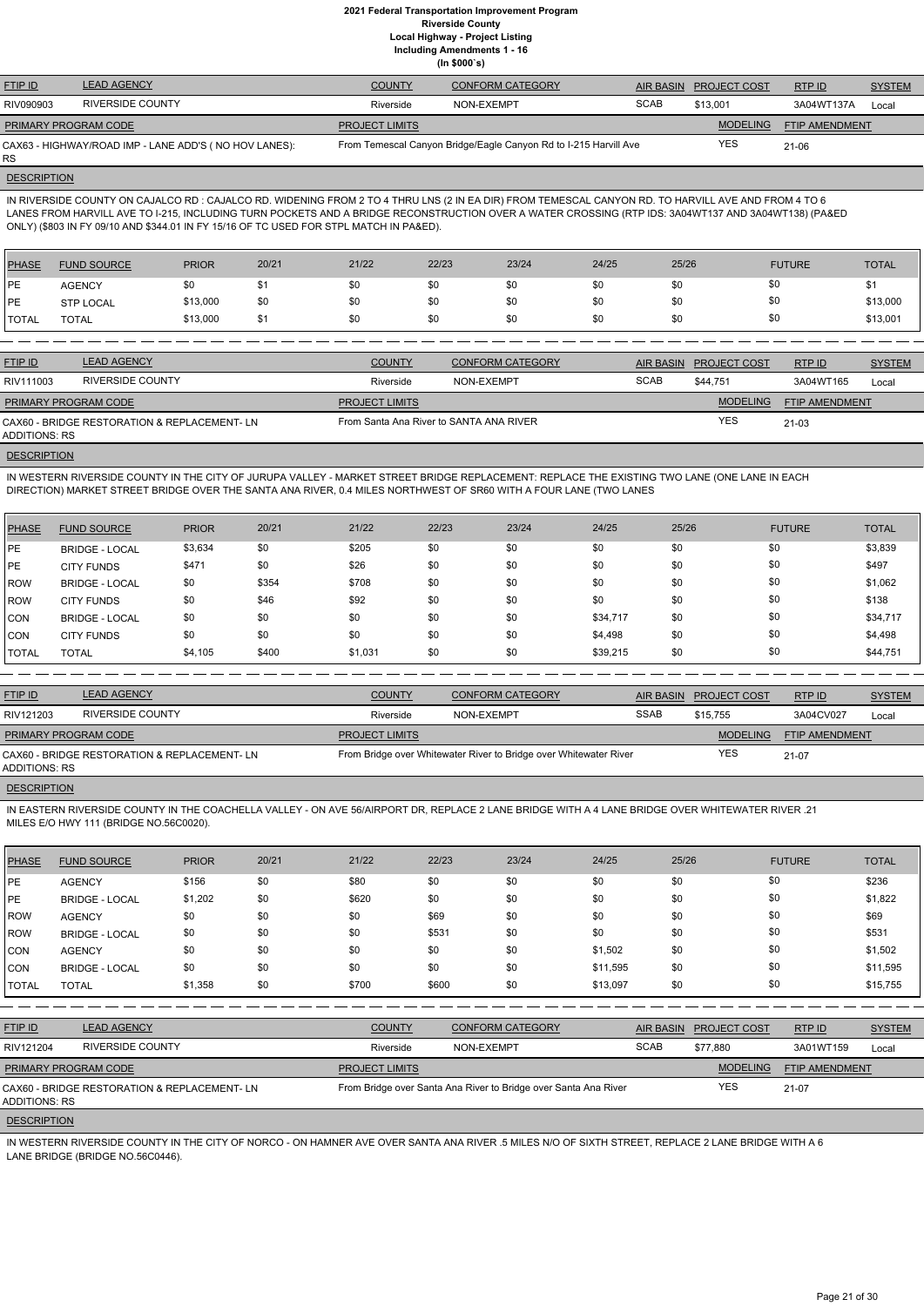# 2021 Federal Transportation Improvement Program
## Riverside County
### Local Highway - Project Listing
### Including Amendments 1 - 16
### (In $000`s)

| FTIP ID | LEAD AGENCY | COUNTY | CONFORM CATEGORY | AIR BASIN | PROJECT COST | RTP ID | SYSTEM |
|---|---|---|---|---|---|---|---|
| RIV090903 | RIVERSIDE COUNTY | Riverside | NON-EXEMPT | SCAB | $13,001 | 3A04WT137A | Local |

| PRIMARY PROGRAM CODE | PROJECT LIMITS | MODELING | FTIP AMENDMENT |
|---|---|---|---|
| CAX63 - HIGHWAY/ROAD IMP - LANE ADD'S ( NO HOV LANES): RS | From Temescal Canyon Bridge/Eagle Canyon Rd to I-215 Harvill Ave | YES | 21-06 |

**DESCRIPTION**

IN RIVERSIDE COUNTY ON CAJALCO RD : CAJALCO RD. WIDENING FROM 2 TO 4 THRU LNS (2 IN EA DIR) FROM TEMESCAL CANYON RD. TO HARVILL AVE AND FROM 4 TO 6 LANES FROM HARVILL AVE TO I-215, INCLUDING TURN POCKETS AND A BRIDGE RECONSTRUCTION OVER A WATER CROSSING (RTP IDS: 3A04WT137 AND 3A04WT138) (PA&ED ONLY) ($803 IN FY 09/10 AND $344.01 IN FY 15/16 OF TC USED FOR STPL MATCH IN PA&ED).

| PHASE | FUND SOURCE | PRIOR | 20/21 | 21/22 | 22/23 | 23/24 | 24/25 | 25/26 | FUTURE | TOTAL |
|---|---|---|---|---|---|---|---|---|---|---|
| PE | AGENCY | $0 | $1 | $0 | $0 | $0 | $0 | $0 | $0 | $1 |
| PE | STP LOCAL | $13,000 | $0 | $0 | $0 | $0 | $0 | $0 | $0 | $13,000 |
| TOTAL | TOTAL | $13,000 | $1 | $0 | $0 | $0 | $0 | $0 | $0 | $13,001 |

| FTIP ID | LEAD AGENCY | COUNTY | CONFORM CATEGORY | AIR BASIN | PROJECT COST | RTP ID | SYSTEM |
|---|---|---|---|---|---|---|---|
| RIV111003 | RIVERSIDE COUNTY | Riverside | NON-EXEMPT | SCAB | $44,751 | 3A04WT165 | Local |

| PRIMARY PROGRAM CODE | PROJECT LIMITS | MODELING | FTIP AMENDMENT |
|---|---|---|---|
| CAX60 - BRIDGE RESTORATION & REPLACEMENT- LN ADDITIONS: RS | From Santa Ana River to SANTA ANA RIVER | YES | 21-03 |

**DESCRIPTION**

IN WESTERN RIVERSIDE COUNTY IN THE CITY OF JURUPA VALLEY - MARKET STREET BRIDGE REPLACEMENT: REPLACE THE EXISTING TWO LANE (ONE LANE IN EACH DIRECTION) MARKET STREET BRIDGE OVER THE SANTA ANA RIVER, 0.4 MILES NORTHWEST OF SR60 WITH A FOUR LANE (TWO LANES

| PHASE | FUND SOURCE | PRIOR | 20/21 | 21/22 | 22/23 | 23/24 | 24/25 | 25/26 | FUTURE | TOTAL |
|---|---|---|---|---|---|---|---|---|---|---|
| PE | BRIDGE - LOCAL | $3,634 | $0 | $205 | $0 | $0 | $0 | $0 | $0 | $3,839 |
| PE | CITY FUNDS | $471 | $0 | $26 | $0 | $0 | $0 | $0 | $0 | $497 |
| ROW | BRIDGE - LOCAL | $0 | $354 | $708 | $0 | $0 | $0 | $0 | $0 | $1,062 |
| ROW | CITY FUNDS | $0 | $46 | $92 | $0 | $0 | $0 | $0 | $0 | $138 |
| CON | BRIDGE - LOCAL | $0 | $0 | $0 | $0 | $0 | $34,717 | $0 | $0 | $34,717 |
| CON | CITY FUNDS | $0 | $0 | $0 | $0 | $0 | $4,498 | $0 | $0 | $4,498 |
| TOTAL | TOTAL | $4,105 | $400 | $1,031 | $0 | $0 | $39,215 | $0 | $0 | $44,751 |

| FTIP ID | LEAD AGENCY | COUNTY | CONFORM CATEGORY | AIR BASIN | PROJECT COST | RTP ID | SYSTEM |
|---|---|---|---|---|---|---|---|
| RIV121203 | RIVERSIDE COUNTY | Riverside | NON-EXEMPT | SSAB | $15,755 | 3A04CV027 | Local |

| PRIMARY PROGRAM CODE | PROJECT LIMITS | MODELING | FTIP AMENDMENT |
|---|---|---|---|
| CAX60 - BRIDGE RESTORATION & REPLACEMENT- LN ADDITIONS: RS | From Bridge over Whitewater River to Bridge over Whitewater River | YES | 21-07 |

**DESCRIPTION**

IN EASTERN RIVERSIDE COUNTY IN THE COACHELLA VALLEY - ON AVE 56/AIRPORT DR, REPLACE 2 LANE BRIDGE WITH A 4 LANE BRIDGE OVER WHITEWATER RIVER .21 MILES E/O HWY 111 (BRIDGE NO.56C0020).

| PHASE | FUND SOURCE | PRIOR | 20/21 | 21/22 | 22/23 | 23/24 | 24/25 | 25/26 | FUTURE | TOTAL |
|---|---|---|---|---|---|---|---|---|---|---|
| PE | AGENCY | $156 | $0 | $80 | $0 | $0 | $0 | $0 | $0 | $236 |
| PE | BRIDGE - LOCAL | $1,202 | $0 | $620 | $0 | $0 | $0 | $0 | $0 | $1,822 |
| ROW | AGENCY | $0 | $0 | $0 | $69 | $0 | $0 | $0 | $0 | $69 |
| ROW | BRIDGE - LOCAL | $0 | $0 | $0 | $531 | $0 | $0 | $0 | $0 | $531 |
| CON | AGENCY | $0 | $0 | $0 | $0 | $0 | $1,502 | $0 | $0 | $1,502 |
| CON | BRIDGE - LOCAL | $0 | $0 | $0 | $0 | $0 | $11,595 | $0 | $0 | $11,595 |
| TOTAL | TOTAL | $1,358 | $0 | $700 | $600 | $0 | $13,097 | $0 | $0 | $15,755 |

| FTIP ID | LEAD AGENCY | COUNTY | CONFORM CATEGORY | AIR BASIN | PROJECT COST | RTP ID | SYSTEM |
|---|---|---|---|---|---|---|---|
| RIV121204 | RIVERSIDE COUNTY | Riverside | NON-EXEMPT | SCAB | $77,880 | 3A01WT159 | Local |

| PRIMARY PROGRAM CODE | PROJECT LIMITS | MODELING | FTIP AMENDMENT |
|---|---|---|---|
| CAX60 - BRIDGE RESTORATION & REPLACEMENT- LN ADDITIONS: RS | From Bridge over Santa Ana River to Bridge over Santa Ana River | YES | 21-07 |

**DESCRIPTION**

IN WESTERN RIVERSIDE COUNTY IN THE CITY OF NORCO - ON HAMNER AVE OVER SANTA ANA RIVER .5 MILES N/O OF SIXTH STREET, REPLACE 2 LANE BRIDGE WITH A 6 LANE BRIDGE (BRIDGE NO.56C0446).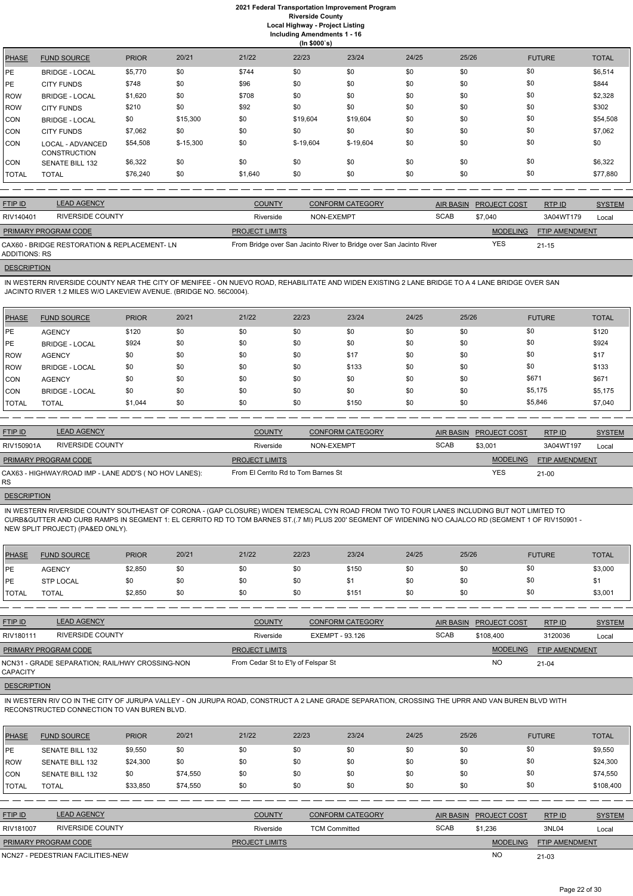# 2021 Federal Transportation Improvement Program
## Riverside County
### Local Highway - Project Listing
### Including Amendments 1 - 16
### (In $000`s)

| PHASE | FUND SOURCE | PRIOR | 20/21 | 21/22 | 22/23 | 23/24 | 24/25 | 25/26 | FUTURE | TOTAL |
|---|---|---|---|---|---|---|---|---|---|---|
| PE | BRIDGE - LOCAL | $5,770 | $0 | $744 | $0 | $0 | $0 | $0 | $0 | $6,514 |
| PE | CITY FUNDS | $748 | $0 | $96 | $0 | $0 | $0 | $0 | $0 | $844 |
| ROW | BRIDGE - LOCAL | $1,620 | $0 | $708 | $0 | $0 | $0 | $0 | $0 | $2,328 |
| ROW | CITY FUNDS | $210 | $0 | $92 | $0 | $0 | $0 | $0 | $0 | $302 |
| CON | BRIDGE - LOCAL | $0 | $15,300 | $0 | $19,604 | $19,604 | $0 | $0 | $0 | $54,508 |
| CON | CITY FUNDS | $7,062 | $0 | $0 | $0 | $0 | $0 | $0 | $0 | $7,062 |
| CON | LOCAL - ADVANCED CONSTRUCTION | $54,508 | $-15,300 | $0 | $-19,604 | $-19,604 | $0 | $0 | $0 | $0 |
| CON | SENATE BILL 132 | $6,322 | $0 | $0 | $0 | $0 | $0 | $0 | $0 | $6,322 |
| TOTAL | TOTAL | $76,240 | $0 | $1,640 | $0 | $0 | $0 | $0 | $0 | $77,880 |

| FTIP ID | LEAD AGENCY | COUNTY | CONFORM CATEGORY | AIR BASIN | PROJECT COST | RTP ID | SYSTEM |
|---|---|---|---|---|---|---|---|
| RIV140401 | RIVERSIDE COUNTY | Riverside | NON-EXEMPT | SCAB | $7,040 | 3A04WT179 | Local |

| PRIMARY PROGRAM CODE | PROJECT LIMITS | MODELING | FTIP AMENDMENT |
|---|---|---|---|
| CAX60 - BRIDGE RESTORATION & REPLACEMENT- LN ADDITIONS: RS | From Bridge over San Jacinto River to Bridge over San Jacinto River | YES | 21-15 |

**DESCRIPTION**

IN WESTERN RIVERSIDE COUNTY NEAR THE CITY OF MENIFEE - ON NUEVO ROAD, REHABILITATE AND WIDEN EXISTING 2 LANE BRIDGE TO A 4 LANE BRIDGE OVER SAN JACINTO RIVER 1.2 MILES W/O LAKEVIEW AVENUE. (BRIDGE NO. 56C0004).

| PHASE | FUND SOURCE | PRIOR | 20/21 | 21/22 | 22/23 | 23/24 | 24/25 | 25/26 | FUTURE | TOTAL |
|---|---|---|---|---|---|---|---|---|---|---|
| PE | AGENCY | $120 | $0 | $0 | $0 | $0 | $0 | $0 | $0 | $120 |
| PE | BRIDGE - LOCAL | $924 | $0 | $0 | $0 | $0 | $0 | $0 | $0 | $924 |
| ROW | AGENCY | $0 | $0 | $0 | $0 | $17 | $0 | $0 | $0 | $17 |
| ROW | BRIDGE - LOCAL | $0 | $0 | $0 | $0 | $133 | $0 | $0 | $0 | $133 |
| CON | AGENCY | $0 | $0 | $0 | $0 | $0 | $0 | $0 | $671 | $671 |
| CON | BRIDGE - LOCAL | $0 | $0 | $0 | $0 | $0 | $0 | $0 | $5,175 | $5,175 |
| TOTAL | TOTAL | $1,044 | $0 | $0 | $0 | $150 | $0 | $0 | $5,846 | $7,040 |

| FTIP ID | LEAD AGENCY | COUNTY | CONFORM CATEGORY | AIR BASIN | PROJECT COST | RTP ID | SYSTEM |
|---|---|---|---|---|---|---|---|
| RIV150901A | RIVERSIDE COUNTY | Riverside | NON-EXEMPT | SCAB | $3,001 | 3A04WT197 | Local |

| PRIMARY PROGRAM CODE | PROJECT LIMITS | MODELING | FTIP AMENDMENT |
|---|---|---|---|
| CAX63 - HIGHWAY/ROAD IMP - LANE ADD'S ( NO HOV LANES): RS | From El Cerrito Rd to Tom Barnes St | YES | 21-00 |

**DESCRIPTION**

IN WESTERN RIVERSIDE COUNTY SOUTHEAST OF CORONA - (GAP CLOSURE) WIDEN TEMESCAL CYN ROAD FROM TWO TO FOUR LANES INCLUDING BUT NOT LIMITED TO CURB&GUTTER AND CURB RAMPS IN SEGMENT 1: EL CERRITO RD TO TOM BARNES ST.(.7 MI) PLUS 200' SEGMENT OF WIDENING N/O CAJALCO RD (SEGMENT 1 OF RIV150901 - NEW SPLIT PROJECT) (PA&ED ONLY).

| PHASE | FUND SOURCE | PRIOR | 20/21 | 21/22 | 22/23 | 23/24 | 24/25 | 25/26 | FUTURE | TOTAL |
|---|---|---|---|---|---|---|---|---|---|---|
| PE | AGENCY | $2,850 | $0 | $0 | $0 | $150 | $0 | $0 | $0 | $3,000 |
| PE | STP LOCAL | $0 | $0 | $0 | $0 | $1 | $0 | $0 | $0 | $1 |
| TOTAL | TOTAL | $2,850 | $0 | $0 | $0 | $151 | $0 | $0 | $0 | $3,001 |

| FTIP ID | LEAD AGENCY | COUNTY | CONFORM CATEGORY | AIR BASIN | PROJECT COST | RTP ID | SYSTEM |
|---|---|---|---|---|---|---|---|
| RIV180111 | RIVERSIDE COUNTY | Riverside | EXEMPT - 93.126 | SCAB | $108,400 | 3120036 | Local |

| PRIMARY PROGRAM CODE | PROJECT LIMITS | MODELING | FTIP AMENDMENT |
|---|---|---|---|
| NCN31 - GRADE SEPARATION; RAIL/HWY CROSSING-NON CAPACITY | From Cedar St to E'ly of Felspar St | NO | 21-04 |

**DESCRIPTION**

IN WESTERN RIV CO IN THE CITY OF JURUPA VALLEY - ON JURUPA ROAD, CONSTRUCT A 2 LANE GRADE SEPARATION, CROSSING THE UPRR AND VAN BUREN BLVD WITH RECONSTRUCTED CONNECTION TO VAN BUREN BLVD.

| PHASE | FUND SOURCE | PRIOR | 20/21 | 21/22 | 22/23 | 23/24 | 24/25 | 25/26 | FUTURE | TOTAL |
|---|---|---|---|---|---|---|---|---|---|---|
| PE | SENATE BILL 132 | $9,550 | $0 | $0 | $0 | $0 | $0 | $0 | $0 | $9,550 |
| ROW | SENATE BILL 132 | $24,300 | $0 | $0 | $0 | $0 | $0 | $0 | $0 | $24,300 |
| CON | SENATE BILL 132 | $0 | $74,550 | $0 | $0 | $0 | $0 | $0 | $0 | $74,550 |
| TOTAL | TOTAL | $33,850 | $74,550 | $0 | $0 | $0 | $0 | $0 | $0 | $108,400 |

| FTIP ID | LEAD AGENCY | COUNTY | CONFORM CATEGORY | AIR BASIN | PROJECT COST | RTP ID | SYSTEM |
|---|---|---|---|---|---|---|---|
| RIV181007 | RIVERSIDE COUNTY | Riverside | TCM Committed | SCAB | $1,236 | 3NL04 | Local |

| PRIMARY PROGRAM CODE | PROJECT LIMITS | MODELING | FTIP AMENDMENT |
|---|---|---|---|
| NCN27 - PEDESTRIAN FACILITIES-NEW | | NO | 21-03 |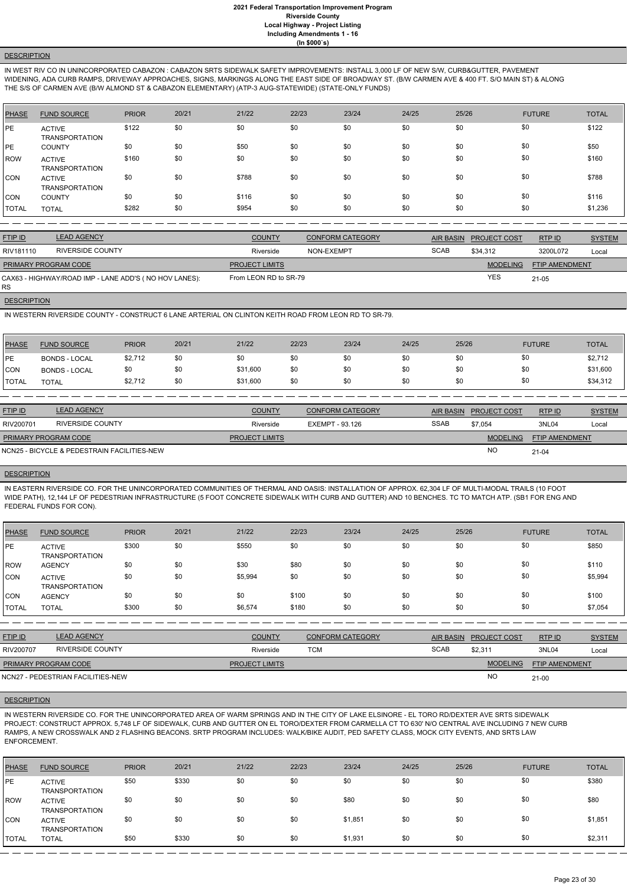**DESCRIPTION**

IN WEST RIV CO IN UNINCORPORATED CABAZON : CABAZON SRTS SIDEWALK SAFETY IMPROVEMENTS: INSTALL 3,000 LF OF NEW S/W, CURB&GUTTER, PAVEMENT WIDENING, ADA CURB RAMPS, DRIVEWAY APPROACHES, SIGNS, MARKINGS ALONG THE EAST SIDE OF BROADWAY ST. (B/W CARMEN AVE & 400 FT. S/O MAIN ST) & ALONG THE S/S OF CARMEN AVE (B/W ALMOND ST & CABAZON ELEMENTARY) (ATP-3 AUG-STATEWIDE) (STATE-ONLY FUNDS)

| PHASE | FUND SOURCE | PRIOR | 20/21 | 21/22 | 22/23 | 23/24 | 24/25 | 25/26 | FUTURE | TOTAL |
|---|---|---|---|---|---|---|---|---|---|---|
| PE | ACTIVE TRANSPORTATION | $122 | $0 | $0 | $0 | $0 | $0 | $0 | $0 | $122 |
| PE | COUNTY | $0 | $0 | $50 | $0 | $0 | $0 | $0 | $0 | $50 |
| ROW | ACTIVE TRANSPORTATION | $160 | $0 | $0 | $0 | $0 | $0 | $0 | $0 | $160 |
| CON | ACTIVE TRANSPORTATION | $0 | $0 | $788 | $0 | $0 | $0 | $0 | $0 | $788 |
| CON | COUNTY | $0 | $0 | $116 | $0 | $0 | $0 | $0 | $0 | $116 |
| TOTAL | TOTAL | $282 | $0 | $954 | $0 | $0 | $0 | $0 | $0 | $1,236 |

| FTIP ID | LEAD AGENCY | COUNTY | CONFORM CATEGORY | AIR BASIN | PROJECT COST | RTP ID | SYSTEM |
|---|---|---|---|---|---|---|---|
| RIV181110 | RIVERSIDE COUNTY | Riverside | NON-EXEMPT | SCAB | $34,312 | 3200L072 | Local |

| PRIMARY PROGRAM CODE | PROJECT LIMITS | MODELING | FTIP AMENDMENT |
|---|---|---|---|
| CAX63 - HIGHWAY/ROAD IMP - LANE ADD'S ( NO HOV LANES): RS | From LEON RD to SR-79 | YES | 21-05 |

**DESCRIPTION**

IN WESTERN RIVERSIDE COUNTY - CONSTRUCT 6 LANE ARTERIAL ON CLINTON KEITH ROAD FROM LEON RD TO SR-79.

| PHASE | FUND SOURCE | PRIOR | 20/21 | 21/22 | 22/23 | 23/24 | 24/25 | 25/26 | FUTURE | TOTAL |
|---|---|---|---|---|---|---|---|---|---|---|
| PE | BONDS - LOCAL | $2,712 | $0 | $0 | $0 | $0 | $0 | $0 | $0 | $2,712 |
| CON | BONDS - LOCAL | $0 | $0 | $31,600 | $0 | $0 | $0 | $0 | $0 | $31,600 |
| TOTAL | TOTAL | $2,712 | $0 | $31,600 | $0 | $0 | $0 | $0 | $0 | $34,312 |

| FTIP ID | LEAD AGENCY | COUNTY | CONFORM CATEGORY | AIR BASIN | PROJECT COST | RTP ID | SYSTEM |
|---|---|---|---|---|---|---|---|
| RIV200701 | RIVERSIDE COUNTY | Riverside | EXEMPT - 93.126 | SSAB | $7,054 | 3NL04 | Local |

| PRIMARY PROGRAM CODE | PROJECT LIMITS | MODELING | FTIP AMENDMENT |
|---|---|---|---|
| NCN25 - BICYCLE & PEDESTRAIN FACILITIES-NEW | | NO | 21-04 |

**DESCRIPTION**

IN EASTERN RIVERSIDE CO. FOR THE UNINCORPORATED COMMUNITIES OF THERMAL AND OASIS: INSTALLATION OF APPROX. 62,304 LF OF MULTI-MODAL TRAILS (10 FOOT WIDE PATH), 12,144 LF OF PEDESTRIAN INFRASTRUCTURE (5 FOOT CONCRETE SIDEWALK WITH CURB AND GUTTER) AND 10 BENCHES. TC TO MATCH ATP. (SB1 FOR ENG AND FEDERAL FUNDS FOR CON).

| PHASE | FUND SOURCE | PRIOR | 20/21 | 21/22 | 22/23 | 23/24 | 24/25 | 25/26 | FUTURE | TOTAL |
|---|---|---|---|---|---|---|---|---|---|---|
| PE | ACTIVE TRANSPORTATION | $300 | $0 | $550 | $0 | $0 | $0 | $0 | $0 | $850 |
| ROW | AGENCY | $0 | $0 | $30 | $80 | $0 | $0 | $0 | $0 | $110 |
| CON | ACTIVE TRANSPORTATION | $0 | $0 | $5,994 | $0 | $0 | $0 | $0 | $0 | $5,994 |
| CON | AGENCY | $0 | $0 | $0 | $100 | $0 | $0 | $0 | $0 | $100 |
| TOTAL | TOTAL | $300 | $0 | $6,574 | $180 | $0 | $0 | $0 | $0 | $7,054 |

| FTIP ID | LEAD AGENCY | COUNTY | CONFORM CATEGORY | AIR BASIN | PROJECT COST | RTP ID | SYSTEM |
|---|---|---|---|---|---|---|---|
| RIV200707 | RIVERSIDE COUNTY | Riverside | TCM | SCAB | $2,311 | 3NL04 | Local |

| PRIMARY PROGRAM CODE | PROJECT LIMITS | MODELING | FTIP AMENDMENT |
|---|---|---|---|
| NCN27 - PEDESTRIAN FACILITIES-NEW | | NO | 21-00 |

**DESCRIPTION**

IN WESTERN RIVERSIDE CO. FOR THE UNINCORPORATED AREA OF WARM SPRINGS AND IN THE CITY OF LAKE ELSINORE - EL TORO RD/DEXTER AVE SRTS SIDEWALK PROJECT: CONSTRUCT APPROX. 5,748 LF OF SIDEWALK, CURB AND GUTTER ON EL TORO/DEXTER FROM CARMELLA CT TO 630' N/O CENTRAL AVE INCLUDING 7 NEW CURB RAMPS, A NEW CROSSWALK AND 2 FLASHING BEACONS. SRTP PROGRAM INCLUDES: WALK/BIKE AUDIT, PED SAFETY CLASS, MOCK CITY EVENTS, AND SRTS LAW ENFORCEMENT.

| PHASE | FUND SOURCE | PRIOR | 20/21 | 21/22 | 22/23 | 23/24 | 24/25 | 25/26 | FUTURE | TOTAL |
|---|---|---|---|---|---|---|---|---|---|---|
| PE | ACTIVE TRANSPORTATION | $50 | $330 | $0 | $0 | $0 | $0 | $0 | $0 | $380 |
| ROW | ACTIVE TRANSPORTATION | $0 | $0 | $0 | $0 | $80 | $0 | $0 | $0 | $80 |
| CON | ACTIVE TRANSPORTATION | $0 | $0 | $0 | $0 | $1,851 | $0 | $0 | $0 | $1,851 |
| TOTAL | TOTAL | $50 | $330 | $0 | $0 | $1,931 | $0 | $0 | $0 | $2,311 |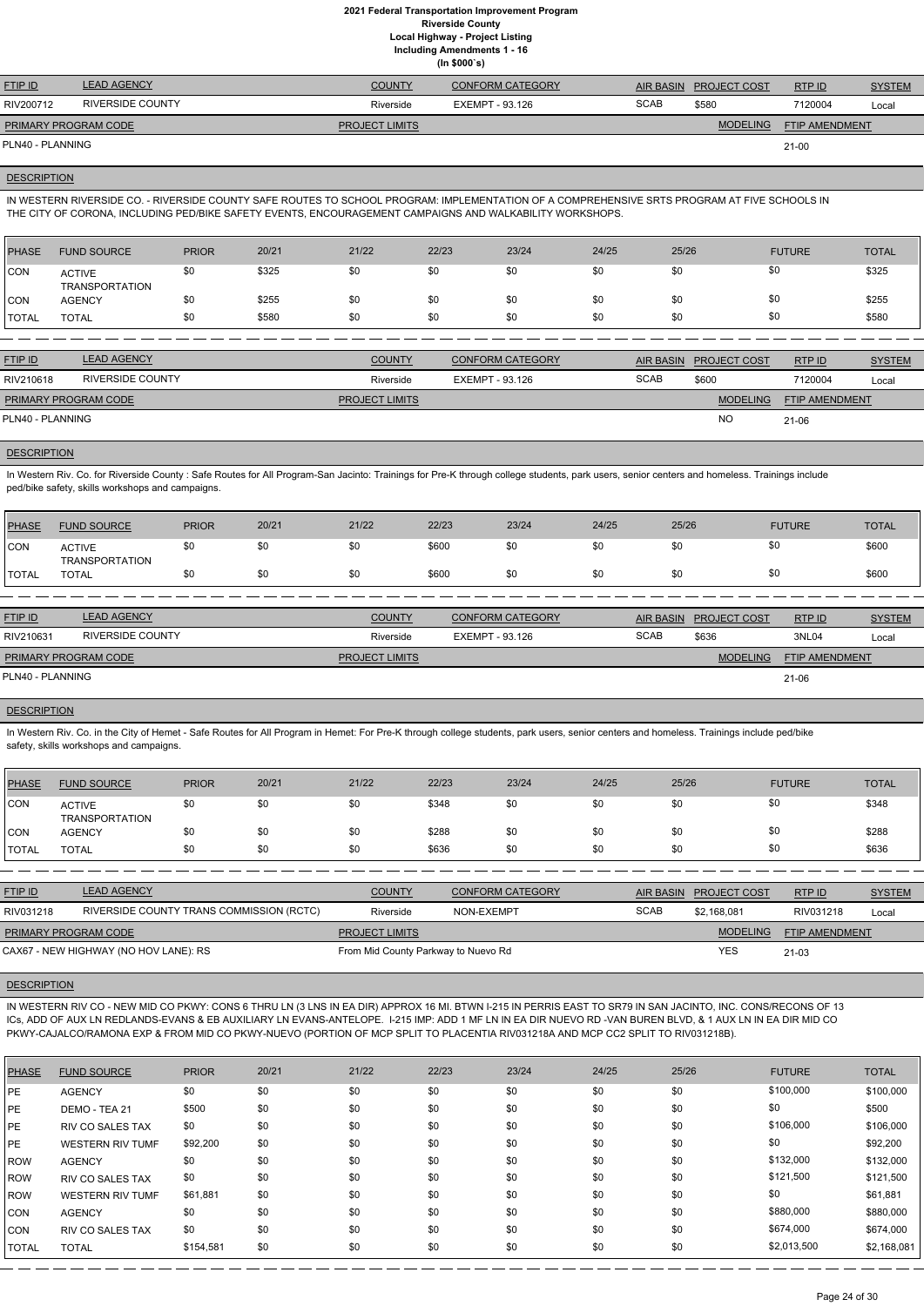# 2021 Federal Transportation Improvement Program
## Riverside County
### Local Highway - Project Listing
### Including Amendments 1 - 16
### (In $000`s)

| FTIP ID | LEAD AGENCY | COUNTY | CONFORM CATEGORY | AIR BASIN | PROJECT COST | RTP ID | SYSTEM |
|---|---|---|---|---|---|---|---|
| RIV200712 | RIVERSIDE COUNTY | Riverside | EXEMPT - 93.126 | SCAB | $580 | 7120004 | Local |

| PRIMARY PROGRAM CODE | PROJECT LIMITS | MODELING | FTIP AMENDMENT |
|---|---|---|---|
| PLN40 - PLANNING | | | 21-00 |

**DESCRIPTION**

IN WESTERN RIVERSIDE CO. - RIVERSIDE COUNTY SAFE ROUTES TO SCHOOL PROGRAM: IMPLEMENTATION OF A COMPREHENSIVE SRTS PROGRAM AT FIVE SCHOOLS IN THE CITY OF CORONA, INCLUDING PED/BIKE SAFETY EVENTS, ENCOURAGEMENT CAMPAIGNS AND WALKABILITY WORKSHOPS.

| PHASE | FUND SOURCE | PRIOR | 20/21 | 21/22 | 22/23 | 23/24 | 24/25 | 25/26 | FUTURE | TOTAL |
|---|---|---|---|---|---|---|---|---|---|---|
| CON | ACTIVE TRANSPORTATION | $0 | $325 | $0 | $0 | $0 | $0 | $0 | $0 | $325 |
| CON | AGENCY | $0 | $255 | $0 | $0 | $0 | $0 | $0 | $0 | $255 |
| TOTAL | TOTAL | $0 | $580 | $0 | $0 | $0 | $0 | $0 | $0 | $580 |

| FTIP ID | LEAD AGENCY | COUNTY | CONFORM CATEGORY | AIR BASIN | PROJECT COST | RTP ID | SYSTEM |
|---|---|---|---|---|---|---|---|
| RIV210618 | RIVERSIDE COUNTY | Riverside | EXEMPT - 93.126 | SCAB | $600 | 7120004 | Local |

| PRIMARY PROGRAM CODE | PROJECT LIMITS | MODELING | FTIP AMENDMENT |
|---|---|---|---|
| PLN40 - PLANNING | | NO | 21-06 |

**DESCRIPTION**

In Western Riv. Co. for Riverside County : Safe Routes for All Program-San Jacinto: Trainings for Pre-K through college students, park users, senior centers and homeless. Trainings include ped/bike safety, skills workshops and campaigns.

| PHASE | FUND SOURCE | PRIOR | 20/21 | 21/22 | 22/23 | 23/24 | 24/25 | 25/26 | FUTURE | TOTAL |
|---|---|---|---|---|---|---|---|---|---|---|
| CON | ACTIVE TRANSPORTATION | $0 | $0 | $0 | $600 | $0 | $0 | $0 | $0 | $600 |
| TOTAL | TOTAL | $0 | $0 | $0 | $600 | $0 | $0 | $0 | $0 | $600 |

| FTIP ID | LEAD AGENCY | COUNTY | CONFORM CATEGORY | AIR BASIN | PROJECT COST | RTP ID | SYSTEM |
|---|---|---|---|---|---|---|---|
| RIV210631 | RIVERSIDE COUNTY | Riverside | EXEMPT - 93.126 | SCAB | $636 | 3NL04 | Local |

| PRIMARY PROGRAM CODE | PROJECT LIMITS | MODELING | FTIP AMENDMENT |
|---|---|---|---|
| PLN40 - PLANNING | | | 21-06 |

**DESCRIPTION**

In Western Riv. Co. in the City of Hemet - Safe Routes for All Program in Hemet: For Pre-K through college students, park users, senior centers and homeless. Trainings include ped/bike safety, skills workshops and campaigns.

| PHASE | FUND SOURCE | PRIOR | 20/21 | 21/22 | 22/23 | 23/24 | 24/25 | 25/26 | FUTURE | TOTAL |
|---|---|---|---|---|---|---|---|---|---|---|
| CON | ACTIVE TRANSPORTATION | $0 | $0 | $0 | $348 | $0 | $0 | $0 | $0 | $348 |
| CON | AGENCY | $0 | $0 | $0 | $288 | $0 | $0 | $0 | $0 | $288 |
| TOTAL | TOTAL | $0 | $0 | $0 | $636 | $0 | $0 | $0 | $0 | $636 |

| FTIP ID | LEAD AGENCY | COUNTY | CONFORM CATEGORY | AIR BASIN | PROJECT COST | RTP ID | SYSTEM |
|---|---|---|---|---|---|---|---|
| RIV031218 | RIVERSIDE COUNTY TRANS COMMISSION (RCTC) | Riverside | NON-EXEMPT | SCAB | $2,168,081 | RIV031218 | Local |

| PRIMARY PROGRAM CODE | PROJECT LIMITS | MODELING | FTIP AMENDMENT |
|---|---|---|---|
| CAX67 - NEW HIGHWAY (NO HOV LANE): RS | From Mid County Parkway to Nuevo Rd | YES | 21-03 |

**DESCRIPTION**

IN WESTERN RIV CO - NEW MID CO PKWY: CONS 6 THRU LN (3 LNS IN EA DIR) APPROX 16 MI. BTWN I-215 IN PERRIS EAST TO SR79 IN SAN JACINTO, INC. CONS/RECONS OF 13 ICs, ADD OF AUX LN REDLANDS-EVANS & EB AUXILIARY LN EVANS-ANTELOPE. I-215 IMP: ADD 1 MF LN IN EA DIR NUEVO RD -VAN BUREN BLVD, & 1 AUX LN IN EA DIR MID CO PKWY-CAJALCO/RAMONA EXP & FROM MID CO PKWY-NUEVO (PORTION OF MCP SPLIT TO PLACENTIA RIV031218A AND MCP CC2 SPLIT TO RIV031218B).

| PHASE | FUND SOURCE | PRIOR | 20/21 | 21/22 | 22/23 | 23/24 | 24/25 | 25/26 | FUTURE | TOTAL |
|---|---|---|---|---|---|---|---|---|---|---|
| PE | AGENCY | $0 | $0 | $0 | $0 | $0 | $0 | $0 | $100,000 | $100,000 |
| PE | DEMO - TEA 21 | $500 | $0 | $0 | $0 | $0 | $0 | $0 | $0 | $500 |
| PE | RIV CO SALES TAX | $0 | $0 | $0 | $0 | $0 | $0 | $0 | $106,000 | $106,000 |
| PE | WESTERN RIV TUMF | $92,200 | $0 | $0 | $0 | $0 | $0 | $0 | $0 | $92,200 |
| ROW | AGENCY | $0 | $0 | $0 | $0 | $0 | $0 | $0 | $132,000 | $132,000 |
| ROW | RIV CO SALES TAX | $0 | $0 | $0 | $0 | $0 | $0 | $0 | $121,500 | $121,500 |
| ROW | WESTERN RIV TUMF | $61,881 | $0 | $0 | $0 | $0 | $0 | $0 | $0 | $61,881 |
| CON | AGENCY | $0 | $0 | $0 | $0 | $0 | $0 | $0 | $880,000 | $880,000 |
| CON | RIV CO SALES TAX | $0 | $0 | $0 | $0 | $0 | $0 | $0 | $674,000 | $674,000 |
| TOTAL | TOTAL | $154,581 | $0 | $0 | $0 | $0 | $0 | $0 | $2,013,500 | $2,168,081 |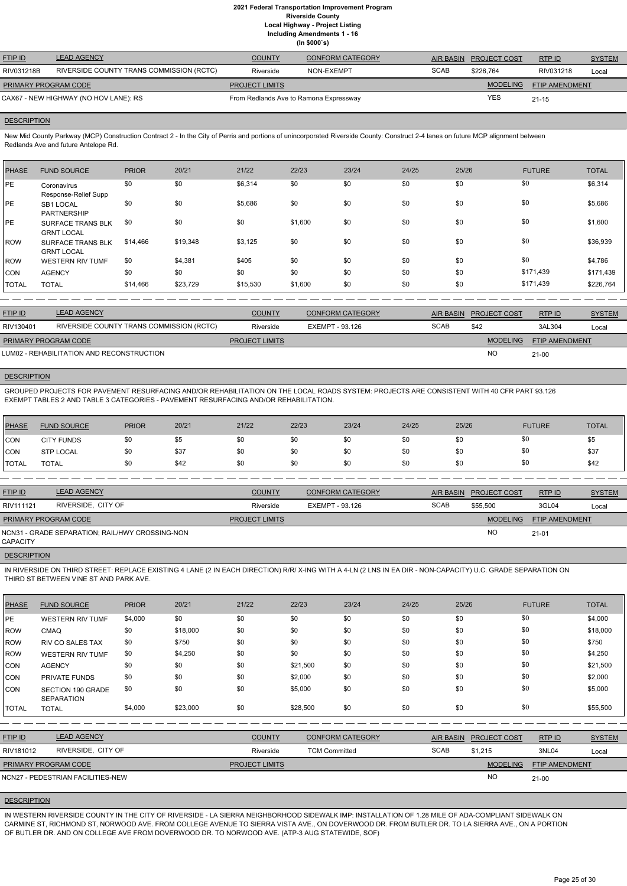# 2021 Federal Transportation Improvement Program
## Riverside County
### Local Highway - Project Listing
### Including Amendments 1 - 16
### (In $000`s)

| FTIP ID | LEAD AGENCY | COUNTY | CONFORM CATEGORY | AIR BASIN | PROJECT COST | RTP ID | SYSTEM |
|---|---|---|---|---|---|---|---|
| RIV031218B | RIVERSIDE COUNTY TRANS COMMISSION (RCTC) | Riverside | NON-EXEMPT | SCAB | $226,764 | RIV031218 | Local |

| PRIMARY PROGRAM CODE | PROJECT LIMITS | MODELING | FTIP AMENDMENT |
|---|---|---|---|
| CAX67 - NEW HIGHWAY (NO HOV LANE): RS | From Redlands Ave to Ramona Expressway | YES | 21-15 |

**DESCRIPTION**

New Mid County Parkway (MCP) Construction Contract 2 - In the City of Perris and portions of unincorporated Riverside County: Construct 2-4 lanes on future MCP alignment between Redlands Ave and future Antelope Rd.

| PHASE | FUND SOURCE | PRIOR | 20/21 | 21/22 | 22/23 | 23/24 | 24/25 | 25/26 | FUTURE | TOTAL |
|---|---|---|---|---|---|---|---|---|---|---|
| PE | Coronavirus Response-Relief Supp | $0 | $0 | $6,314 | $0 | $0 | $0 | $0 | $0 | $6,314 |
| PE | SB1 LOCAL PARTNERSHIP | $0 | $0 | $5,686 | $0 | $0 | $0 | $0 | $0 | $5,686 |
| PE | SURFACE TRANS BLK GRNT LOCAL | $0 | $0 | $0 | $1,600 | $0 | $0 | $0 | $0 | $1,600 |
| ROW | SURFACE TRANS BLK GRNT LOCAL | $14,466 | $19,348 | $3,125 | $0 | $0 | $0 | $0 | $0 | $36,939 |
| ROW | WESTERN RIV TUMF | $0 | $4,381 | $405 | $0 | $0 | $0 | $0 | $0 | $4,786 |
| CON | AGENCY | $0 | $0 | $0 | $0 | $0 | $0 | $0 | $171,439 | $171,439 |
| TOTAL | TOTAL | $14,466 | $23,729 | $15,530 | $1,600 | $0 | $0 | $0 | $171,439 | $226,764 |

| FTIP ID | LEAD AGENCY | COUNTY | CONFORM CATEGORY | AIR BASIN | PROJECT COST | RTP ID | SYSTEM |
|---|---|---|---|---|---|---|---|
| RIV130401 | RIVERSIDE COUNTY TRANS COMMISSION (RCTC) | Riverside | EXEMPT - 93.126 | SCAB | $42 | 3AL304 | Local |

| PRIMARY PROGRAM CODE | PROJECT LIMITS | MODELING | FTIP AMENDMENT |
|---|---|---|---|
| LUM02 - REHABILITATION AND RECONSTRUCTION | | NO | 21-00 |

**DESCRIPTION**

GROUPED PROJECTS FOR PAVEMENT RESURFACING AND/OR REHABILITATION ON THE LOCAL ROADS SYSTEM: PROJECTS ARE CONSISTENT WITH 40 CFR PART 93.126 EXEMPT TABLES 2 AND TABLE 3 CATEGORIES - PAVEMENT RESURFACING AND/OR REHABILITATION.

| PHASE | FUND SOURCE | PRIOR | 20/21 | 21/22 | 22/23 | 23/24 | 24/25 | 25/26 | FUTURE | TOTAL |
|---|---|---|---|---|---|---|---|---|---|---|
| CON | CITY FUNDS | $0 | $5 | $0 | $0 | $0 | $0 | $0 | $0 | $5 |
| CON | STP LOCAL | $0 | $37 | $0 | $0 | $0 | $0 | $0 | $0 | $37 |
| TOTAL | TOTAL | $0 | $42 | $0 | $0 | $0 | $0 | $0 | $0 | $42 |

| FTIP ID | LEAD AGENCY | COUNTY | CONFORM CATEGORY | AIR BASIN | PROJECT COST | RTP ID | SYSTEM |
|---|---|---|---|---|---|---|---|
| RIV111121 | RIVERSIDE, CITY OF | Riverside | EXEMPT - 93.126 | SCAB | $55,500 | 3GL04 | Local |

| PRIMARY PROGRAM CODE | PROJECT LIMITS | MODELING | FTIP AMENDMENT |
|---|---|---|---|
| NCN31 - GRADE SEPARATION; RAIL/HWY CROSSING-NON CAPACITY | | NO | 21-01 |

**DESCRIPTION**

IN RIVERSIDE ON THIRD STREET: REPLACE EXISTING 4 LANE (2 IN EACH DIRECTION) R/R/ X-ING WITH A 4-LN (2 LNS IN EA DIR - NON-CAPACITY) U.C. GRADE SEPARATION ON THIRD ST BETWEEN VINE ST AND PARK AVE.

| PHASE | FUND SOURCE | PRIOR | 20/21 | 21/22 | 22/23 | 23/24 | 24/25 | 25/26 | FUTURE | TOTAL |
|---|---|---|---|---|---|---|---|---|---|---|
| PE | WESTERN RIV TUMF | $4,000 | $0 | $0 | $0 | $0 | $0 | $0 | $0 | $4,000 |
| ROW | CMAQ | $0 | $18,000 | $0 | $0 | $0 | $0 | $0 | $0 | $18,000 |
| ROW | RIV CO SALES TAX | $0 | $750 | $0 | $0 | $0 | $0 | $0 | $0 | $750 |
| ROW | WESTERN RIV TUMF | $0 | $4,250 | $0 | $0 | $0 | $0 | $0 | $0 | $4,250 |
| CON | AGENCY | $0 | $0 | $0 | $21,500 | $0 | $0 | $0 | $0 | $21,500 |
| CON | PRIVATE FUNDS | $0 | $0 | $0 | $2,000 | $0 | $0 | $0 | $0 | $2,000 |
| CON | SECTION 190 GRADE SEPARATION | $0 | $0 | $0 | $5,000 | $0 | $0 | $0 | $0 | $5,000 |
| TOTAL | TOTAL | $4,000 | $23,000 | $0 | $28,500 | $0 | $0 | $0 | $0 | $55,500 |

| FTIP ID | LEAD AGENCY | COUNTY | CONFORM CATEGORY | AIR BASIN | PROJECT COST | RTP ID | SYSTEM |
|---|---|---|---|---|---|---|---|
| RIV181012 | RIVERSIDE, CITY OF | Riverside | TCM Committed | SCAB | $1,215 | 3NL04 | Local |

| PRIMARY PROGRAM CODE | PROJECT LIMITS | MODELING | FTIP AMENDMENT |
|---|---|---|---|
| NCN27 - PEDESTRIAN FACILITIES-NEW | | NO | 21-00 |

**DESCRIPTION**

IN WESTERN RIVERSIDE COUNTY IN THE CITY OF RIVERSIDE - LA SIERRA NEIGHBORHOOD SIDEWALK IMP: INSTALLATION OF 1.28 MILE OF ADA-COMPLIANT SIDEWALK ON CARMINE ST, RICHMOND ST, NORWOOD AVE. FROM COLLEGE AVENUE TO SIERRA VISTA AVE., ON DOVERWOOD DR. FROM BUTLER DR. TO LA SIERRA AVE., ON A PORTION OF BUTLER DR. AND ON COLLEGE AVE FROM DOVERWOOD DR. TO NORWOOD AVE. (ATP-3 AUG STATEWIDE, SOF)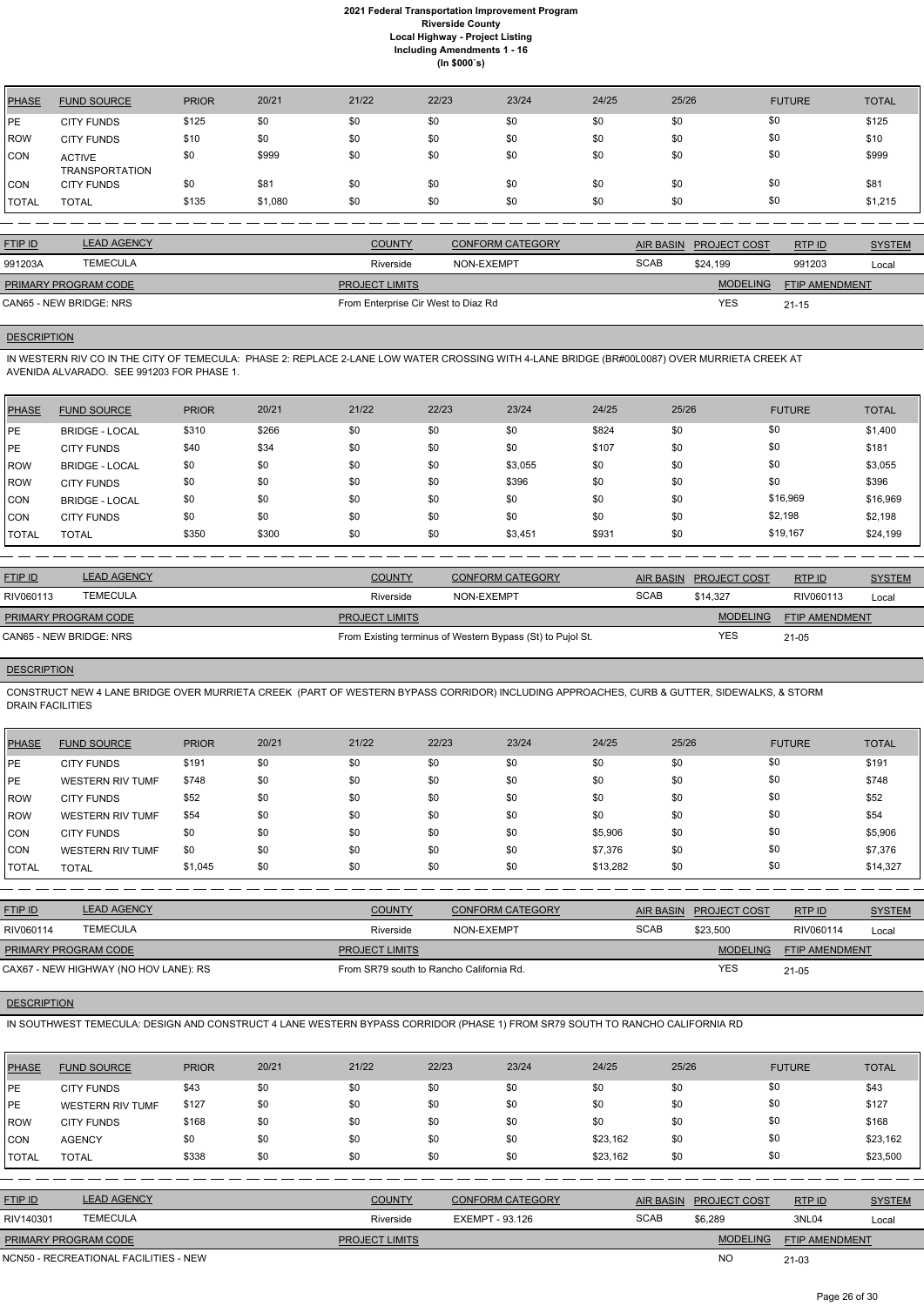# 2021 Federal Transportation Improvement Program
## Riverside County
### Local Highway - Project Listing
### Including Amendments 1 - 16
### (In $000`s)

| PHASE | FUND SOURCE | PRIOR | 20/21 | 21/22 | 22/23 | 23/24 | 24/25 | 25/26 | FUTURE | TOTAL |
|---|---|---|---|---|---|---|---|---|---|---|
| PE | CITY FUNDS | $125 | $0 | $0 | $0 | $0 | $0 | $0 | $0 | $125 |
| ROW | CITY FUNDS | $10 | $0 | $0 | $0 | $0 | $0 | $0 | $0 | $10 |
| CON | ACTIVE TRANSPORTATION | $0 | $999 | $0 | $0 | $0 | $0 | $0 | $0 | $999 |
| CON | CITY FUNDS | $0 | $81 | $0 | $0 | $0 | $0 | $0 | $0 | $81 |
| TOTAL | TOTAL | $135 | $1,080 | $0 | $0 | $0 | $0 | $0 | $0 | $1,215 |

| FTIP ID | LEAD AGENCY | COUNTY | CONFORM CATEGORY | AIR BASIN | PROJECT COST | RTP ID | SYSTEM |
|---|---|---|---|---|---|---|---|
| 991203A | TEMECULA | Riverside | NON-EXEMPT | SCAB | $24,199 | 991203 | Local |

| PRIMARY PROGRAM CODE | PROJECT LIMITS | MODELING | FTIP AMENDMENT |
|---|---|---|---|
| CAN65 - NEW BRIDGE: NRS | From Enterprise Cir West to Diaz Rd | YES | 21-15 |

**DESCRIPTION**

IN WESTERN RIV CO IN THE CITY OF TEMECULA: PHASE 2: REPLACE 2-LANE LOW WATER CROSSING WITH 4-LANE BRIDGE (BR#00L0087) OVER MURRIETA CREEK AT AVENIDA ALVARADO. SEE 991203 FOR PHASE 1.

| PHASE | FUND SOURCE | PRIOR | 20/21 | 21/22 | 22/23 | 23/24 | 24/25 | 25/26 | FUTURE | TOTAL |
|---|---|---|---|---|---|---|---|---|---|---|
| PE | BRIDGE - LOCAL | $310 | $266 | $0 | $0 | $0 | $824 | $0 | $0 | $1,400 |
| PE | CITY FUNDS | $40 | $34 | $0 | $0 | $0 | $107 | $0 | $0 | $181 |
| ROW | BRIDGE - LOCAL | $0 | $0 | $0 | $0 | $3,055 | $0 | $0 | $0 | $3,055 |
| ROW | CITY FUNDS | $0 | $0 | $0 | $0 | $396 | $0 | $0 | $0 | $396 |
| CON | BRIDGE - LOCAL | $0 | $0 | $0 | $0 | $0 | $0 | $0 | $16,969 | $16,969 |
| CON | CITY FUNDS | $0 | $0 | $0 | $0 | $0 | $0 | $0 | $2,198 | $2,198 |
| TOTAL | TOTAL | $350 | $300 | $0 | $0 | $3,451 | $931 | $0 | $19,167 | $24,199 |

| FTIP ID | LEAD AGENCY | COUNTY | CONFORM CATEGORY | AIR BASIN | PROJECT COST | RTP ID | SYSTEM |
|---|---|---|---|---|---|---|---|
| RIV060113 | TEMECULA | Riverside | NON-EXEMPT | SCAB | $14,327 | RIV060113 | Local |

| PRIMARY PROGRAM CODE | PROJECT LIMITS | MODELING | FTIP AMENDMENT |
|---|---|---|---|
| CAN65 - NEW BRIDGE: NRS | From Existing terminus of Western Bypass (St) to Pujol St. | YES | 21-05 |

**DESCRIPTION**

CONSTRUCT NEW 4 LANE BRIDGE OVER MURRIETA CREEK (PART OF WESTERN BYPASS CORRIDOR) INCLUDING APPROACHES, CURB & GUTTER, SIDEWALKS, & STORM DRAIN FACILITIES

| PHASE | FUND SOURCE | PRIOR | 20/21 | 21/22 | 22/23 | 23/24 | 24/25 | 25/26 | FUTURE | TOTAL |
|---|---|---|---|---|---|---|---|---|---|---|
| PE | CITY FUNDS | $191 | $0 | $0 | $0 | $0 | $0 | $0 | $0 | $191 |
| PE | WESTERN RIV TUMF | $748 | $0 | $0 | $0 | $0 | $0 | $0 | $0 | $748 |
| ROW | CITY FUNDS | $52 | $0 | $0 | $0 | $0 | $0 | $0 | $0 | $52 |
| ROW | WESTERN RIV TUMF | $54 | $0 | $0 | $0 | $0 | $0 | $0 | $0 | $54 |
| CON | CITY FUNDS | $0 | $0 | $0 | $0 | $0 | $5,906 | $0 | $0 | $5,906 |
| CON | WESTERN RIV TUMF | $0 | $0 | $0 | $0 | $0 | $7,376 | $0 | $0 | $7,376 |
| TOTAL | TOTAL | $1,045 | $0 | $0 | $0 | $0 | $13,282 | $0 | $0 | $14,327 |

| FTIP ID | LEAD AGENCY | COUNTY | CONFORM CATEGORY | AIR BASIN | PROJECT COST | RTP ID | SYSTEM |
|---|---|---|---|---|---|---|---|
| RIV060114 | TEMECULA | Riverside | NON-EXEMPT | SCAB | $23,500 | RIV060114 | Local |

| PRIMARY PROGRAM CODE | PROJECT LIMITS | MODELING | FTIP AMENDMENT |
|---|---|---|---|
| CAX67 - NEW HIGHWAY (NO HOV LANE): RS | From SR79 south to Rancho California Rd. | YES | 21-05 |

**DESCRIPTION**

IN SOUTHWEST TEMECULA: DESIGN AND CONSTRUCT 4 LANE WESTERN BYPASS CORRIDOR (PHASE 1) FROM SR79 SOUTH TO RANCHO CALIFORNIA RD

| PHASE | FUND SOURCE | PRIOR | 20/21 | 21/22 | 22/23 | 23/24 | 24/25 | 25/26 | FUTURE | TOTAL |
|---|---|---|---|---|---|---|---|---|---|---|
| PE | CITY FUNDS | $43 | $0 | $0 | $0 | $0 | $0 | $0 | $0 | $43 |
| PE | WESTERN RIV TUMF | $127 | $0 | $0 | $0 | $0 | $0 | $0 | $0 | $127 |
| ROW | CITY FUNDS | $168 | $0 | $0 | $0 | $0 | $0 | $0 | $0 | $168 |
| CON | AGENCY | $0 | $0 | $0 | $0 | $0 | $23,162 | $0 | $0 | $23,162 |
| TOTAL | TOTAL | $338 | $0 | $0 | $0 | $0 | $23,162 | $0 | $0 | $23,500 |

| FTIP ID | LEAD AGENCY | COUNTY | CONFORM CATEGORY | AIR BASIN | PROJECT COST | RTP ID | SYSTEM |
|---|---|---|---|---|---|---|---|
| RIV140301 | TEMECULA | Riverside | EXEMPT - 93.126 | SCAB | $6,289 | 3NL04 | Local |

| PRIMARY PROGRAM CODE | PROJECT LIMITS | MODELING | FTIP AMENDMENT |
|---|---|---|---|
| NCN50 - RECREATIONAL FACILITIES - NEW | | NO | 21-03 |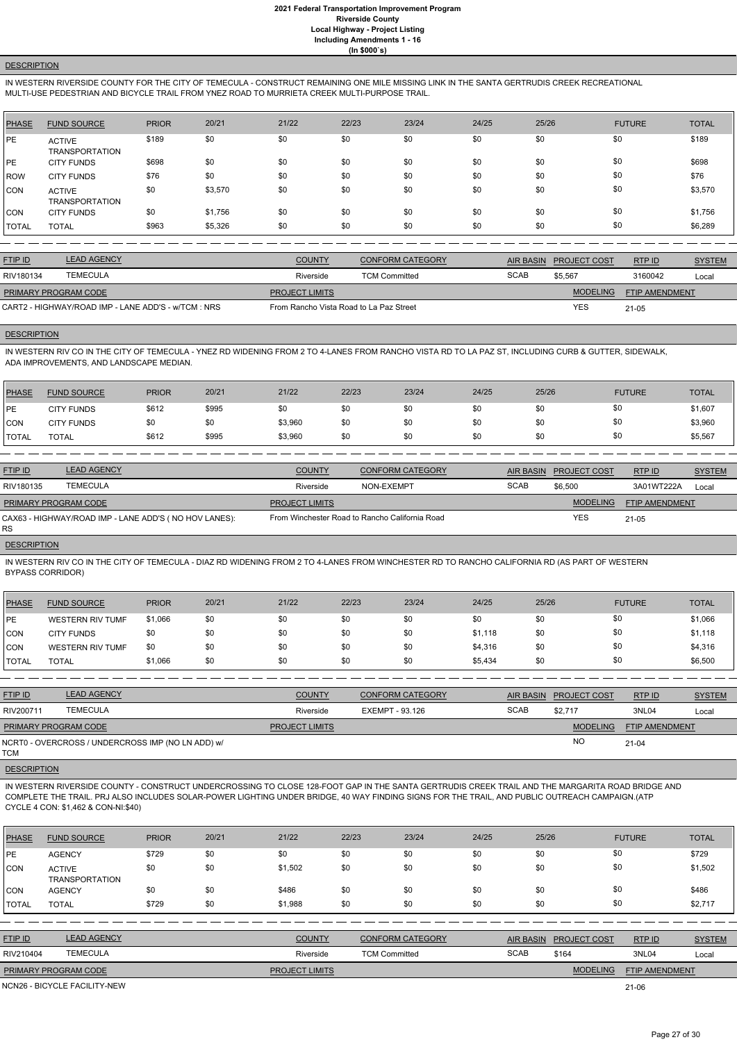# 2021 Federal Transportation Improvement Program
## Riverside County
### Local Highway - Project Listing
### Including Amendments 1 - 16
### (In $000`s)

**DESCRIPTION**

IN WESTERN RIVERSIDE COUNTY FOR THE CITY OF TEMECULA - CONSTRUCT REMAINING ONE MILE MISSING LINK IN THE SANTA GERTRUDIS CREEK RECREATIONAL MULTI-USE PEDESTRIAN AND BICYCLE TRAIL FROM YNEZ ROAD TO MURRIETA CREEK MULTI-PURPOSE TRAIL.

| PHASE | FUND SOURCE | PRIOR | 20/21 | 21/22 | 22/23 | 23/24 | 24/25 | 25/26 | FUTURE | TOTAL |
|---|---|---|---|---|---|---|---|---|---|---|
| PE | ACTIVE TRANSPORTATION | $189 | $0 | $0 | $0 | $0 | $0 | $0 | $0 | $189 |
| PE | CITY FUNDS | $698 | $0 | $0 | $0 | $0 | $0 | $0 | $0 | $698 |
| ROW | CITY FUNDS | $76 | $0 | $0 | $0 | $0 | $0 | $0 | $0 | $76 |
| CON | ACTIVE TRANSPORTATION | $0 | $3,570 | $0 | $0 | $0 | $0 | $0 | $0 | $3,570 |
| CON | CITY FUNDS | $0 | $1,756 | $0 | $0 | $0 | $0 | $0 | $0 | $1,756 |
| TOTAL | TOTAL | $963 | $5,326 | $0 | $0 | $0 | $0 | $0 | $0 | $6,289 |

| FTIP ID | LEAD AGENCY | COUNTY | CONFORM CATEGORY | AIR BASIN | PROJECT COST | RTP ID | SYSTEM |
|---|---|---|---|---|---|---|---|
| RIV180134 | TEMECULA | Riverside | TCM Committed | SCAB | $5,567 | 3160042 | Local |

| PRIMARY PROGRAM CODE | PROJECT LIMITS | MODELING | FTIP AMENDMENT |
|---|---|---|---|
| CART2 - HIGHWAY/ROAD IMP - LANE ADD'S - w/TCM : NRS | From Rancho Vista Road to La Paz Street | YES | 21-05 |

**DESCRIPTION**

IN WESTERN RIV CO IN THE CITY OF TEMECULA - YNEZ RD WIDENING FROM 2 TO 4-LANES FROM RANCHO VISTA RD TO LA PAZ ST, INCLUDING CURB & GUTTER, SIDEWALK, ADA IMPROVEMENTS, AND LANDSCAPE MEDIAN.

| PHASE | FUND SOURCE | PRIOR | 20/21 | 21/22 | 22/23 | 23/24 | 24/25 | 25/26 | FUTURE | TOTAL |
|---|---|---|---|---|---|---|---|---|---|---|
| PE | CITY FUNDS | $612 | $995 | $0 | $0 | $0 | $0 | $0 | $0 | $1,607 |
| CON | CITY FUNDS | $0 | $0 | $3,960 | $0 | $0 | $0 | $0 | $0 | $3,960 |
| TOTAL | TOTAL | $612 | $995 | $3,960 | $0 | $0 | $0 | $0 | $0 | $5,567 |

| FTIP ID | LEAD AGENCY | COUNTY | CONFORM CATEGORY | AIR BASIN | PROJECT COST | RTP ID | SYSTEM |
|---|---|---|---|---|---|---|---|
| RIV180135 | TEMECULA | Riverside | NON-EXEMPT | SCAB | $6,500 | 3A01WT222A | Local |

| PRIMARY PROGRAM CODE | PROJECT LIMITS | MODELING | FTIP AMENDMENT |
|---|---|---|---|
| CAX63 - HIGHWAY/ROAD IMP - LANE ADD'S ( NO HOV LANES): RS | From Winchester Road to Rancho California Road | YES | 21-05 |

**DESCRIPTION**

IN WESTERN RIV CO IN THE CITY OF TEMECULA - DIAZ RD WIDENING FROM 2 TO 4-LANES FROM WINCHESTER RD TO RANCHO CALIFORNIA RD (AS PART OF WESTERN BYPASS CORRIDOR)

| PHASE | FUND SOURCE | PRIOR | 20/21 | 21/22 | 22/23 | 23/24 | 24/25 | 25/26 | FUTURE | TOTAL |
|---|---|---|---|---|---|---|---|---|---|---|
| PE | WESTERN RIV TUMF | $1,066 | $0 | $0 | $0 | $0 | $0 | $0 | $0 | $1,066 |
| CON | CITY FUNDS | $0 | $0 | $0 | $0 | $0 | $1,118 | $0 | $0 | $1,118 |
| CON | WESTERN RIV TUMF | $0 | $0 | $0 | $0 | $0 | $4,316 | $0 | $0 | $4,316 |
| TOTAL | TOTAL | $1,066 | $0 | $0 | $0 | $0 | $5,434 | $0 | $0 | $6,500 |

| FTIP ID | LEAD AGENCY | COUNTY | CONFORM CATEGORY | AIR BASIN | PROJECT COST | RTP ID | SYSTEM |
|---|---|---|---|---|---|---|---|
| RIV200711 | TEMECULA | Riverside | EXEMPT - 93.126 | SCAB | $2,717 | 3NL04 | Local |

| PRIMARY PROGRAM CODE | PROJECT LIMITS | MODELING | FTIP AMENDMENT |
|---|---|---|---|
| NCRT0 - OVERCROSS / UNDERCROSS IMP (NO LN ADD) w/ TCM | | NO | 21-04 |

**DESCRIPTION**

IN WESTERN RIVERSIDE COUNTY - CONSTRUCT UNDERCROSSING TO CLOSE 128-FOOT GAP IN THE SANTA GERTRUDIS CREEK TRAIL AND THE MARGARITA ROAD BRIDGE AND COMPLETE THE TRAIL. PRJ ALSO INCLUDES SOLAR-POWER LIGHTING UNDER BRIDGE, 40 WAY FINDING SIGNS FOR THE TRAIL, AND PUBLIC OUTREACH CAMPAIGN.(ATP CYCLE 4 CON: $1,462 & CON-NI:$40)

| PHASE | FUND SOURCE | PRIOR | 20/21 | 21/22 | 22/23 | 23/24 | 24/25 | 25/26 | FUTURE | TOTAL |
|---|---|---|---|---|---|---|---|---|---|---|
| PE | AGENCY | $729 | $0 | $0 | $0 | $0 | $0 | $0 | $0 | $729 |
| CON | ACTIVE TRANSPORTATION | $0 | $0 | $1,502 | $0 | $0 | $0 | $0 | $0 | $1,502 |
| CON | AGENCY | $0 | $0 | $486 | $0 | $0 | $0 | $0 | $0 | $486 |
| TOTAL | TOTAL | $729 | $0 | $1,988 | $0 | $0 | $0 | $0 | $0 | $2,717 |

| FTIP ID | LEAD AGENCY | COUNTY | CONFORM CATEGORY | AIR BASIN | PROJECT COST | RTP ID | SYSTEM |
|---|---|---|---|---|---|---|---|
| RIV210404 | TEMECULA | Riverside | TCM Committed | SCAB | $164 | 3NL04 | Local |

| PRIMARY PROGRAM CODE | PROJECT LIMITS | MODELING | FTIP AMENDMENT |
|---|---|---|---|
| NCN26 - BICYCLE FACILITY-NEW | | | 21-06 |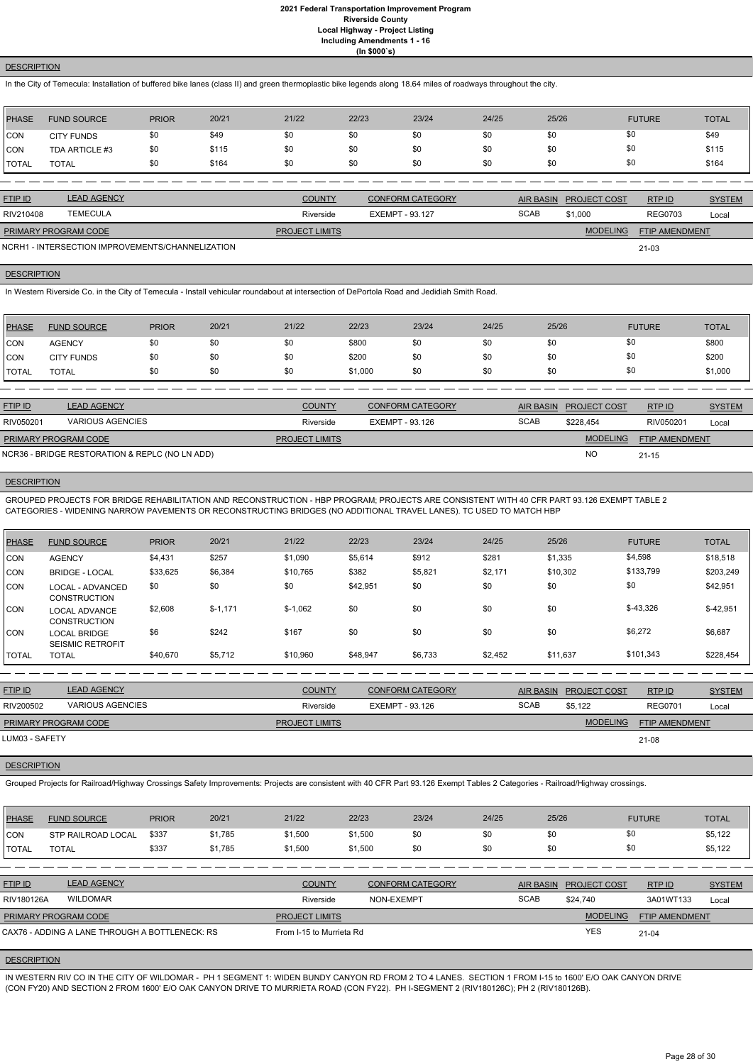**2021 Federal Transportation Improvement Program**
**Riverside County**
**Local Highway - Project Listing**
**Including Amendments 1 - 16**
**(In $000's)**

**DESCRIPTION**

In the City of Temecula: Installation of buffered bike lanes (class II) and green thermoplastic bike legends along 18.64 miles of roadways throughout the city.

| PHASE | FUND SOURCE | PRIOR | 20/21 | 21/22 | 22/23 | 23/24 | 24/25 | 25/26 | FUTURE | TOTAL |
|---|---|---|---|---|---|---|---|---|---|---|
| CON | CITY FUNDS | $0 | $49 | $0 | $0 | $0 | $0 | $0 | $0 | $49 |
| CON | TDA ARTICLE #3 | $0 | $115 | $0 | $0 | $0 | $0 | $0 | $0 | $115 |
| TOTAL | TOTAL | $0 | $164 | $0 | $0 | $0 | $0 | $0 | $0 | $164 |

| FTIP ID | LEAD AGENCY | COUNTY | CONFORM CATEGORY | AIR BASIN | PROJECT COST | RTP ID | SYSTEM |
|---|---|---|---|---|---|---|---|
| RIV210408 | TEMECULA | Riverside | EXEMPT - 93.127 | SCAB | $1,000 | REG0703 | Local |

| PRIMARY PROGRAM CODE | PROJECT LIMITS | MODELING | FTIP AMENDMENT |
|---|---|---|---|
| NCRH1 - INTERSECTION IMPROVEMENTS/CHANNELIZATION | | | 21-03 |

**DESCRIPTION**

In Western Riverside Co. in the City of Temecula - Install vehicular roundabout at intersection of DePortola Road and Jedidiah Smith Road.

| PHASE | FUND SOURCE | PRIOR | 20/21 | 21/22 | 22/23 | 23/24 | 24/25 | 25/26 | FUTURE | TOTAL |
|---|---|---|---|---|---|---|---|---|---|---|
| CON | AGENCY | $0 | $0 | $0 | $800 | $0 | $0 | $0 | $0 | $800 |
| CON | CITY FUNDS | $0 | $0 | $0 | $200 | $0 | $0 | $0 | $0 | $200 |
| TOTAL | TOTAL | $0 | $0 | $0 | $1,000 | $0 | $0 | $0 | $0 | $1,000 |

| FTIP ID | LEAD AGENCY | COUNTY | CONFORM CATEGORY | AIR BASIN | PROJECT COST | RTP ID | SYSTEM |
|---|---|---|---|---|---|---|---|
| RIV050201 | VARIOUS AGENCIES | Riverside | EXEMPT - 93.126 | SCAB | $228,454 | RIV050201 | Local |

| PRIMARY PROGRAM CODE | PROJECT LIMITS | MODELING | FTIP AMENDMENT |
|---|---|---|---|
| NCR36 - BRIDGE RESTORATION & REPLC (NO LN ADD) | | NO | 21-15 |

**DESCRIPTION**

GROUPED PROJECTS FOR BRIDGE REHABILITATION AND RECONSTRUCTION - HBP PROGRAM; PROJECTS ARE CONSISTENT WITH 40 CFR PART 93.126 EXEMPT TABLE 2 CATEGORIES - WIDENING NARROW PAVEMENTS OR RECONSTRUCTING BRIDGES (NO ADDITIONAL TRAVEL LANES). TC USED TO MATCH HBP

| PHASE | FUND SOURCE | PRIOR | 20/21 | 21/22 | 22/23 | 23/24 | 24/25 | 25/26 | FUTURE | TOTAL |
|---|---|---|---|---|---|---|---|---|---|---|
| CON | AGENCY | $4,431 | $257 | $1,090 | $5,614 | $912 | $281 | $1,335 | $4,598 | $18,518 |
| CON | BRIDGE - LOCAL | $33,625 | $6,384 | $10,765 | $382 | $5,821 | $2,171 | $10,302 | $133,799 | $203,249 |
| CON | LOCAL - ADVANCED CONSTRUCTION | $0 | $0 | $0 | $42,951 | $0 | $0 | $0 | $0 | $42,951 |
| CON | LOCAL ADVANCE CONSTRUCTION | $2,608 | $-1,171 | $-1,062 | $0 | $0 | $0 | $0 | $-43,326 | $-42,951 |
| CON | LOCAL BRIDGE SEISMIC RETROFIT | $6 | $242 | $167 | $0 | $0 | $0 | $0 | $6,272 | $6,687 |
| TOTAL | TOTAL | $40,670 | $5,712 | $10,960 | $48,947 | $6,733 | $2,452 | $11,637 | $101,343 | $228,454 |

| FTIP ID | LEAD AGENCY | COUNTY | CONFORM CATEGORY | AIR BASIN | PROJECT COST | RTP ID | SYSTEM |
|---|---|---|---|---|---|---|---|
| RIV200502 | VARIOUS AGENCIES | Riverside | EXEMPT - 93.126 | SCAB | $5,122 | REG0701 | Local |

| PRIMARY PROGRAM CODE | PROJECT LIMITS | MODELING | FTIP AMENDMENT |
|---|---|---|---|
| LUM03 - SAFETY | | | 21-08 |

**DESCRIPTION**

Grouped Projects for Railroad/Highway Crossings Safety Improvements: Projects are consistent with 40 CFR Part 93.126 Exempt Tables 2 Categories - Railroad/Highway crossings.

| PHASE | FUND SOURCE | PRIOR | 20/21 | 21/22 | 22/23 | 23/24 | 24/25 | 25/26 | FUTURE | TOTAL |
|---|---|---|---|---|---|---|---|---|---|---|
| CON | STP RAILROAD LOCAL | $337 | $1,785 | $1,500 | $1,500 | $0 | $0 | $0 | $0 | $5,122 |
| TOTAL | TOTAL | $337 | $1,785 | $1,500 | $1,500 | $0 | $0 | $0 | $0 | $5,122 |

| FTIP ID | LEAD AGENCY | COUNTY | CONFORM CATEGORY | AIR BASIN | PROJECT COST | RTP ID | SYSTEM |
|---|---|---|---|---|---|---|---|
| RIV180126A | WILDOMAR | Riverside | NON-EXEMPT | SCAB | $24,740 | 3A01WT133 | Local |

| PRIMARY PROGRAM CODE | PROJECT LIMITS | MODELING | FTIP AMENDMENT |
|---|---|---|---|
| CAX76 - ADDING A LANE THROUGH A BOTTLENECK: RS | From I-15 to Murrieta Rd | YES | 21-04 |

**DESCRIPTION**

IN WESTERN RIV CO IN THE CITY OF WILDOMAR - PH 1 SEGMENT 1: WIDEN BUNDY CANYON RD FROM 2 TO 4 LANES. SECTION 1 FROM I-15 to 1600' E/O OAK CANYON DRIVE (CON FY20) AND SECTION 2 FROM 1600' E/O OAK CANYON DRIVE TO MURRIETA ROAD (CON FY22). PH I-SEGMENT 2 (RIV180126C); PH 2 (RIV180126B).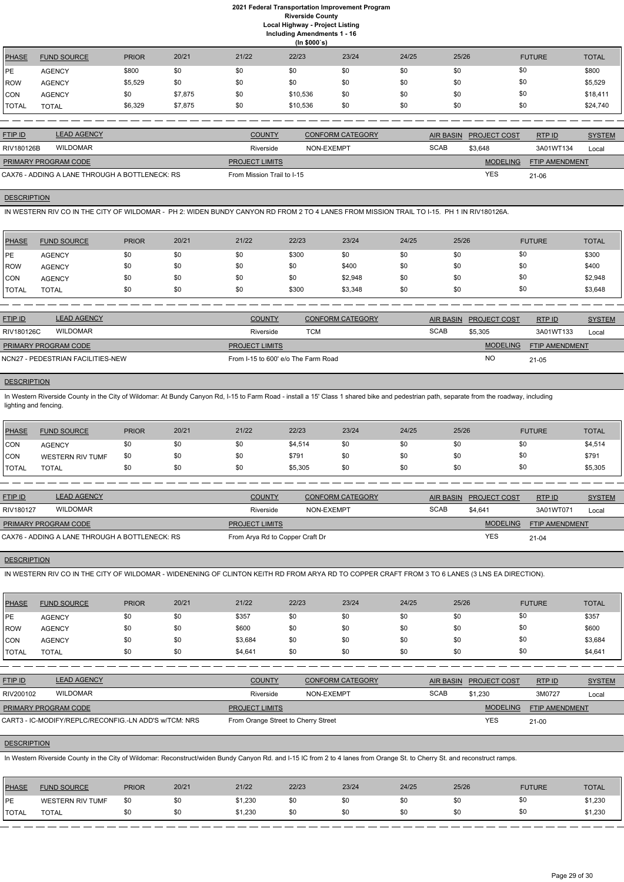# 2021 Federal Transportation Improvement Program
## Riverside County
### Local Highway - Project Listing
### Including Amendments 1 - 16
(In $000`s)

| PHASE | FUND SOURCE | PRIOR | 20/21 | 21/22 | 22/23 | 23/24 | 24/25 | 25/26 | FUTURE | TOTAL |
|---|---|---|---|---|---|---|---|---|---|---|
| PE | AGENCY | $800 | $0 | $0 | $0 | $0 | $0 | $0 | $0 | $800 |
| ROW | AGENCY | $5,529 | $0 | $0 | $0 | $0 | $0 | $0 | $0 | $5,529 |
| CON | AGENCY | $0 | $7,875 | $0 | $10,536 | $0 | $0 | $0 | $0 | $18,411 |
| TOTAL | TOTAL | $6,329 | $7,875 | $0 | $10,536 | $0 | $0 | $0 | $0 | $24,740 |

| FTIP ID | LEAD AGENCY | COUNTY | CONFORM CATEGORY | AIR BASIN | PROJECT COST | RTP ID | SYSTEM |
|---|---|---|---|---|---|---|---|
| RIV180126B | WILDOMAR | Riverside | NON-EXEMPT | SCAB | $3,648 | 3A01WT134 | Local |

| PRIMARY PROGRAM CODE | PROJECT LIMITS | MODELING | FTIP AMENDMENT |
|---|---|---|---|
| CAX76 - ADDING A LANE THROUGH A BOTTLENECK: RS | From Mission Trail to I-15 | YES | 21-06 |

**DESCRIPTION**

IN WESTERN RIV CO IN THE CITY OF WILDOMAR - PH 2: WIDEN BUNDY CANYON RD FROM 2 TO 4 LANES FROM MISSION TRAIL TO I-15. PH 1 IN RIV180126A.

| PHASE | FUND SOURCE | PRIOR | 20/21 | 21/22 | 22/23 | 23/24 | 24/25 | 25/26 | FUTURE | TOTAL |
|---|---|---|---|---|---|---|---|---|---|---|
| PE | AGENCY | $0 | $0 | $0 | $300 | $0 | $0 | $0 | $0 | $300 |
| ROW | AGENCY | $0 | $0 | $0 | $0 | $400 | $0 | $0 | $0 | $400 |
| CON | AGENCY | $0 | $0 | $0 | $0 | $2,948 | $0 | $0 | $0 | $2,948 |
| TOTAL | TOTAL | $0 | $0 | $0 | $300 | $3,348 | $0 | $0 | $0 | $3,648 |

| FTIP ID | LEAD AGENCY | COUNTY | CONFORM CATEGORY | AIR BASIN | PROJECT COST | RTP ID | SYSTEM |
|---|---|---|---|---|---|---|---|
| RIV180126C | WILDOMAR | Riverside | TCM | SCAB | $5,305 | 3A01WT133 | Local |

| PRIMARY PROGRAM CODE | PROJECT LIMITS | MODELING | FTIP AMENDMENT |
|---|---|---|---|
| NCN27 - PEDESTRIAN FACILITIES-NEW | From I-15 to 600' e/o The Farm Road | NO | 21-05 |

**DESCRIPTION**

In Western Riverside County in the City of Wildomar: At Bundy Canyon Rd, I-15 to Farm Road - install a 15' Class 1 shared bike and pedestrian path, separate from the roadway, including lighting and fencing.

| PHASE | FUND SOURCE | PRIOR | 20/21 | 21/22 | 22/23 | 23/24 | 24/25 | 25/26 | FUTURE | TOTAL |
|---|---|---|---|---|---|---|---|---|---|---|
| CON | AGENCY | $0 | $0 | $0 | $4,514 | $0 | $0 | $0 | $0 | $4,514 |
| CON | WESTERN RIV TUMF | $0 | $0 | $0 | $791 | $0 | $0 | $0 | $0 | $791 |
| TOTAL | TOTAL | $0 | $0 | $0 | $5,305 | $0 | $0 | $0 | $0 | $5,305 |

| FTIP ID | LEAD AGENCY | COUNTY | CONFORM CATEGORY | AIR BASIN | PROJECT COST | RTP ID | SYSTEM |
|---|---|---|---|---|---|---|---|
| RIV180127 | WILDOMAR | Riverside | NON-EXEMPT | SCAB | $4,641 | 3A01WT071 | Local |

| PRIMARY PROGRAM CODE | PROJECT LIMITS | MODELING | FTIP AMENDMENT |
|---|---|---|---|
| CAX76 - ADDING A LANE THROUGH A BOTTLENECK: RS | From Arya Rd to Copper Craft Dr | YES | 21-04 |

**DESCRIPTION**

IN WESTERN RIV CO IN THE CITY OF WILDOMAR - WIDENENING OF CLINTON KEITH RD FROM ARYA RD TO COPPER CRAFT FROM 3 TO 6 LANES (3 LNS EA DIRECTION).

| PHASE | FUND SOURCE | PRIOR | 20/21 | 21/22 | 22/23 | 23/24 | 24/25 | 25/26 | FUTURE | TOTAL |
|---|---|---|---|---|---|---|---|---|---|---|
| PE | AGENCY | $0 | $0 | $357 | $0 | $0 | $0 | $0 | $0 | $357 |
| ROW | AGENCY | $0 | $0 | $600 | $0 | $0 | $0 | $0 | $0 | $600 |
| CON | AGENCY | $0 | $0 | $3,684 | $0 | $0 | $0 | $0 | $0 | $3,684 |
| TOTAL | TOTAL | $0 | $0 | $4,641 | $0 | $0 | $0 | $0 | $0 | $4,641 |

| FTIP ID | LEAD AGENCY | COUNTY | CONFORM CATEGORY | AIR BASIN | PROJECT COST | RTP ID | SYSTEM |
|---|---|---|---|---|---|---|---|
| RIV200102 | WILDOMAR | Riverside | NON-EXEMPT | SCAB | $1,230 | 3M0727 | Local |

| PRIMARY PROGRAM CODE | PROJECT LIMITS | MODELING | FTIP AMENDMENT |
|---|---|---|---|
| CART3 - IC-MODIFY/REPLC/RECONFIG.-LN ADD'S w/TCM: NRS | From Orange Street to Cherry Street | YES | 21-00 |

**DESCRIPTION**

In Western Riverside County in the City of Wildomar: Reconstruct/widen Bundy Canyon Rd. and I-15 IC from 2 to 4 lanes from Orange St. to Cherry St. and reconstruct ramps.

| PHASE | FUND SOURCE | PRIOR | 20/21 | 21/22 | 22/23 | 23/24 | 24/25 | 25/26 | FUTURE | TOTAL |
|---|---|---|---|---|---|---|---|---|---|---|
| PE | WESTERN RIV TUMF | $0 | $0 | $1,230 | $0 | $0 | $0 | $0 | $0 | $1,230 |
| TOTAL | TOTAL | $0 | $0 | $1,230 | $0 | $0 | $0 | $0 | $0 | $1,230 |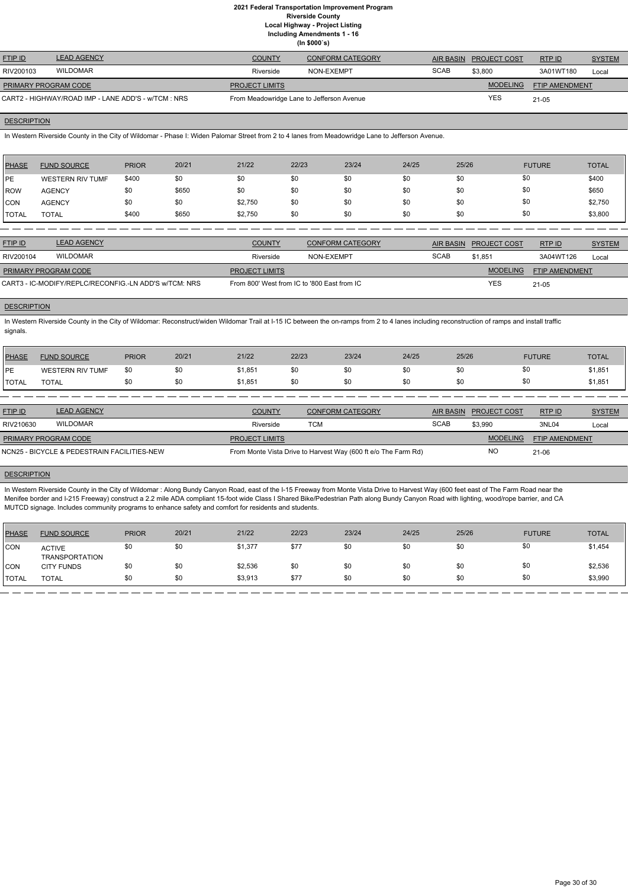# 2021 Federal Transportation Improvement Program
## Riverside County
### Local Highway - Project Listing
### Including Amendments 1 - 16
### (In $000`s)

| FTIP ID | LEAD AGENCY | COUNTY | CONFORM CATEGORY | AIR BASIN | PROJECT COST | RTP ID | SYSTEM |
|---|---|---|---|---|---|---|---|
| RIV200103 | WILDOMAR | Riverside | NON-EXEMPT | SCAB | $3,800 | 3A01WT180 | Local |

| PRIMARY PROGRAM CODE | PROJECT LIMITS | MODELING | FTIP AMENDMENT |
|---|---|---|---|
| CART2 - HIGHWAY/ROAD IMP - LANE ADD'S - w/TCM : NRS | From Meadowridge Lane to Jefferson Avenue | YES | 21-05 |

**DESCRIPTION**

In Western Riverside County in the City of Wildomar - Phase I: Widen Palomar Street from 2 to 4 lanes from Meadowridge Lane to Jefferson Avenue.

| PHASE | FUND SOURCE | PRIOR | 20/21 | 21/22 | 22/23 | 23/24 | 24/25 | 25/26 | FUTURE | TOTAL |
|---|---|---|---|---|---|---|---|---|---|---|
| PE | WESTERN RIV TUMF | $400 | $0 | $0 | $0 | $0 | $0 | $0 | $0 | $400 |
| ROW | AGENCY | $0 | $650 | $0 | $0 | $0 | $0 | $0 | $0 | $650 |
| CON | AGENCY | $0 | $0 | $2,750 | $0 | $0 | $0 | $0 | $0 | $2,750 |
| TOTAL | TOTAL | $400 | $650 | $2,750 | $0 | $0 | $0 | $0 | $0 | $3,800 |

| FTIP ID | LEAD AGENCY | COUNTY | CONFORM CATEGORY | AIR BASIN | PROJECT COST | RTP ID | SYSTEM |
|---|---|---|---|---|---|---|---|
| RIV200104 | WILDOMAR | Riverside | NON-EXEMPT | SCAB | $1,851 | 3A04WT126 | Local |

| PRIMARY PROGRAM CODE | PROJECT LIMITS | MODELING | FTIP AMENDMENT |
|---|---|---|---|
| CART3 - IC-MODIFY/REPLC/RECONFIG.-LN ADD'S w/TCM: NRS | From 800' West from IC to '800 East from IC | YES | 21-05 |

**DESCRIPTION**

In Western Riverside County in the City of Wildomar: Reconstruct/widen Wildomar Trail at I-15 IC between the on-ramps from 2 to 4 lanes including reconstruction of ramps and install traffic signals.

| PHASE | FUND SOURCE | PRIOR | 20/21 | 21/22 | 22/23 | 23/24 | 24/25 | 25/26 | FUTURE | TOTAL |
|---|---|---|---|---|---|---|---|---|---|---|
| PE | WESTERN RIV TUMF | $0 | $0 | $1,851 | $0 | $0 | $0 | $0 | $0 | $1,851 |
| TOTAL | TOTAL | $0 | $0 | $1,851 | $0 | $0 | $0 | $0 | $0 | $1,851 |

| FTIP ID | LEAD AGENCY | COUNTY | CONFORM CATEGORY | AIR BASIN | PROJECT COST | RTP ID | SYSTEM |
|---|---|---|---|---|---|---|---|
| RIV210630 | WILDOMAR | Riverside | TCM | SCAB | $3,990 | 3NL04 | Local |

| PRIMARY PROGRAM CODE | PROJECT LIMITS | MODELING | FTIP AMENDMENT |
|---|---|---|---|
| NCN25 - BICYCLE & PEDESTRIAN FACILITIES-NEW | From Monte Vista Drive to Harvest Way (600 ft e/o The Farm Rd) | NO | 21-06 |

**DESCRIPTION**

In Western Riverside County in the City of Wildomar : Along Bundy Canyon Road, east of the I-15 Freeway from Monte Vista Drive to Harvest Way (600 feet east of The Farm Road near the Menifee border and I-215 Freeway) construct a 2.2 mile ADA compliant 15-foot wide Class I Shared Bike/Pedestrian Path along Bundy Canyon Road with lighting, wood/rope barrier, and CA MUTCD signage. Includes community programs to enhance safety and comfort for residents and students.

| PHASE | FUND SOURCE | PRIOR | 20/21 | 21/22 | 22/23 | 23/24 | 24/25 | 25/26 | FUTURE | TOTAL |
|---|---|---|---|---|---|---|---|---|---|---|
| CON | ACTIVE TRANSPORTATION | $0 | $0 | $1,377 | $77 | $0 | $0 | $0 | $0 | $1,454 |
| CON | CITY FUNDS | $0 | $0 | $2,536 | $0 | $0 | $0 | $0 | $0 | $2,536 |
| TOTAL | TOTAL | $0 | $0 | $3,913 | $77 | $0 | $0 | $0 | $0 | $3,990 |